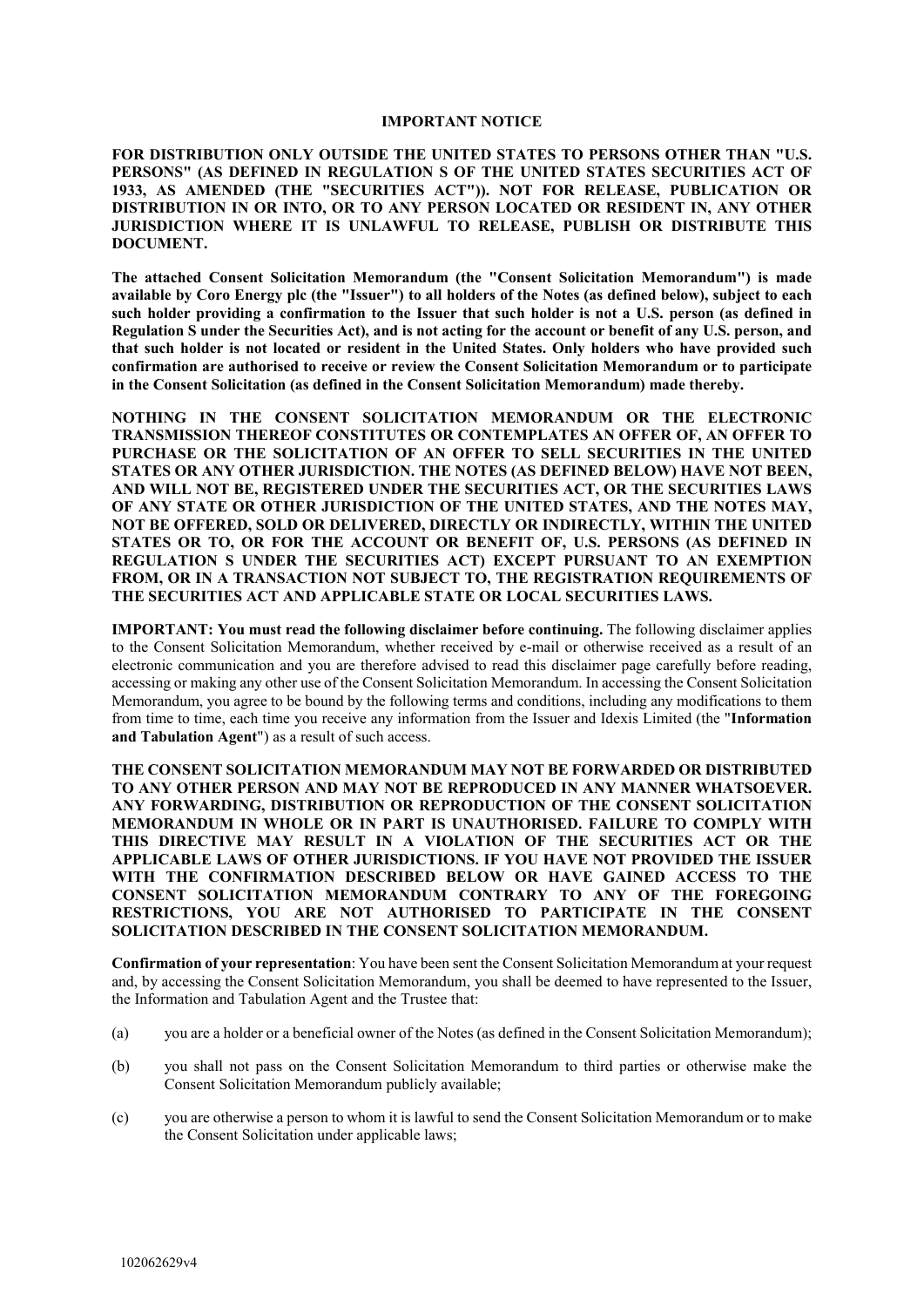**IMPORTANT NOTICE**

**FOR DISTRIBUTION ONLY OUTSIDE THE UNITED STATES TO PERSONS OTHER THAN "U.S. PERSONS" (AS DEFINED IN REGULATION S OF THE UNITED STATES SECURITIES ACT OF 1933, AS AMENDED (THE "SECURITIES ACT")). NOT FOR RELEASE, PUBLICATION OR DISTRIBUTION IN OR INTO, OR TO ANY PERSON LOCATED OR RESIDENT IN, ANY OTHER JURISDICTION WHERE IT IS UNLAWFUL TO RELEASE, PUBLISH OR DISTRIBUTE THIS DOCUMENT.**

**The attached Consent Solicitation Memorandum (the "Consent Solicitation Memorandum") is made available by Coro Energy plc (the "Issuer") to all holders of the Notes (as defined below), subject to each such holder providing a confirmation to the Issuer that such holder is not a U.S. person (as defined in Regulation S under the Securities Act), and is not acting for the account or benefit of any U.S. person, and that such holder is not located or resident in the United States. Only holders who have provided such confirmation are authorised to receive or review the Consent Solicitation Memorandum or to participate in the Consent Solicitation (as defined in the Consent Solicitation Memorandum) made thereby.**

**NOTHING IN THE CONSENT SOLICITATION MEMORANDUM OR THE ELECTRONIC TRANSMISSION THEREOF CONSTITUTES OR CONTEMPLATES AN OFFER OF, AN OFFER TO PURCHASE OR THE SOLICITATION OF AN OFFER TO SELL SECURITIES IN THE UNITED STATES OR ANY OTHER JURISDICTION. THE NOTES (AS DEFINED BELOW) HAVE NOT BEEN, AND WILL NOT BE, REGISTERED UNDER THE SECURITIES ACT, OR THE SECURITIES LAWS OF ANY STATE OR OTHER JURISDICTION OF THE UNITED STATES, AND THE NOTES MAY, NOT BE OFFERED, SOLD OR DELIVERED, DIRECTLY OR INDIRECTLY, WITHIN THE UNITED STATES OR TO, OR FOR THE ACCOUNT OR BENEFIT OF, U.S. PERSONS (AS DEFINED IN REGULATION S UNDER THE SECURITIES ACT) EXCEPT PURSUANT TO AN EXEMPTION FROM, OR IN A TRANSACTION NOT SUBJECT TO, THE REGISTRATION REQUIREMENTS OF THE SECURITIES ACT AND APPLICABLE STATE OR LOCAL SECURITIES LAWS.**

**IMPORTANT: You must read the following disclaimer before continuing.** The following disclaimer applies to the Consent Solicitation Memorandum, whether received by e-mail or otherwise received as a result of an electronic communication and you are therefore advised to read this disclaimer page carefully before reading, accessing or making any other use of the Consent Solicitation Memorandum. In accessing the Consent Solicitation Memorandum, you agree to be bound by the following terms and conditions, including any modifications to them from time to time, each time you receive any information from the Issuer and Idexis Limited (the "**Information and Tabulation Agent**") as a result of such access.

**THE CONSENT SOLICITATION MEMORANDUM MAY NOT BE FORWARDED OR DISTRIBUTED TO ANY OTHER PERSON AND MAY NOT BE REPRODUCED IN ANY MANNER WHATSOEVER. ANY FORWARDING, DISTRIBUTION OR REPRODUCTION OF THE CONSENT SOLICITATION MEMORANDUM IN WHOLE OR IN PART IS UNAUTHORISED. FAILURE TO COMPLY WITH THIS DIRECTIVE MAY RESULT IN A VIOLATION OF THE SECURITIES ACT OR THE APPLICABLE LAWS OF OTHER JURISDICTIONS. IF YOU HAVE NOT PROVIDED THE ISSUER WITH THE CONFIRMATION DESCRIBED BELOW OR HAVE GAINED ACCESS TO THE CONSENT SOLICITATION MEMORANDUM CONTRARY TO ANY OF THE FOREGOING RESTRICTIONS, YOU ARE NOT AUTHORISED TO PARTICIPATE IN THE CONSENT SOLICITATION DESCRIBED IN THE CONSENT SOLICITATION MEMORANDUM.**

**Confirmation of your representation**: You have been sent the Consent Solicitation Memorandum at your request and, by accessing the Consent Solicitation Memorandum, you shall be deemed to have represented to the Issuer, the Information and Tabulation Agent and the Trustee that:

(a) you are a holder or a beneficial owner of the Notes (as defined in the Consent Solicitation Memorandum);

(b) you shall not pass on the Consent Solicitation Memorandum to third parties or otherwise make the Consent Solicitation Memorandum publicly available;

(c) you are otherwise a person to whom it is lawful to send the Consent Solicitation Memorandum or to make the Consent Solicitation under applicable laws;

102062629v4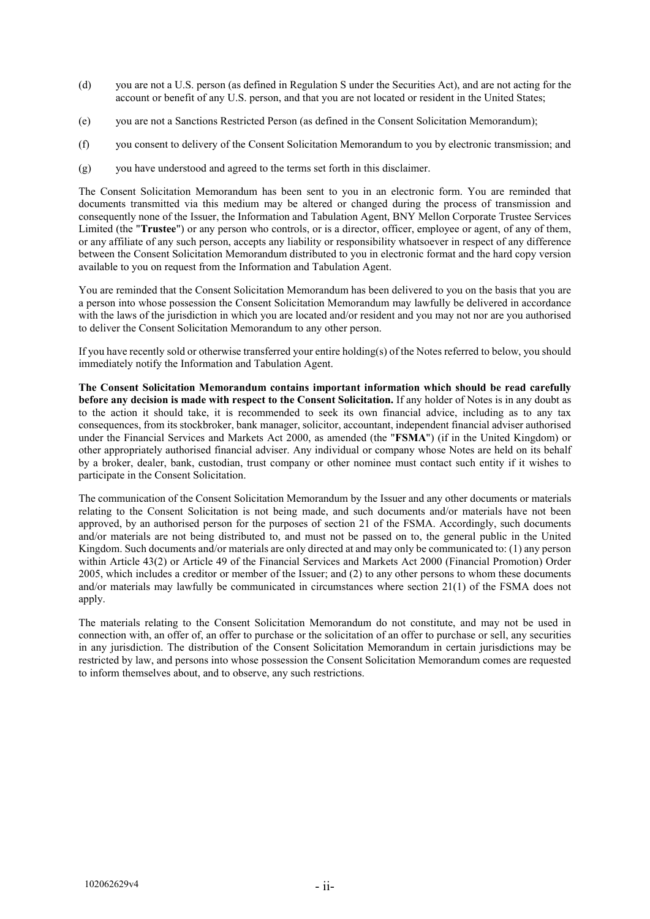(d) you are not a U.S. person (as defined in Regulation S under the Securities Act), and are not acting for the account or benefit of any U.S. person, and that you are not located or resident in the United States;

(e) you are not a Sanctions Restricted Person (as defined in the Consent Solicitation Memorandum);

(f) you consent to delivery of the Consent Solicitation Memorandum to you by electronic transmission; and

(g) you have understood and agreed to the terms set forth in this disclaimer.

The Consent Solicitation Memorandum has been sent to you in an electronic form. You are reminded that documents transmitted via this medium may be altered or changed during the process of transmission and consequently none of the Issuer, the Information and Tabulation Agent, BNY Mellon Corporate Trustee Services Limited (the "**Trustee**") or any person who controls, or is a director, officer, employee or agent, of any of them, or any affiliate of any such person, accepts any liability or responsibility whatsoever in respect of any difference between the Consent Solicitation Memorandum distributed to you in electronic format and the hard copy version available to you on request from the Information and Tabulation Agent.

You are reminded that the Consent Solicitation Memorandum has been delivered to you on the basis that you are a person into whose possession the Consent Solicitation Memorandum may lawfully be delivered in accordance with the laws of the jurisdiction in which you are located and/or resident and you may not nor are you authorised to deliver the Consent Solicitation Memorandum to any other person.

If you have recently sold or otherwise transferred your entire holding(s) of the Notes referred to below, you should immediately notify the Information and Tabulation Agent.

**The Consent Solicitation Memorandum contains important information which should be read carefully before any decision is made with respect to the Consent Solicitation.** If any holder of Notes is in any doubt as to the action it should take, it is recommended to seek its own financial advice, including as to any tax consequences, from its stockbroker, bank manager, solicitor, accountant, independent financial adviser authorised under the Financial Services and Markets Act 2000, as amended (the "**FSMA**") (if in the United Kingdom) or other appropriately authorised financial adviser. Any individual or company whose Notes are held on its behalf by a broker, dealer, bank, custodian, trust company or other nominee must contact such entity if it wishes to participate in the Consent Solicitation.

The communication of the Consent Solicitation Memorandum by the Issuer and any other documents or materials relating to the Consent Solicitation is not being made, and such documents and/or materials have not been approved, by an authorised person for the purposes of section 21 of the FSMA. Accordingly, such documents and/or materials are not being distributed to, and must not be passed on to, the general public in the United Kingdom. Such documents and/or materials are only directed at and may only be communicated to: (1) any person within Article 43(2) or Article 49 of the Financial Services and Markets Act 2000 (Financial Promotion) Order 2005, which includes a creditor or member of the Issuer; and (2) to any other persons to whom these documents and/or materials may lawfully be communicated in circumstances where section 21(1) of the FSMA does not apply.

The materials relating to the Consent Solicitation Memorandum do not constitute, and may not be used in connection with, an offer of, an offer to purchase or the solicitation of an offer to purchase or sell, any securities in any jurisdiction. The distribution of the Consent Solicitation Memorandum in certain jurisdictions may be restricted by law, and persons into whose possession the Consent Solicitation Memorandum comes are requested to inform themselves about, and to observe, any such restrictions.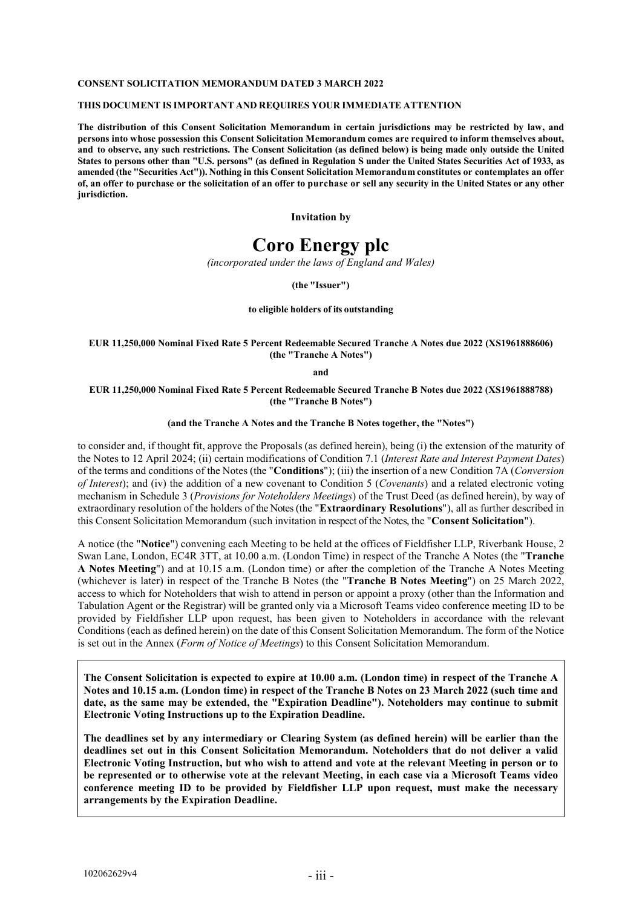**CONSENT SOLICITATION MEMORANDUM DATED 3 MARCH 2022**

**THIS DOCUMENT IS IMPORTANT AND REQUIRES YOUR IMMEDIATE ATTENTION**

**The distribution of this Consent Solicitation Memorandum in certain jurisdictions may be restricted by law, and persons into whose possession this Consent Solicitation Memorandum comes are required to inform themselves about, and to observe, any such restrictions. The Consent Solicitation (as defined below) is being made only outside the United States to persons other than "U.S. persons" (as defined in Regulation S under the United States Securities Act of 1933, as amended (the "Securities Act")). Nothing in this Consent Solicitation Memorandum constitutes or contemplates an offer of, an offer to purchase or the solicitation of an offer to purchase or sell any security in the United States or any other jurisdiction.**

**Invitation by**

# Coro Energy plc

*(incorporated under the laws of England and Wales)*

**(the "Issuer")**

**to eligible holders of its outstanding**

**EUR 11,250,000 Nominal Fixed Rate 5 Percent Redeemable Secured Tranche A Notes due 2022 (XS1961888606) (the "Tranche A Notes")**

**and**

**EUR 11,250,000 Nominal Fixed Rate 5 Percent Redeemable Secured Tranche B Notes due 2022 (XS1961888788) (the "Tranche B Notes")**

**(and the Tranche A Notes and the Tranche B Notes together, the "Notes")**

to consider and, if thought fit, approve the Proposals (as defined herein), being (i) the extension of the maturity of the Notes to 12 April 2024; (ii) certain modifications of Condition 7.1 (*Interest Rate and Interest Payment Dates*) of the terms and conditions of the Notes (the "**Conditions**"); (iii) the insertion of a new Condition 7A (*Conversion of Interest*); and (iv) the addition of a new covenant to Condition 5 (*Covenants*) and a related electronic voting mechanism in Schedule 3 (*Provisions for Noteholders Meetings*) of the Trust Deed (as defined herein), by way of extraordinary resolution of the holders of the Notes (the "**Extraordinary Resolutions**"), all as further described in this Consent Solicitation Memorandum (such invitation in respect of the Notes, the "**Consent Solicitation**").

A notice (the "**Notice**") convening each Meeting to be held at the offices of Fieldfisher LLP, Riverbank House, 2 Swan Lane, London, EC4R 3TT, at 10.00 a.m. (London Time) in respect of the Tranche A Notes (the "**Tranche A Notes Meeting**") and at 10.15 a.m. (London time) or after the completion of the Tranche A Notes Meeting (whichever is later) in respect of the Tranche B Notes (the "**Tranche B Notes Meeting**") on 25 March 2022, access to which for Noteholders that wish to attend in person or appoint a proxy (other than the Information and Tabulation Agent or the Registrar) will be granted only via a Microsoft Teams video conference meeting ID to be provided by Fieldfisher LLP upon request, has been given to Noteholders in accordance with the relevant Conditions (each as defined herein) on the date of this Consent Solicitation Memorandum. The form of the Notice is set out in the Annex (*Form of Notice of Meetings*) to this Consent Solicitation Memorandum.

**The Consent Solicitation is expected to expire at 10.00 a.m. (London time) in respect of the Tranche A Notes and 10.15 a.m. (London time) in respect of the Tranche B Notes on 23 March 2022 (such time and date, as the same may be extended, the "Expiration Deadline"). Noteholders may continue to submit Electronic Voting Instructions up to the Expiration Deadline.**

**The deadlines set by any intermediary or Clearing System (as defined herein) will be earlier than the deadlines set out in this Consent Solicitation Memorandum. Noteholders that do not deliver a valid Electronic Voting Instruction, but who wish to attend and vote at the relevant Meeting in person or to be represented or to otherwise vote at the relevant Meeting, in each case via a Microsoft Teams video conference meeting ID to be provided by Fieldfisher LLP upon request, must make the necessary arrangements by the Expiration Deadline.**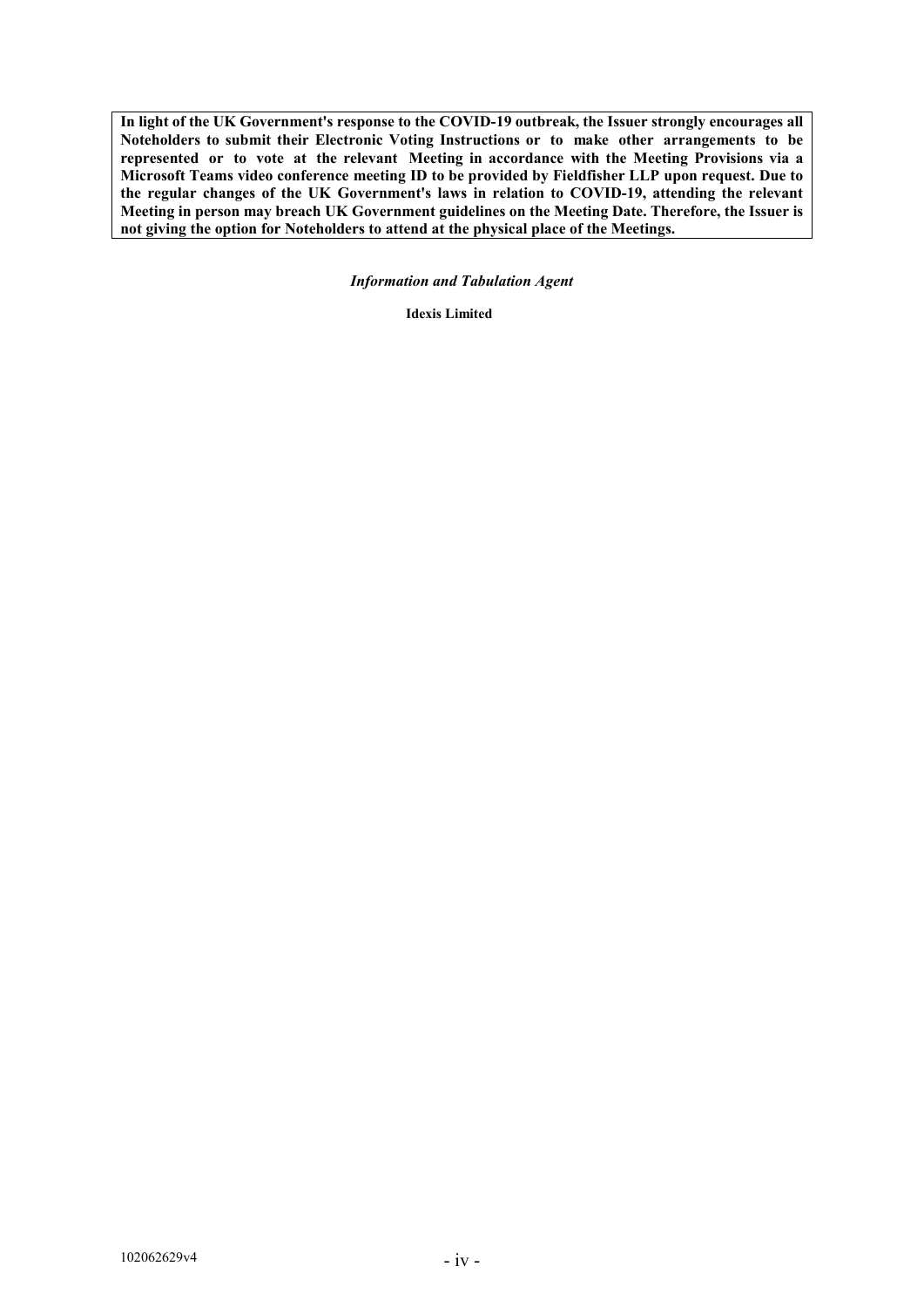**In light of the UK Government's response to the COVID-19 outbreak, the Issuer strongly encourages all Noteholders to submit their Electronic Voting Instructions or to make other arrangements to be represented or to vote at the relevant Meeting in accordance with the Meeting Provisions via a Microsoft Teams video conference meeting ID to be provided by Fieldfisher LLP upon request. Due to the regular changes of the UK Government's laws in relation to COVID-19, attending the relevant Meeting in person may breach UK Government guidelines on the Meeting Date. Therefore, the Issuer is not giving the option for Noteholders to attend at the physical place of the Meetings.**

***Information and Tabulation Agent***

**Idexis Limited**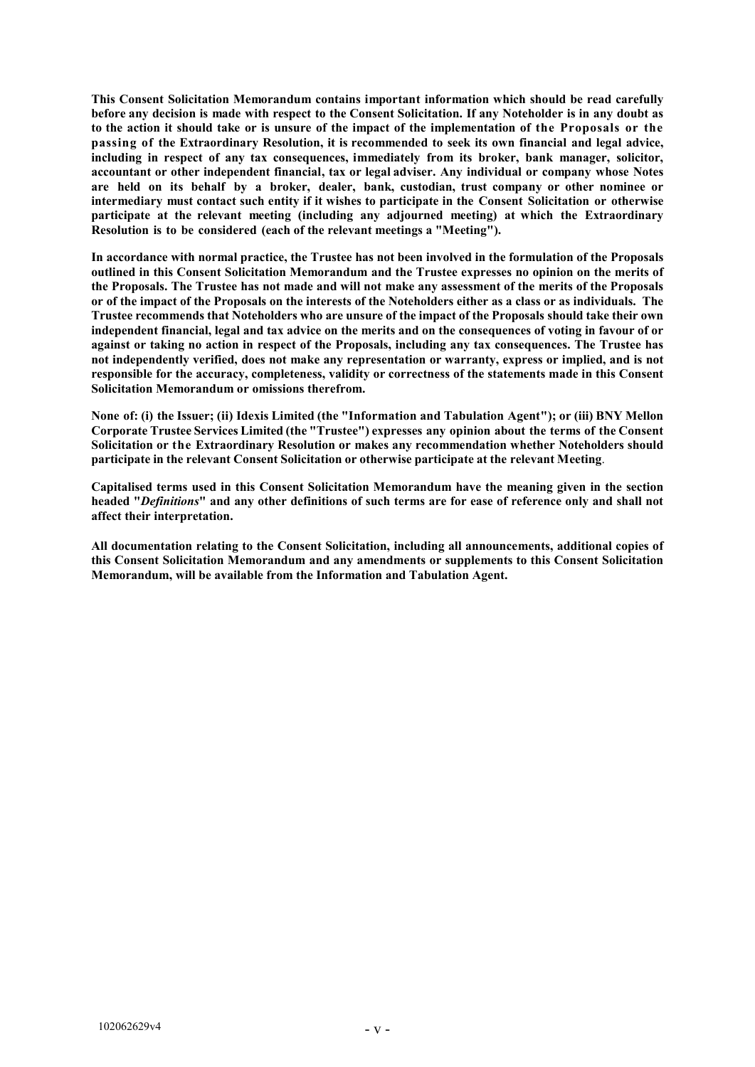**This Consent Solicitation Memorandum contains important information which should be read carefully before any decision is made with respect to the Consent Solicitation. If any Noteholder is in any doubt as to the action it should take or is unsure of the impact of the implementation of the Proposals or the passing of the Extraordinary Resolution, it is recommended to seek its own financial and legal advice, including in respect of any tax consequences, immediately from its broker, bank manager, solicitor, accountant or other independent financial, tax or legal adviser. Any individual or company whose Notes are held on its behalf by a broker, dealer, bank, custodian, trust company or other nominee or intermediary must contact such entity if it wishes to participate in the Consent Solicitation or otherwise participate at the relevant meeting (including any adjourned meeting) at which the Extraordinary Resolution is to be considered (each of the relevant meetings a "Meeting").**

**In accordance with normal practice, the Trustee has not been involved in the formulation of the Proposals outlined in this Consent Solicitation Memorandum and the Trustee expresses no opinion on the merits of the Proposals. The Trustee has not made and will not make any assessment of the merits of the Proposals or of the impact of the Proposals on the interests of the Noteholders either as a class or as individuals. The Trustee recommends that Noteholders who are unsure of the impact of the Proposals should take their own independent financial, legal and tax advice on the merits and on the consequences of voting in favour of or against or taking no action in respect of the Proposals, including any tax consequences. The Trustee has not independently verified, does not make any representation or warranty, express or implied, and is not responsible for the accuracy, completeness, validity or correctness of the statements made in this Consent Solicitation Memorandum or omissions therefrom.**

**None of: (i) the Issuer; (ii) Idexis Limited (the "Information and Tabulation Agent"); or (iii) BNY Mellon Corporate Trustee Services Limited (the "Trustee") expresses any opinion about the terms of the Consent Solicitation or the Extraordinary Resolution or makes any recommendation whether Noteholders should participate in the relevant Consent Solicitation or otherwise participate at the relevant Meeting**.

**Capitalised terms used in this Consent Solicitation Memorandum have the meaning given in the section headed "*Definitions*" and any other definitions of such terms are for ease of reference only and shall not affect their interpretation.**

**All documentation relating to the Consent Solicitation, including all announcements, additional copies of this Consent Solicitation Memorandum and any amendments or supplements to this Consent Solicitation Memorandum, will be available from the Information and Tabulation Agent.**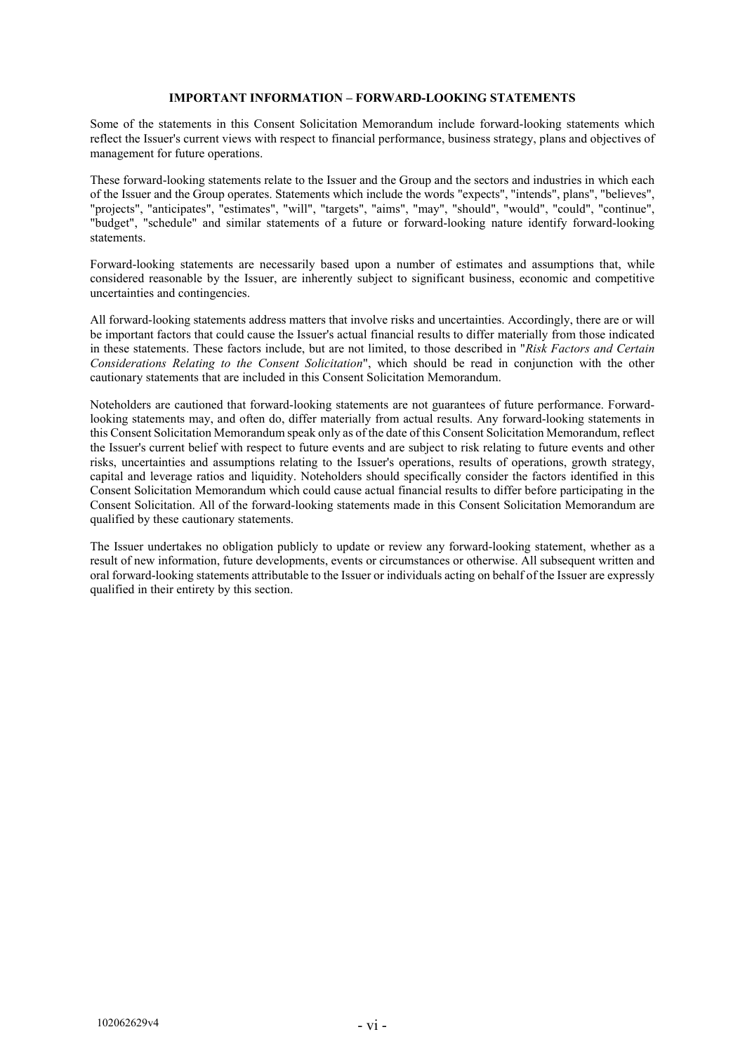## IMPORTANT INFORMATION – FORWARD-LOOKING STATEMENTS

Some of the statements in this Consent Solicitation Memorandum include forward-looking statements which reflect the Issuer's current views with respect to financial performance, business strategy, plans and objectives of management for future operations.

These forward-looking statements relate to the Issuer and the Group and the sectors and industries in which each of the Issuer and the Group operates. Statements which include the words "expects", "intends", plans", "believes", "projects", "anticipates", "estimates", "will", "targets", "aims", "may", "should", "would", "could", "continue", "budget", "schedule" and similar statements of a future or forward-looking nature identify forward-looking statements.

Forward-looking statements are necessarily based upon a number of estimates and assumptions that, while considered reasonable by the Issuer, are inherently subject to significant business, economic and competitive uncertainties and contingencies.

All forward-looking statements address matters that involve risks and uncertainties. Accordingly, there are or will be important factors that could cause the Issuer's actual financial results to differ materially from those indicated in these statements. These factors include, but are not limited, to those described in "*Risk Factors and Certain Considerations Relating to the Consent Solicitation*", which should be read in conjunction with the other cautionary statements that are included in this Consent Solicitation Memorandum.

Noteholders are cautioned that forward-looking statements are not guarantees of future performance. Forward-looking statements may, and often do, differ materially from actual results. Any forward-looking statements in this Consent Solicitation Memorandum speak only as of the date of this Consent Solicitation Memorandum, reflect the Issuer's current belief with respect to future events and are subject to risk relating to future events and other risks, uncertainties and assumptions relating to the Issuer's operations, results of operations, growth strategy, capital and leverage ratios and liquidity. Noteholders should specifically consider the factors identified in this Consent Solicitation Memorandum which could cause actual financial results to differ before participating in the Consent Solicitation. All of the forward-looking statements made in this Consent Solicitation Memorandum are qualified by these cautionary statements.

The Issuer undertakes no obligation publicly to update or review any forward-looking statement, whether as a result of new information, future developments, events or circumstances or otherwise. All subsequent written and oral forward-looking statements attributable to the Issuer or individuals acting on behalf of the Issuer are expressly qualified in their entirety by this section.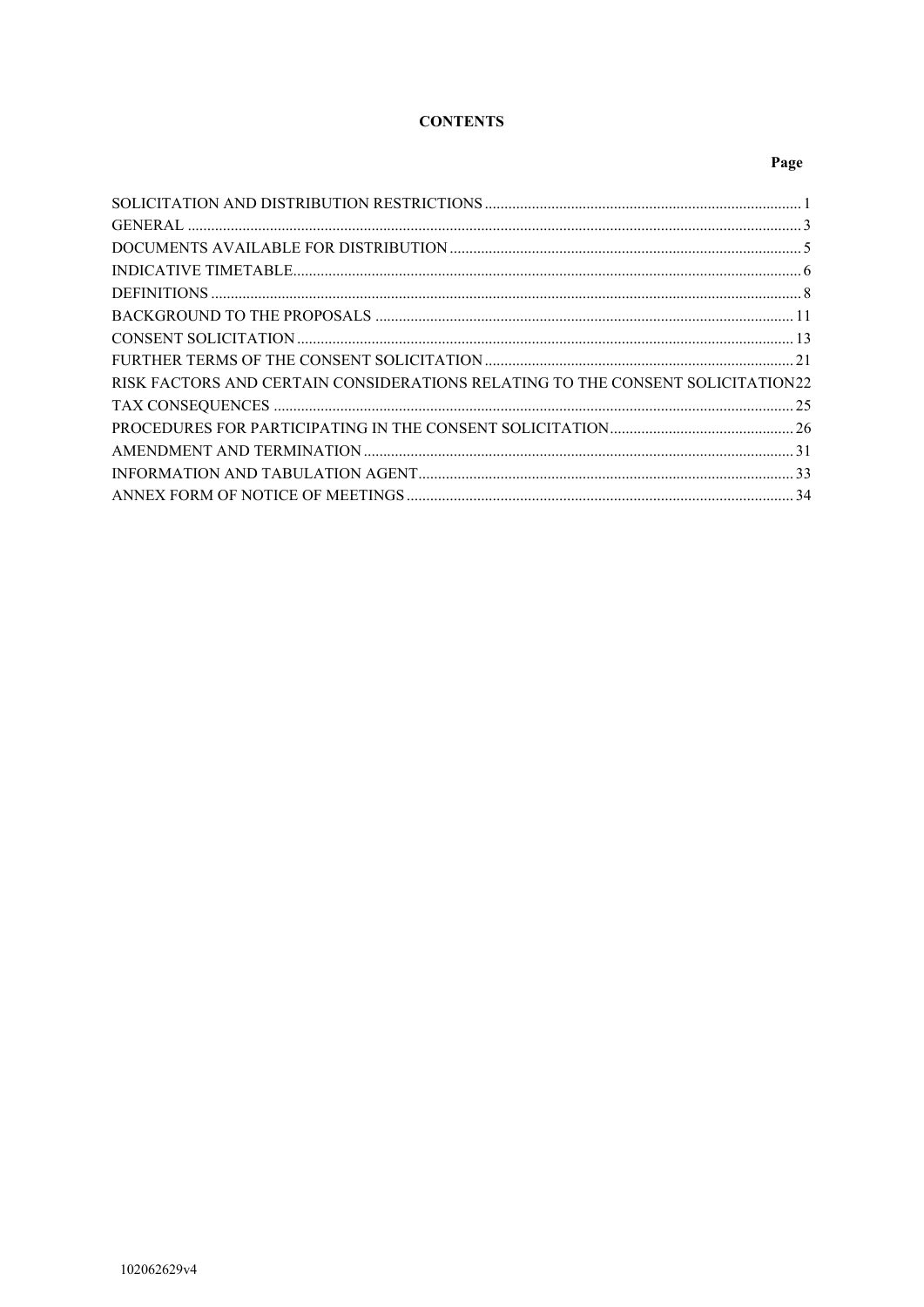# CONTENTS

| | Page |
|---|---|
| SOLICITATION AND DISTRIBUTION RESTRICTIONS | 1 |
| GENERAL | 3 |
| DOCUMENTS AVAILABLE FOR DISTRIBUTION | 5 |
| INDICATIVE TIMETABLE | 6 |
| DEFINITIONS | 8 |
| BACKGROUND TO THE PROPOSALS | 11 |
| CONSENT SOLICITATION | 13 |
| FURTHER TERMS OF THE CONSENT SOLICITATION | 21 |
| RISK FACTORS AND CERTAIN CONSIDERATIONS RELATING TO THE CONSENT SOLICITATION | 22 |
| TAX CONSEQUENCES | 25 |
| PROCEDURES FOR PARTICIPATING IN THE CONSENT SOLICITATION | 26 |
| AMENDMENT AND TERMINATION | 31 |
| INFORMATION AND TABULATION AGENT | 33 |
| ANNEX FORM OF NOTICE OF MEETINGS | 34 |

102062629v4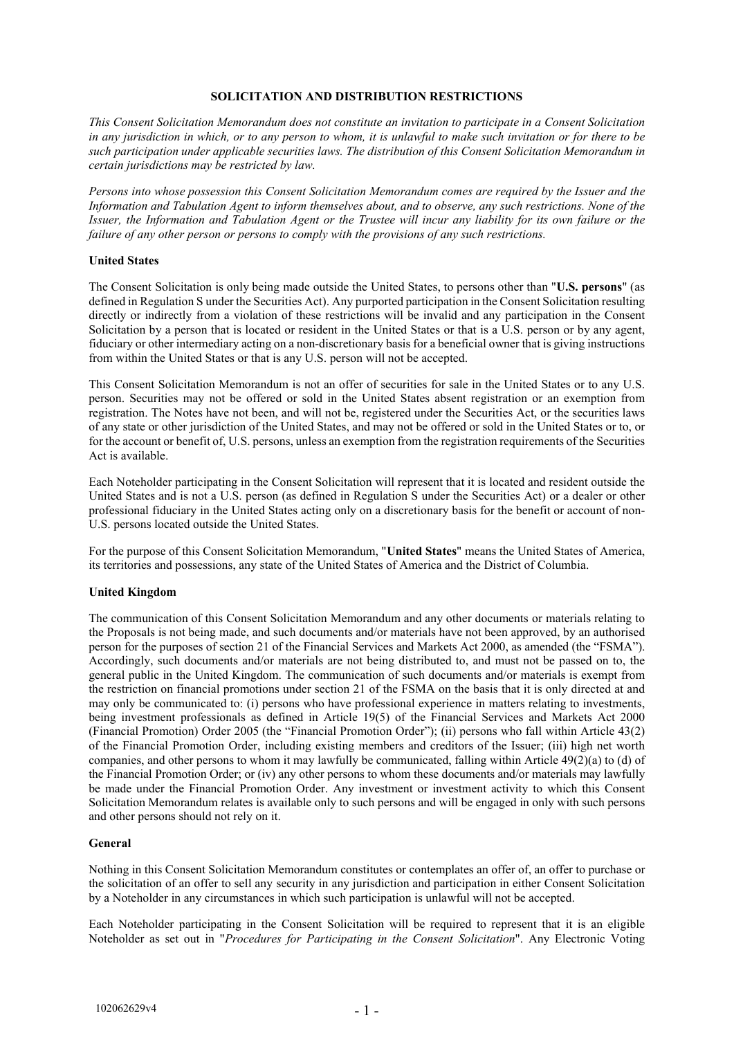## SOLICITATION AND DISTRIBUTION RESTRICTIONS

*This Consent Solicitation Memorandum does not constitute an invitation to participate in a Consent Solicitation in any jurisdiction in which, or to any person to whom, it is unlawful to make such invitation or for there to be such participation under applicable securities laws. The distribution of this Consent Solicitation Memorandum in certain jurisdictions may be restricted by law.*

*Persons into whose possession this Consent Solicitation Memorandum comes are required by the Issuer and the Information and Tabulation Agent to inform themselves about, and to observe, any such restrictions. None of the Issuer, the Information and Tabulation Agent or the Trustee will incur any liability for its own failure or the failure of any other person or persons to comply with the provisions of any such restrictions.*

### United States

The Consent Solicitation is only being made outside the United States, to persons other than "**U.S. persons**" (as defined in Regulation S under the Securities Act). Any purported participation in the Consent Solicitation resulting directly or indirectly from a violation of these restrictions will be invalid and any participation in the Consent Solicitation by a person that is located or resident in the United States or that is a U.S. person or by any agent, fiduciary or other intermediary acting on a non-discretionary basis for a beneficial owner that is giving instructions from within the United States or that is any U.S. person will not be accepted.

This Consent Solicitation Memorandum is not an offer of securities for sale in the United States or to any U.S. person. Securities may not be offered or sold in the United States absent registration or an exemption from registration. The Notes have not been, and will not be, registered under the Securities Act, or the securities laws of any state or other jurisdiction of the United States, and may not be offered or sold in the United States or to, or for the account or benefit of, U.S. persons, unless an exemption from the registration requirements of the Securities Act is available.

Each Noteholder participating in the Consent Solicitation will represent that it is located and resident outside the United States and is not a U.S. person (as defined in Regulation S under the Securities Act) or a dealer or other professional fiduciary in the United States acting only on a discretionary basis for the benefit or account of non-U.S. persons located outside the United States.

For the purpose of this Consent Solicitation Memorandum, "**United States**" means the United States of America, its territories and possessions, any state of the United States of America and the District of Columbia.

### United Kingdom

The communication of this Consent Solicitation Memorandum and any other documents or materials relating to the Proposals is not being made, and such documents and/or materials have not been approved, by an authorised person for the purposes of section 21 of the Financial Services and Markets Act 2000, as amended (the "FSMA"). Accordingly, such documents and/or materials are not being distributed to, and must not be passed on to, the general public in the United Kingdom. The communication of such documents and/or materials is exempt from the restriction on financial promotions under section 21 of the FSMA on the basis that it is only directed at and may only be communicated to: (i) persons who have professional experience in matters relating to investments, being investment professionals as defined in Article 19(5) of the Financial Services and Markets Act 2000 (Financial Promotion) Order 2005 (the "Financial Promotion Order"); (ii) persons who fall within Article 43(2) of the Financial Promotion Order, including existing members and creditors of the Issuer; (iii) high net worth companies, and other persons to whom it may lawfully be communicated, falling within Article 49(2)(a) to (d) of the Financial Promotion Order; or (iv) any other persons to whom these documents and/or materials may lawfully be made under the Financial Promotion Order. Any investment or investment activity to which this Consent Solicitation Memorandum relates is available only to such persons and will be engaged in only with such persons and other persons should not rely on it.

### General

Nothing in this Consent Solicitation Memorandum constitutes or contemplates an offer of, an offer to purchase or the solicitation of an offer to sell any security in any jurisdiction and participation in either Consent Solicitation by a Noteholder in any circumstances in which such participation is unlawful will not be accepted.

Each Noteholder participating in the Consent Solicitation will be required to represent that it is an eligible Noteholder as set out in "*Procedures for Participating in the Consent Solicitation*". Any Electronic Voting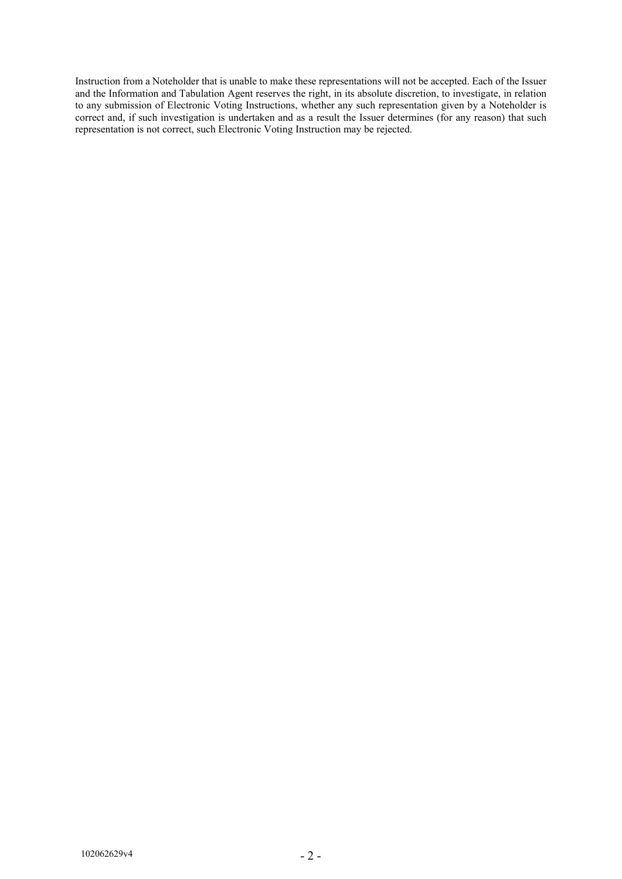Instruction from a Noteholder that is unable to make these representations will not be accepted. Each of the Issuer and the Information and Tabulation Agent reserves the right, in its absolute discretion, to investigate, in relation to any submission of Electronic Voting Instructions, whether any such representation given by a Noteholder is correct and, if such investigation is undertaken and as a result the Issuer determines (for any reason) that such representation is not correct, such Electronic Voting Instruction may be rejected.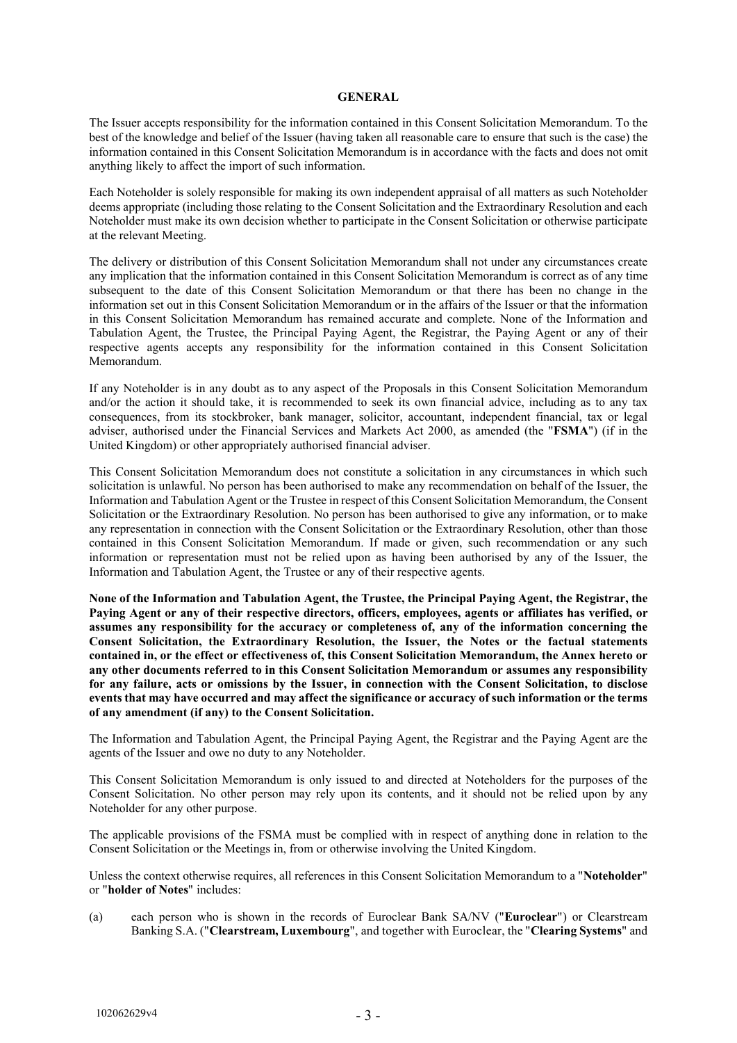## GENERAL

The Issuer accepts responsibility for the information contained in this Consent Solicitation Memorandum. To the best of the knowledge and belief of the Issuer (having taken all reasonable care to ensure that such is the case) the information contained in this Consent Solicitation Memorandum is in accordance with the facts and does not omit anything likely to affect the import of such information.

Each Noteholder is solely responsible for making its own independent appraisal of all matters as such Noteholder deems appropriate (including those relating to the Consent Solicitation and the Extraordinary Resolution and each Noteholder must make its own decision whether to participate in the Consent Solicitation or otherwise participate at the relevant Meeting.

The delivery or distribution of this Consent Solicitation Memorandum shall not under any circumstances create any implication that the information contained in this Consent Solicitation Memorandum is correct as of any time subsequent to the date of this Consent Solicitation Memorandum or that there has been no change in the information set out in this Consent Solicitation Memorandum or in the affairs of the Issuer or that the information in this Consent Solicitation Memorandum has remained accurate and complete. None of the Information and Tabulation Agent, the Trustee, the Principal Paying Agent, the Registrar, the Paying Agent or any of their respective agents accepts any responsibility for the information contained in this Consent Solicitation Memorandum.

If any Noteholder is in any doubt as to any aspect of the Proposals in this Consent Solicitation Memorandum and/or the action it should take, it is recommended to seek its own financial advice, including as to any tax consequences, from its stockbroker, bank manager, solicitor, accountant, independent financial, tax or legal adviser, authorised under the Financial Services and Markets Act 2000, as amended (the "**FSMA**") (if in the United Kingdom) or other appropriately authorised financial adviser.

This Consent Solicitation Memorandum does not constitute a solicitation in any circumstances in which such solicitation is unlawful. No person has been authorised to make any recommendation on behalf of the Issuer, the Information and Tabulation Agent or the Trustee in respect of this Consent Solicitation Memorandum, the Consent Solicitation or the Extraordinary Resolution. No person has been authorised to give any information, or to make any representation in connection with the Consent Solicitation or the Extraordinary Resolution, other than those contained in this Consent Solicitation Memorandum. If made or given, such recommendation or any such information or representation must not be relied upon as having been authorised by any of the Issuer, the Information and Tabulation Agent, the Trustee or any of their respective agents.

**None of the Information and Tabulation Agent, the Trustee, the Principal Paying Agent, the Registrar, the Paying Agent or any of their respective directors, officers, employees, agents or affiliates has verified, or assumes any responsibility for the accuracy or completeness of, any of the information concerning the Consent Solicitation, the Extraordinary Resolution, the Issuer, the Notes or the factual statements contained in, or the effect or effectiveness of, this Consent Solicitation Memorandum, the Annex hereto or any other documents referred to in this Consent Solicitation Memorandum or assumes any responsibility for any failure, acts or omissions by the Issuer, in connection with the Consent Solicitation, to disclose events that may have occurred and may affect the significance or accuracy of such information or the terms of any amendment (if any) to the Consent Solicitation.**

The Information and Tabulation Agent, the Principal Paying Agent, the Registrar and the Paying Agent are the agents of the Issuer and owe no duty to any Noteholder.

This Consent Solicitation Memorandum is only issued to and directed at Noteholders for the purposes of the Consent Solicitation. No other person may rely upon its contents, and it should not be relied upon by any Noteholder for any other purpose.

The applicable provisions of the FSMA must be complied with in respect of anything done in relation to the Consent Solicitation or the Meetings in, from or otherwise involving the United Kingdom.

Unless the context otherwise requires, all references in this Consent Solicitation Memorandum to a "**Noteholder**" or "**holder of Notes**" includes:

(a) each person who is shown in the records of Euroclear Bank SA/NV ("**Euroclear**") or Clearstream Banking S.A. ("**Clearstream, Luxembourg**", and together with Euroclear, the "**Clearing Systems**" and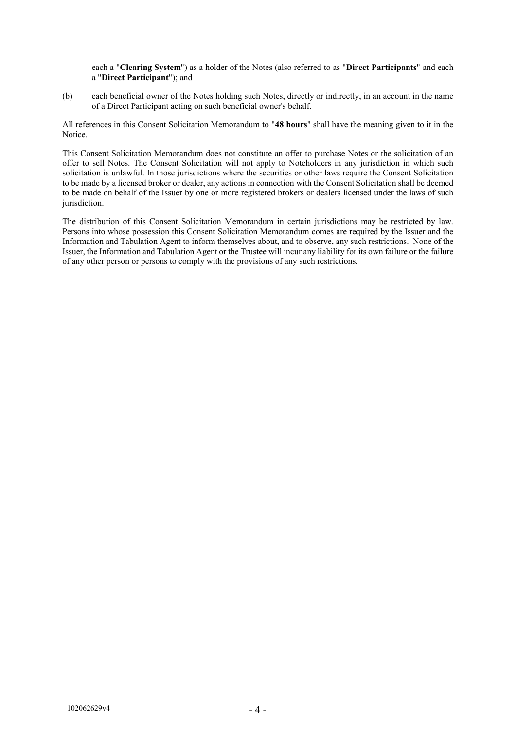each a "**Clearing System**") as a holder of the Notes (also referred to as "**Direct Participants**" and each a "**Direct Participant**"); and

(b) each beneficial owner of the Notes holding such Notes, directly or indirectly, in an account in the name of a Direct Participant acting on such beneficial owner's behalf.

All references in this Consent Solicitation Memorandum to "**48 hours**" shall have the meaning given to it in the Notice.

This Consent Solicitation Memorandum does not constitute an offer to purchase Notes or the solicitation of an offer to sell Notes. The Consent Solicitation will not apply to Noteholders in any jurisdiction in which such solicitation is unlawful. In those jurisdictions where the securities or other laws require the Consent Solicitation to be made by a licensed broker or dealer, any actions in connection with the Consent Solicitation shall be deemed to be made on behalf of the Issuer by one or more registered brokers or dealers licensed under the laws of such jurisdiction.

The distribution of this Consent Solicitation Memorandum in certain jurisdictions may be restricted by law. Persons into whose possession this Consent Solicitation Memorandum comes are required by the Issuer and the Information and Tabulation Agent to inform themselves about, and to observe, any such restrictions. None of the Issuer, the Information and Tabulation Agent or the Trustee will incur any liability for its own failure or the failure of any other person or persons to comply with the provisions of any such restrictions.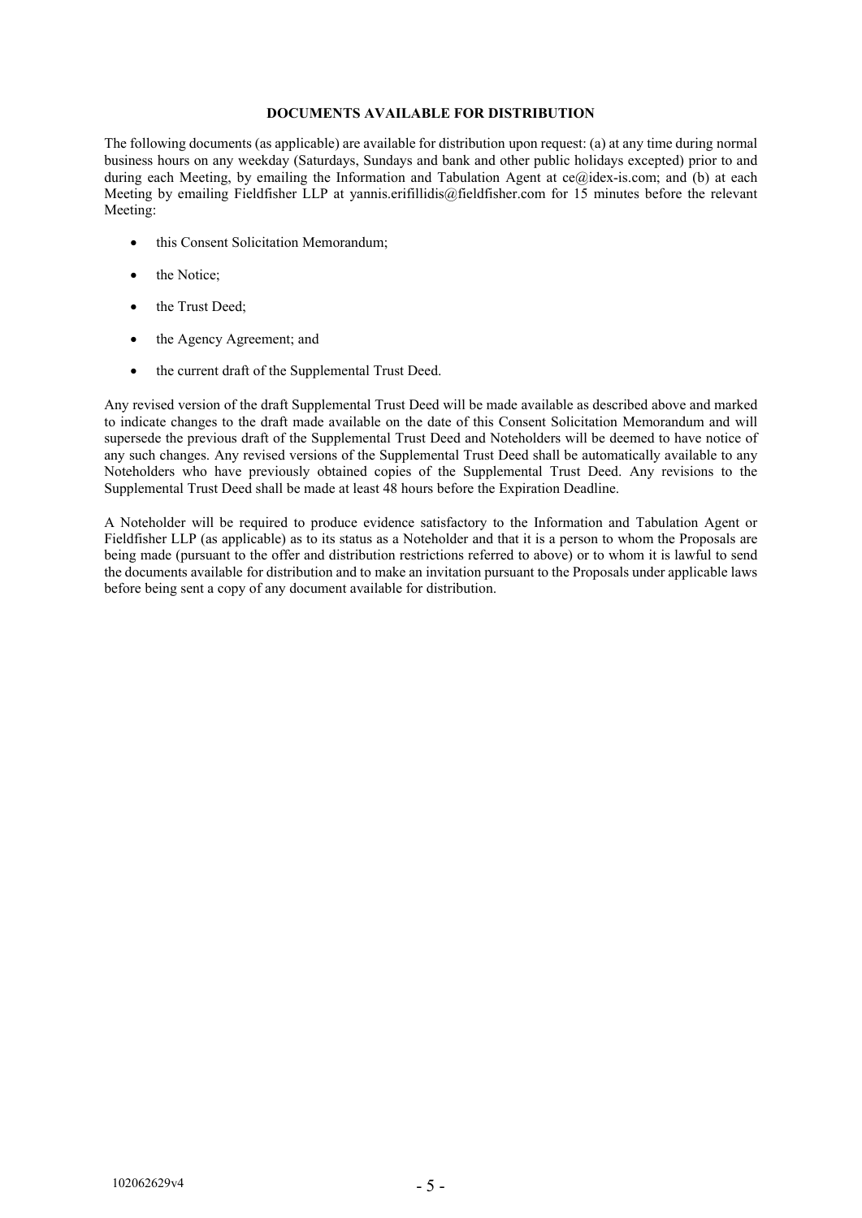## DOCUMENTS AVAILABLE FOR DISTRIBUTION

The following documents (as applicable) are available for distribution upon request: (a) at any time during normal business hours on any weekday (Saturdays, Sundays and bank and other public holidays excepted) prior to and during each Meeting, by emailing the Information and Tabulation Agent at ce@idex-is.com; and (b) at each Meeting by emailing Fieldfisher LLP at yannis.erifillidis@fieldfisher.com for 15 minutes before the relevant Meeting:

- this Consent Solicitation Memorandum;
- the Notice;
- the Trust Deed;
- the Agency Agreement; and
- the current draft of the Supplemental Trust Deed.

Any revised version of the draft Supplemental Trust Deed will be made available as described above and marked to indicate changes to the draft made available on the date of this Consent Solicitation Memorandum and will supersede the previous draft of the Supplemental Trust Deed and Noteholders will be deemed to have notice of any such changes. Any revised versions of the Supplemental Trust Deed shall be automatically available to any Noteholders who have previously obtained copies of the Supplemental Trust Deed. Any revisions to the Supplemental Trust Deed shall be made at least 48 hours before the Expiration Deadline.

A Noteholder will be required to produce evidence satisfactory to the Information and Tabulation Agent or Fieldfisher LLP (as applicable) as to its status as a Noteholder and that it is a person to whom the Proposals are being made (pursuant to the offer and distribution restrictions referred to above) or to whom it is lawful to send the documents available for distribution and to make an invitation pursuant to the Proposals under applicable laws before being sent a copy of any document available for distribution.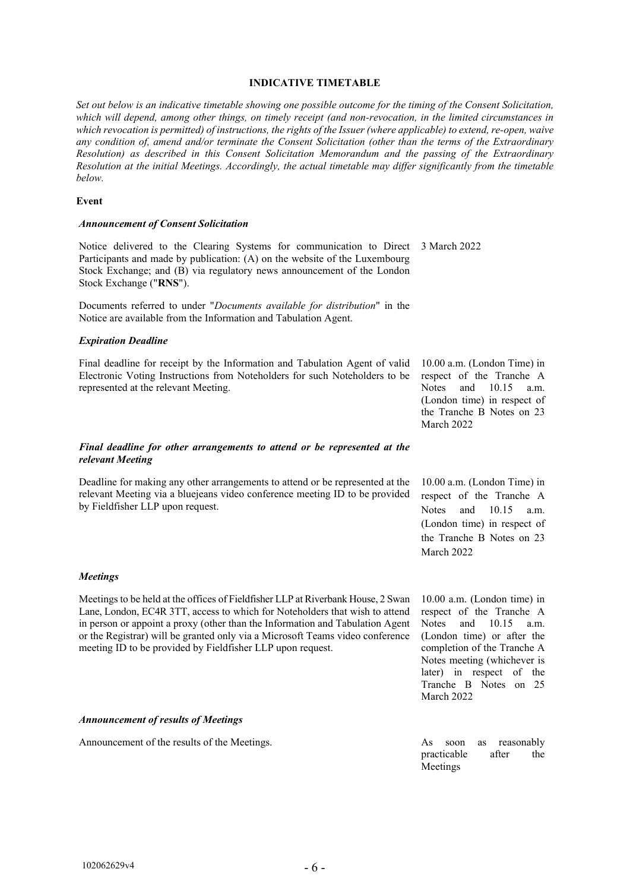## INDICATIVE TIMETABLE

*Set out below is an indicative timetable showing one possible outcome for the timing of the Consent Solicitation, which will depend, among other things, on timely receipt (and non-revocation, in the limited circumstances in which revocation is permitted) of instructions, the rights of the Issuer (where applicable) to extend, re-open, waive any condition of, amend and/or terminate the Consent Solicitation (other than the terms of the Extraordinary Resolution) as described in this Consent Solicitation Memorandum and the passing of the Extraordinary Resolution at the initial Meetings. Accordingly, the actual timetable may differ significantly from the timetable below.*

| **Event** | |
|---|---|
| ***Announcement of Consent Solicitation*** | |
| Notice delivered to the Clearing Systems for communication to Direct Participants and made by publication: (A) on the website of the Luxembourg Stock Exchange; and (B) via regulatory news announcement of the London Stock Exchange ("**RNS**"). | 3 March 2022 |
| Documents referred to under "*Documents available for distribution*" in the Notice are available from the Information and Tabulation Agent. | |
| ***Expiration Deadline*** | |
| Final deadline for receipt by the Information and Tabulation Agent of valid Electronic Voting Instructions from Noteholders for such Noteholders to be represented at the relevant Meeting. | 10.00 a.m. (London Time) in respect of the Tranche A Notes and 10.15 a.m. (London time) in respect of the Tranche B Notes on 23 March 2022 |
| ***Final deadline for other arrangements to attend or be represented at the relevant Meeting*** | |
| Deadline for making any other arrangements to attend or be represented at the relevant Meeting via a bluejeans video conference meeting ID to be provided by Fieldfisher LLP upon request. | 10.00 a.m. (London Time) in respect of the Tranche A Notes and 10.15 a.m. (London time) in respect of the Tranche B Notes on 23 March 2022 |
| ***Meetings*** | |
| Meetings to be held at the offices of Fieldfisher LLP at Riverbank House, 2 Swan Lane, London, EC4R 3TT, access to which for Noteholders that wish to attend in person or appoint a proxy (other than the Information and Tabulation Agent or the Registrar) will be granted only via a Microsoft Teams video conference meeting ID to be provided by Fieldfisher LLP upon request. | 10.00 a.m. (London time) in respect of the Tranche A Notes and 10.15 a.m. (London time) or after the completion of the Tranche A Notes meeting (whichever is later) in respect of the Tranche B Notes on 25 March 2022 |
| ***Announcement of results of Meetings*** | |
| Announcement of the results of the Meetings. | As soon as reasonably practicable after the Meetings |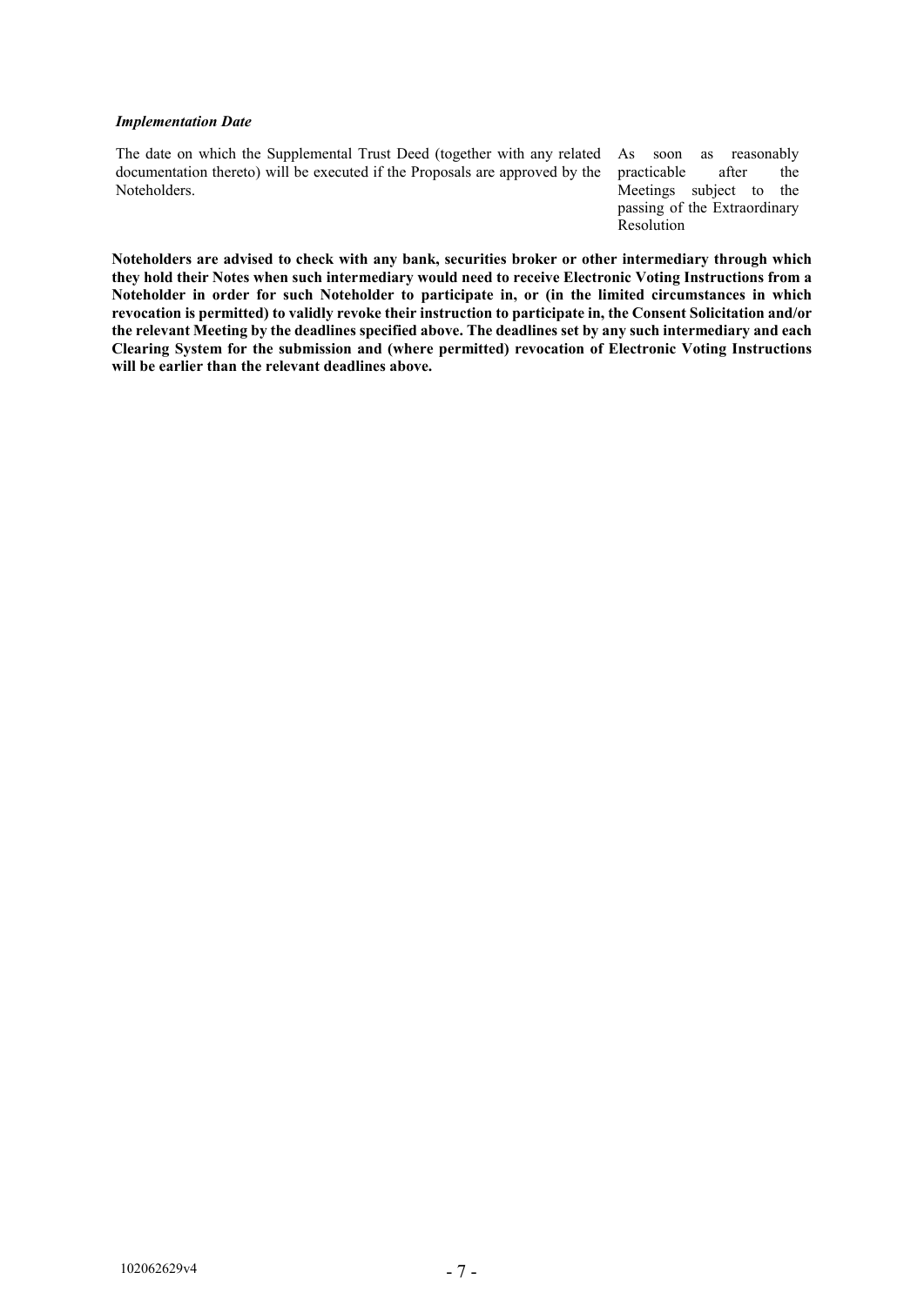***Implementation Date***

| | |
|---|---|
| The date on which the Supplemental Trust Deed (together with any related documentation thereto) will be executed if the Proposals are approved by the Noteholders. | As soon as reasonably practicable after the Meetings subject to the passing of the Extraordinary Resolution |

**Noteholders are advised to check with any bank, securities broker or other intermediary through which they hold their Notes when such intermediary would need to receive Electronic Voting Instructions from a Noteholder in order for such Noteholder to participate in, or (in the limited circumstances in which revocation is permitted) to validly revoke their instruction to participate in, the Consent Solicitation and/or the relevant Meeting by the deadlines specified above. The deadlines set by any such intermediary and each Clearing System for the submission and (where permitted) revocation of Electronic Voting Instructions will be earlier than the relevant deadlines above.**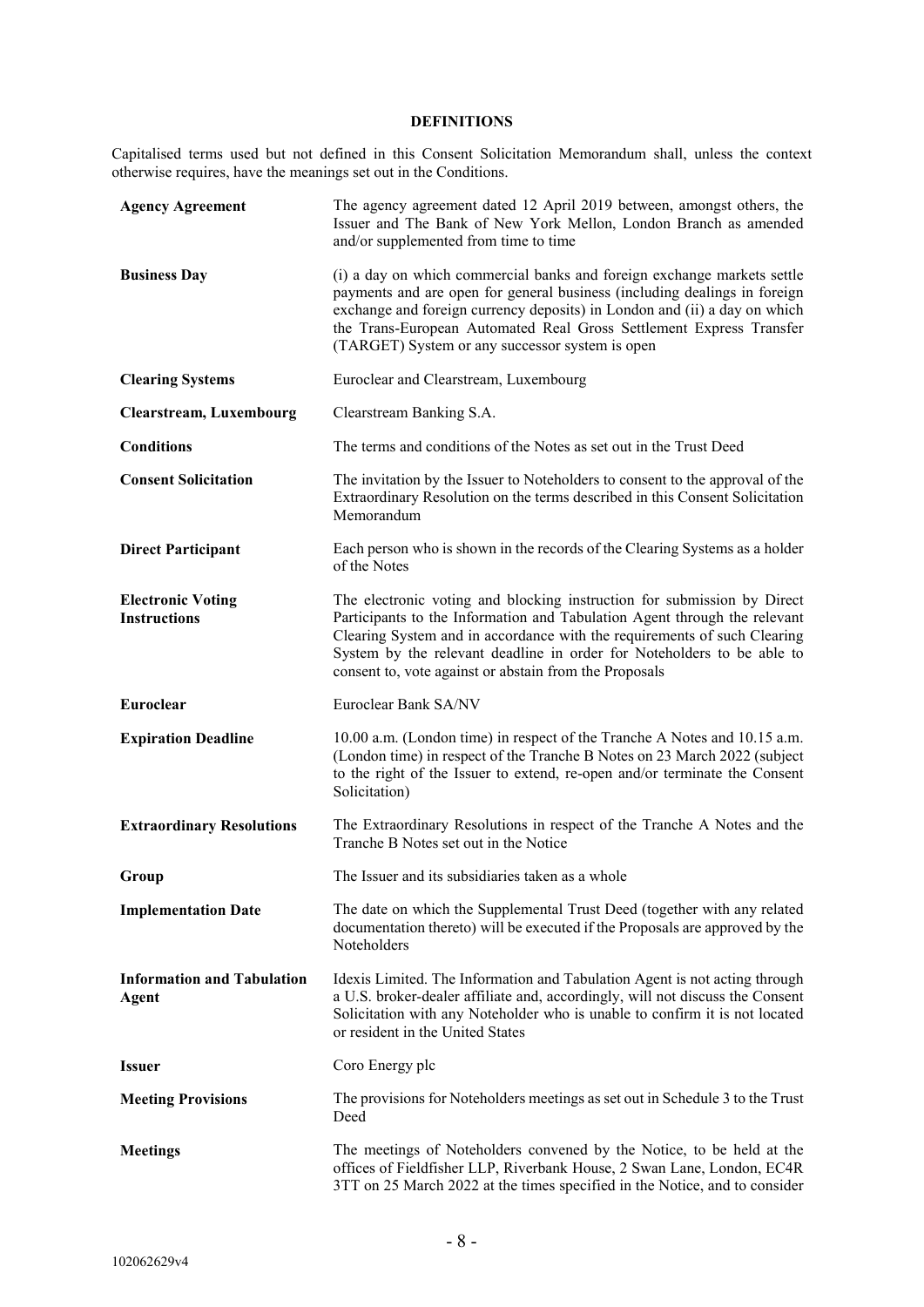## DEFINITIONS

Capitalised terms used but not defined in this Consent Solicitation Memorandum shall, unless the context otherwise requires, have the meanings set out in the Conditions.

| | |
|---|---|
| **Agency Agreement** | The agency agreement dated 12 April 2019 between, amongst others, the Issuer and The Bank of New York Mellon, London Branch as amended and/or supplemented from time to time |
| **Business Day** | (i) a day on which commercial banks and foreign exchange markets settle payments and are open for general business (including dealings in foreign exchange and foreign currency deposits) in London and (ii) a day on which the Trans-European Automated Real Gross Settlement Express Transfer (TARGET) System or any successor system is open |
| **Clearing Systems** | Euroclear and Clearstream, Luxembourg |
| **Clearstream, Luxembourg** | Clearstream Banking S.A. |
| **Conditions** | The terms and conditions of the Notes as set out in the Trust Deed |
| **Consent Solicitation** | The invitation by the Issuer to Noteholders to consent to the approval of the Extraordinary Resolution on the terms described in this Consent Solicitation Memorandum |
| **Direct Participant** | Each person who is shown in the records of the Clearing Systems as a holder of the Notes |
| **Electronic Voting Instructions** | The electronic voting and blocking instruction for submission by Direct Participants to the Information and Tabulation Agent through the relevant Clearing System and in accordance with the requirements of such Clearing System by the relevant deadline in order for Noteholders to be able to consent to, vote against or abstain from the Proposals |
| **Euroclear** | Euroclear Bank SA/NV |
| **Expiration Deadline** | 10.00 a.m. (London time) in respect of the Tranche A Notes and 10.15 a.m. (London time) in respect of the Tranche B Notes on 23 March 2022 (subject to the right of the Issuer to extend, re-open and/or terminate the Consent Solicitation) |
| **Extraordinary Resolutions** | The Extraordinary Resolutions in respect of the Tranche A Notes and the Tranche B Notes set out in the Notice |
| **Group** | The Issuer and its subsidiaries taken as a whole |
| **Implementation Date** | The date on which the Supplemental Trust Deed (together with any related documentation thereto) will be executed if the Proposals are approved by the Noteholders |
| **Information and Tabulation Agent** | Idexis Limited. The Information and Tabulation Agent is not acting through a U.S. broker-dealer affiliate and, accordingly, will not discuss the Consent Solicitation with any Noteholder who is unable to confirm it is not located or resident in the United States |
| **Issuer** | Coro Energy plc |
| **Meeting Provisions** | The provisions for Noteholders meetings as set out in Schedule 3 to the Trust Deed |
| **Meetings** | The meetings of Noteholders convened by the Notice, to be held at the offices of Fieldfisher LLP, Riverbank House, 2 Swan Lane, London, EC4R 3TT on 25 March 2022 at the times specified in the Notice, and to consider |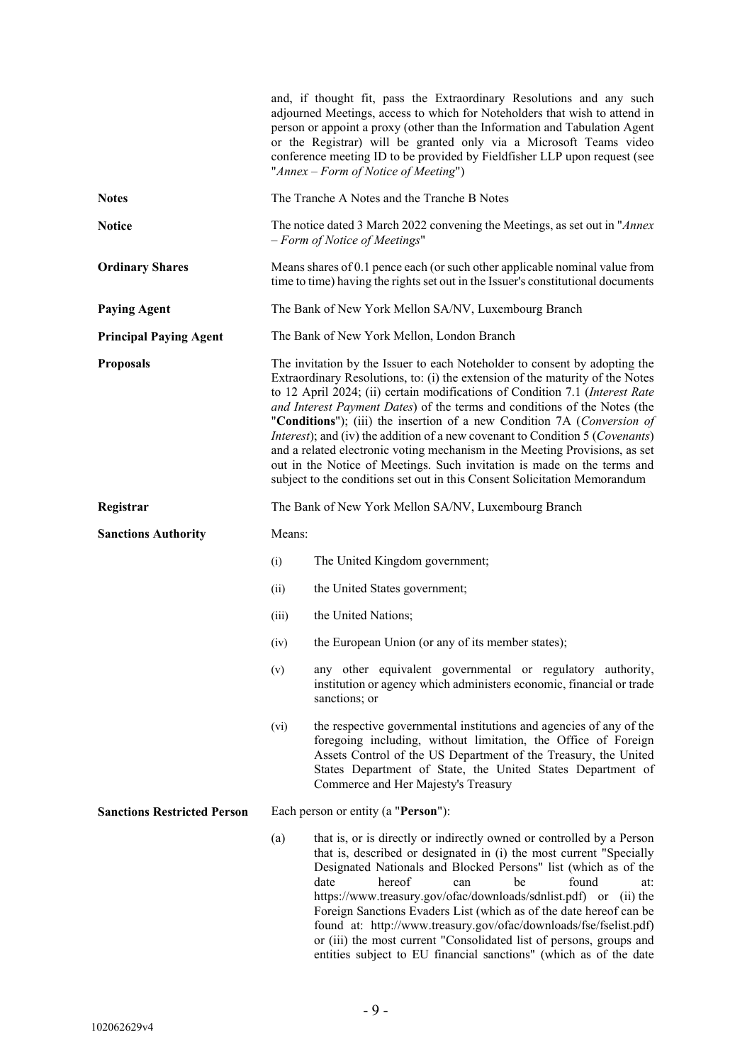and, if thought fit, pass the Extraordinary Resolutions and any such adjourned Meetings, access to which for Noteholders that wish to attend in person or appoint a proxy (other than the Information and Tabulation Agent or the Registrar) will be granted only via a Microsoft Teams video conference meeting ID to be provided by Fieldfisher LLP upon request (see "*Annex – Form of Notice of Meeting*")

**Notes** The Tranche A Notes and the Tranche B Notes

**Notice** The notice dated 3 March 2022 convening the Meetings, as set out in "*Annex – Form of Notice of Meetings*"

**Ordinary Shares** Means shares of 0.1 pence each (or such other applicable nominal value from time to time) having the rights set out in the Issuer's constitutional documents

**Paying Agent** The Bank of New York Mellon SA/NV, Luxembourg Branch

**Principal Paying Agent** The Bank of New York Mellon, London Branch

**Proposals** The invitation by the Issuer to each Noteholder to consent by adopting the Extraordinary Resolutions, to: (i) the extension of the maturity of the Notes to 12 April 2024; (ii) certain modifications of Condition 7.1 (*Interest Rate and Interest Payment Dates*) of the terms and conditions of the Notes (the "**Conditions**"); (iii) the insertion of a new Condition 7A (*Conversion of Interest*); and (iv) the addition of a new covenant to Condition 5 (*Covenants*) and a related electronic voting mechanism in the Meeting Provisions, as set out in the Notice of Meetings. Such invitation is made on the terms and subject to the conditions set out in this Consent Solicitation Memorandum

**Registrar** The Bank of New York Mellon SA/NV, Luxembourg Branch

**Sanctions Authority** Means:

(i) The United Kingdom government;

(ii) the United States government;

(iii) the United Nations;

(iv) the European Union (or any of its member states);

(v) any other equivalent governmental or regulatory authority, institution or agency which administers economic, financial or trade sanctions; or

(vi) the respective governmental institutions and agencies of any of the foregoing including, without limitation, the Office of Foreign Assets Control of the US Department of the Treasury, the United States Department of State, the United States Department of Commerce and Her Majesty's Treasury

**Sanctions Restricted Person** Each person or entity (a "**Person**"):

(a) that is, or is directly or indirectly owned or controlled by a Person that is, described or designated in (i) the most current "Specially Designated Nationals and Blocked Persons" list (which as of the date hereof can be found at: https://www.treasury.gov/ofac/downloads/sdnlist.pdf) or (ii) the Foreign Sanctions Evaders List (which as of the date hereof can be found at: http://www.treasury.gov/ofac/downloads/fse/fselist.pdf) or (iii) the most current "Consolidated list of persons, groups and entities subject to EU financial sanctions" (which as of the date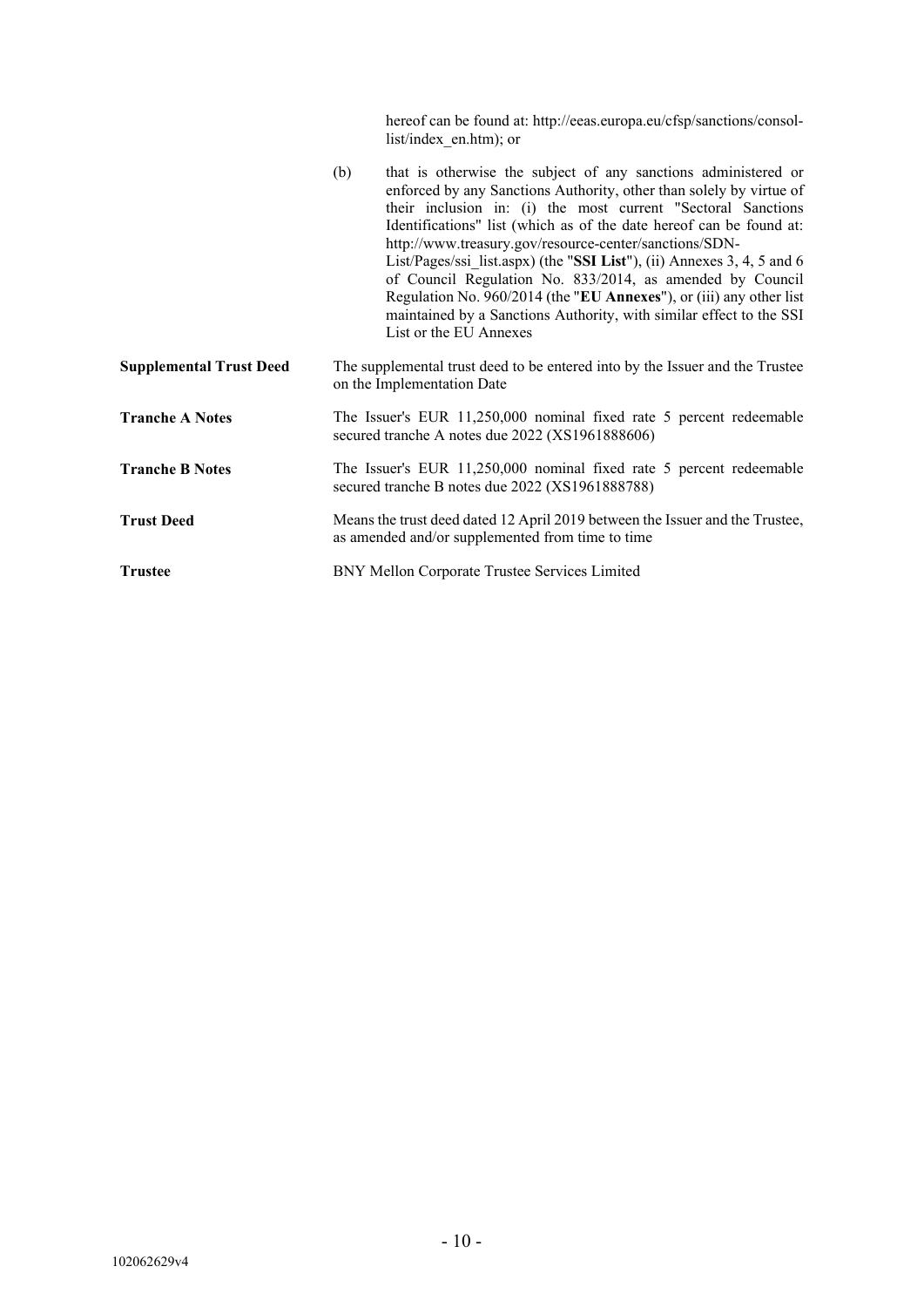hereof can be found at: http://eeas.europa.eu/cfsp/sanctions/consol-list/index_en.htm); or

(b) that is otherwise the subject of any sanctions administered or enforced by any Sanctions Authority, other than solely by virtue of their inclusion in: (i) the most current "Sectoral Sanctions Identifications" list (which as of the date hereof can be found at: http://www.treasury.gov/resource-center/sanctions/SDN-List/Pages/ssi_list.aspx) (the "**SSI List**"), (ii) Annexes 3, 4, 5 and 6 of Council Regulation No. 833/2014, as amended by Council Regulation No. 960/2014 (the "**EU Annexes**"), or (iii) any other list maintained by a Sanctions Authority, with similar effect to the SSI List or the EU Annexes

**Supplemental Trust Deed** The supplemental trust deed to be entered into by the Issuer and the Trustee on the Implementation Date

**Tranche A Notes** The Issuer's EUR 11,250,000 nominal fixed rate 5 percent redeemable secured tranche A notes due 2022 (XS1961888606)

**Tranche B Notes** The Issuer's EUR 11,250,000 nominal fixed rate 5 percent redeemable secured tranche B notes due 2022 (XS1961888788)

**Trust Deed** Means the trust deed dated 12 April 2019 between the Issuer and the Trustee, as amended and/or supplemented from time to time

**Trustee** BNY Mellon Corporate Trustee Services Limited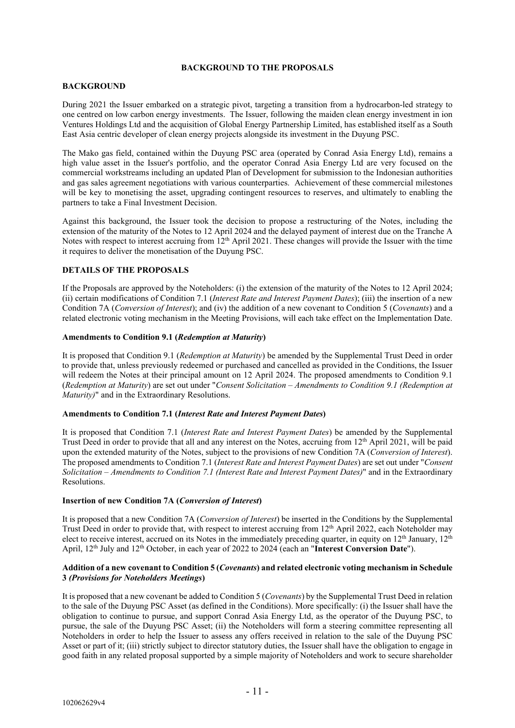## BACKGROUND TO THE PROPOSALS

### BACKGROUND

During 2021 the Issuer embarked on a strategic pivot, targeting a transition from a hydrocarbon-led strategy to one centred on low carbon energy investments. The Issuer, following the maiden clean energy investment in ion Ventures Holdings Ltd and the acquisition of Global Energy Partnership Limited, has established itself as a South East Asia centric developer of clean energy projects alongside its investment in the Duyung PSC.

The Mako gas field, contained within the Duyung PSC area (operated by Conrad Asia Energy Ltd), remains a high value asset in the Issuer's portfolio, and the operator Conrad Asia Energy Ltd are very focused on the commercial workstreams including an updated Plan of Development for submission to the Indonesian authorities and gas sales agreement negotiations with various counterparties. Achievement of these commercial milestones will be key to monetising the asset, upgrading contingent resources to reserves, and ultimately to enabling the partners to take a Final Investment Decision.

Against this background, the Issuer took the decision to propose a restructuring of the Notes, including the extension of the maturity of the Notes to 12 April 2024 and the delayed payment of interest due on the Tranche A Notes with respect to interest accruing from 12th April 2021. These changes will provide the Issuer with the time it requires to deliver the monetisation of the Duyung PSC.

### DETAILS OF THE PROPOSALS

If the Proposals are approved by the Noteholders: (i) the extension of the maturity of the Notes to 12 April 2024; (ii) certain modifications of Condition 7.1 (*Interest Rate and Interest Payment Dates*); (iii) the insertion of a new Condition 7A (*Conversion of Interest*); and (iv) the addition of a new covenant to Condition 5 (*Covenants*) and a related electronic voting mechanism in the Meeting Provisions, will each take effect on the Implementation Date.

**Amendments to Condition 9.1 (*Redemption at Maturity*)**

It is proposed that Condition 9.1 (*Redemption at Maturity*) be amended by the Supplemental Trust Deed in order to provide that, unless previously redeemed or purchased and cancelled as provided in the Conditions, the Issuer will redeem the Notes at their principal amount on 12 April 2024. The proposed amendments to Condition 9.1 (*Redemption at Maturity*) are set out under "*Consent Solicitation – Amendments to Condition 9.1 (Redemption at Maturity)*" and in the Extraordinary Resolutions.

**Amendments to Condition 7.1 (*Interest Rate and Interest Payment Dates*)**

It is proposed that Condition 7.1 (*Interest Rate and Interest Payment Dates*) be amended by the Supplemental Trust Deed in order to provide that all and any interest on the Notes, accruing from 12th April 2021, will be paid upon the extended maturity of the Notes, subject to the provisions of new Condition 7A (*Conversion of Interest*). The proposed amendments to Condition 7.1 (*Interest Rate and Interest Payment Dates*) are set out under "*Consent Solicitation – Amendments to Condition 7.1 (Interest Rate and Interest Payment Dates)*" and in the Extraordinary Resolutions.

**Insertion of new Condition 7A (*Conversion of Interest*)**

It is proposed that a new Condition 7A (*Conversion of Interest*) be inserted in the Conditions by the Supplemental Trust Deed in order to provide that, with respect to interest accruing from 12th April 2022, each Noteholder may elect to receive interest, accrued on its Notes in the immediately preceding quarter, in equity on 12th January, 12th April, 12th July and 12th October, in each year of 2022 to 2024 (each an "**Interest Conversion Date**").

**Addition of a new covenant to Condition 5 (*Covenants*) and related electronic voting mechanism in Schedule 3 *(Provisions for Noteholders Meetings*)**

It is proposed that a new covenant be added to Condition 5 (*Covenants*) by the Supplemental Trust Deed in relation to the sale of the Duyung PSC Asset (as defined in the Conditions). More specifically: (i) the Issuer shall have the obligation to continue to pursue, and support Conrad Asia Energy Ltd, as the operator of the Duyung PSC, to pursue, the sale of the Duyung PSC Asset; (ii) the Noteholders will form a steering committee representing all Noteholders in order to help the Issuer to assess any offers received in relation to the sale of the Duyung PSC Asset or part of it; (iii) strictly subject to director statutory duties, the Issuer shall have the obligation to engage in good faith in any related proposal supported by a simple majority of Noteholders and work to secure shareholder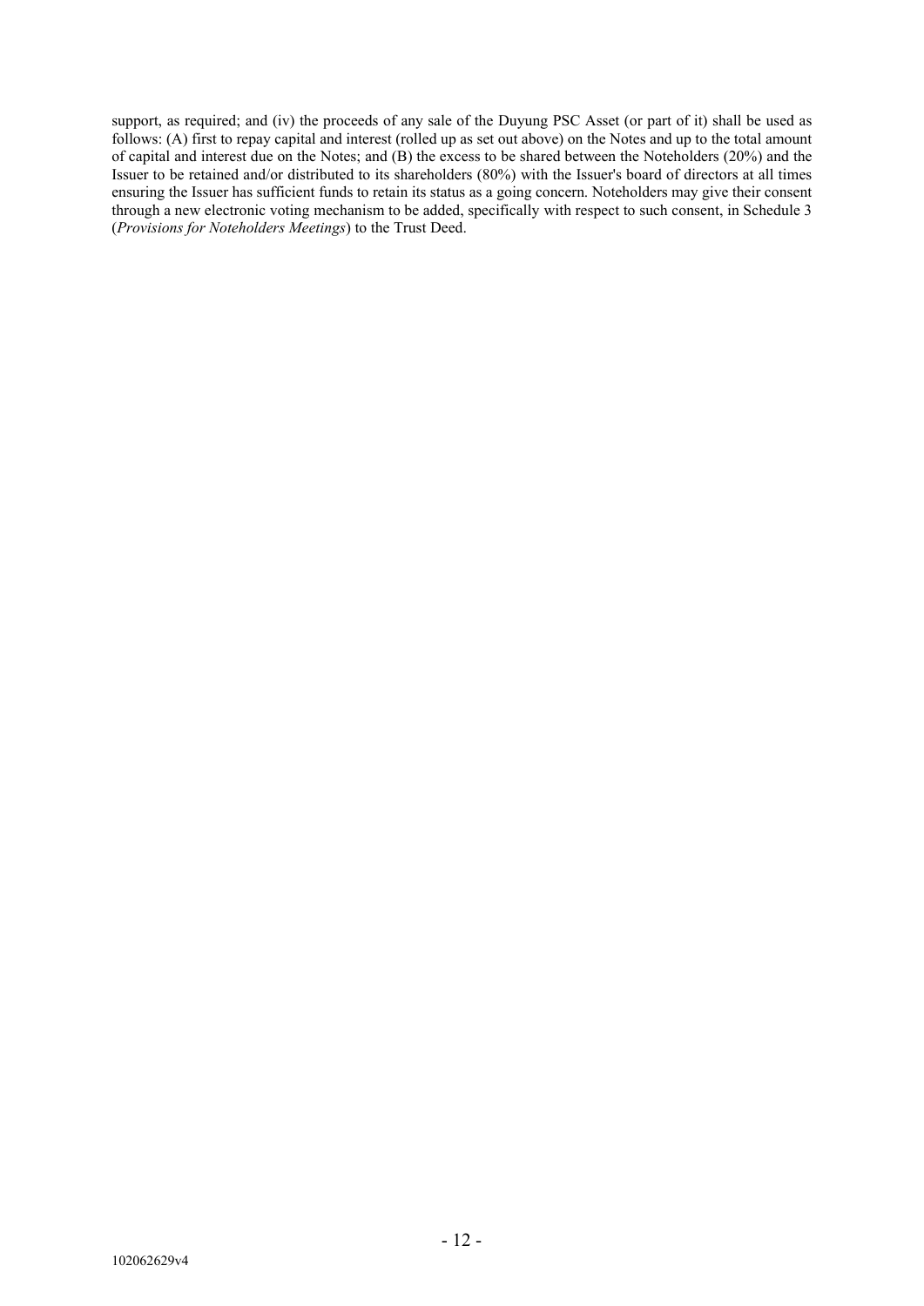support, as required; and (iv) the proceeds of any sale of the Duyung PSC Asset (or part of it) shall be used as follows: (A) first to repay capital and interest (rolled up as set out above) on the Notes and up to the total amount of capital and interest due on the Notes; and (B) the excess to be shared between the Noteholders (20%) and the Issuer to be retained and/or distributed to its shareholders (80%) with the Issuer's board of directors at all times ensuring the Issuer has sufficient funds to retain its status as a going concern. Noteholders may give their consent through a new electronic voting mechanism to be added, specifically with respect to such consent, in Schedule 3 (*Provisions for Noteholders Meetings*) to the Trust Deed.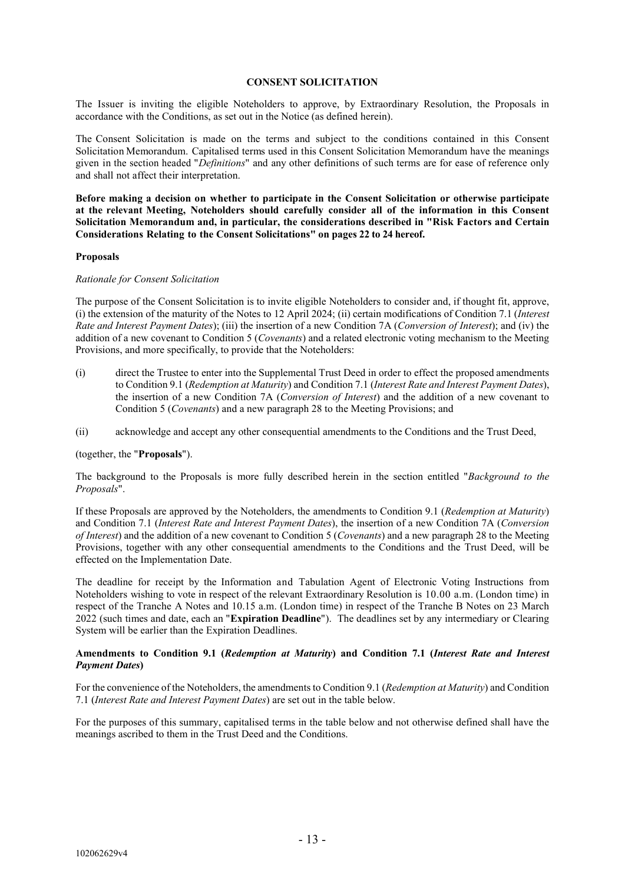## CONSENT SOLICITATION

The Issuer is inviting the eligible Noteholders to approve, by Extraordinary Resolution, the Proposals in accordance with the Conditions, as set out in the Notice (as defined herein).

The Consent Solicitation is made on the terms and subject to the conditions contained in this Consent Solicitation Memorandum. Capitalised terms used in this Consent Solicitation Memorandum have the meanings given in the section headed "*Definitions*" and any other definitions of such terms are for ease of reference only and shall not affect their interpretation.

**Before making a decision on whether to participate in the Consent Solicitation or otherwise participate at the relevant Meeting, Noteholders should carefully consider all of the information in this Consent Solicitation Memorandum and, in particular, the considerations described in "Risk Factors and Certain Considerations Relating to the Consent Solicitations" on pages 22 to 24 hereof.**

### Proposals

*Rationale for Consent Solicitation*

The purpose of the Consent Solicitation is to invite eligible Noteholders to consider and, if thought fit, approve, (i) the extension of the maturity of the Notes to 12 April 2024; (ii) certain modifications of Condition 7.1 (*Interest Rate and Interest Payment Dates*); (iii) the insertion of a new Condition 7A (*Conversion of Interest*); and (iv) the addition of a new covenant to Condition 5 (*Covenants*) and a related electronic voting mechanism to the Meeting Provisions, and more specifically, to provide that the Noteholders:

(i) direct the Trustee to enter into the Supplemental Trust Deed in order to effect the proposed amendments to Condition 9.1 (*Redemption at Maturity*) and Condition 7.1 (*Interest Rate and Interest Payment Dates*), the insertion of a new Condition 7A (*Conversion of Interest*) and the addition of a new covenant to Condition 5 (*Covenants*) and a new paragraph 28 to the Meeting Provisions; and

(ii) acknowledge and accept any other consequential amendments to the Conditions and the Trust Deed,

(together, the "**Proposals**").

The background to the Proposals is more fully described herein in the section entitled "*Background to the Proposals*".

If these Proposals are approved by the Noteholders, the amendments to Condition 9.1 (*Redemption at Maturity*) and Condition 7.1 (*Interest Rate and Interest Payment Dates*), the insertion of a new Condition 7A (*Conversion of Interest*) and the addition of a new covenant to Condition 5 (*Covenants*) and a new paragraph 28 to the Meeting Provisions, together with any other consequential amendments to the Conditions and the Trust Deed, will be effected on the Implementation Date.

The deadline for receipt by the Information and Tabulation Agent of Electronic Voting Instructions from Noteholders wishing to vote in respect of the relevant Extraordinary Resolution is 10.00 a.m. (London time) in respect of the Tranche A Notes and 10.15 a.m. (London time) in respect of the Tranche B Notes on 23 March 2022 (such times and date, each an "**Expiration Deadline**"). The deadlines set by any intermediary or Clearing System will be earlier than the Expiration Deadlines.

### Amendments to Condition 9.1 (*Redemption at Maturity*) and Condition 7.1 (*Interest Rate and Interest Payment Dates*)

For the convenience of the Noteholders, the amendments to Condition 9.1 (*Redemption at Maturity*) and Condition 7.1 (*Interest Rate and Interest Payment Dates*) are set out in the table below.

For the purposes of this summary, capitalised terms in the table below and not otherwise defined shall have the meanings ascribed to them in the Trust Deed and the Conditions.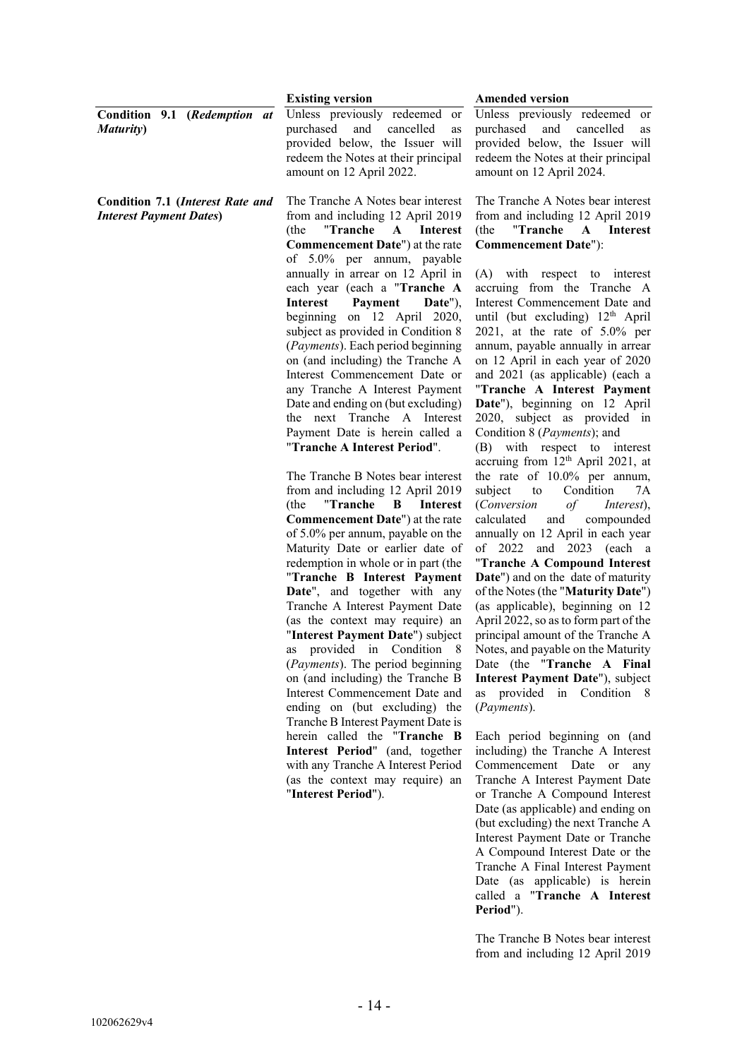| | **Existing version** | **Amended version** |
|---|---|---|
| **Condition 9.1 (*Redemption at Maturity*)** | Unless previously redeemed or purchased and cancelled as provided below, the Issuer will redeem the Notes at their principal amount on 12 April 2022. | Unless previously redeemed or purchased and cancelled as provided below, the Issuer will redeem the Notes at their principal amount on 12 April 2024. |
| **Condition 7.1 (*Interest Rate and Interest Payment Dates*)** | The Tranche A Notes bear interest from and including 12 April 2019 (the "**Tranche A Interest Commencement Date**") at the rate of 5.0% per annum, payable annually in arrear on 12 April in each year (each a "**Tranche A Interest Payment Date**"), beginning on 12 April 2020, subject as provided in Condition 8 (*Payments*). Each period beginning on (and including) the Tranche A Interest Commencement Date or any Tranche A Interest Payment Date and ending on (but excluding) the next Tranche A Interest Payment Date is herein called a "**Tranche A Interest Period**".<br><br>The Tranche B Notes bear interest from and including 12 April 2019 (the "**Tranche B Interest Commencement Date**") at the rate of 5.0% per annum, payable on the Maturity Date or earlier date of redemption in whole or in part (the "**Tranche B Interest Payment Date**", and together with any Tranche A Interest Payment Date (as the context may require) an "**Interest Payment Date**") subject as provided in Condition 8 (*Payments*). The period beginning on (and including) the Tranche B Interest Commencement Date and ending on (but excluding) the Tranche B Interest Payment Date is herein called the "**Tranche B Interest Period**" (and, together with any Tranche A Interest Period (as the context may require) an "**Interest Period**"). | The Tranche A Notes bear interest from and including 12 April 2019 (the "**Tranche A Interest Commencement Date**"):<br><br>(A) with respect to interest accruing from the Tranche A Interest Commencement Date and until (but excluding) 12th April 2021, at the rate of 5.0% per annum, payable annually in arrear on 12 April in each year of 2020 and 2021 (as applicable) (each a "**Tranche A Interest Payment Date**"), beginning on 12 April 2020, subject as provided in Condition 8 (*Payments*); and<br>(B) with respect to interest accruing from 12th April 2021, at the rate of 10.0% per annum, subject to Condition 7A (*Conversion of Interest*), calculated and compounded annually on 12 April in each year of 2022 and 2023 (each a "**Tranche A Compound Interest Date**") and on the date of maturity of the Notes (the "**Maturity Date**") (as applicable), beginning on 12 April 2022, so as to form part of the principal amount of the Tranche A Notes, and payable on the Maturity Date (the "**Tranche A Final Interest Payment Date**"), subject as provided in Condition 8 (*Payments*).<br><br>Each period beginning on (and including) the Tranche A Interest Commencement Date or any Tranche A Interest Payment Date or Tranche A Compound Interest Date (as applicable) and ending on (but excluding) the next Tranche A Interest Payment Date or Tranche A Compound Interest Date or the Tranche A Final Interest Payment Date (as applicable) is herein called a "**Tranche A Interest Period**").<br><br>The Tranche B Notes bear interest from and including 12 April 2019 |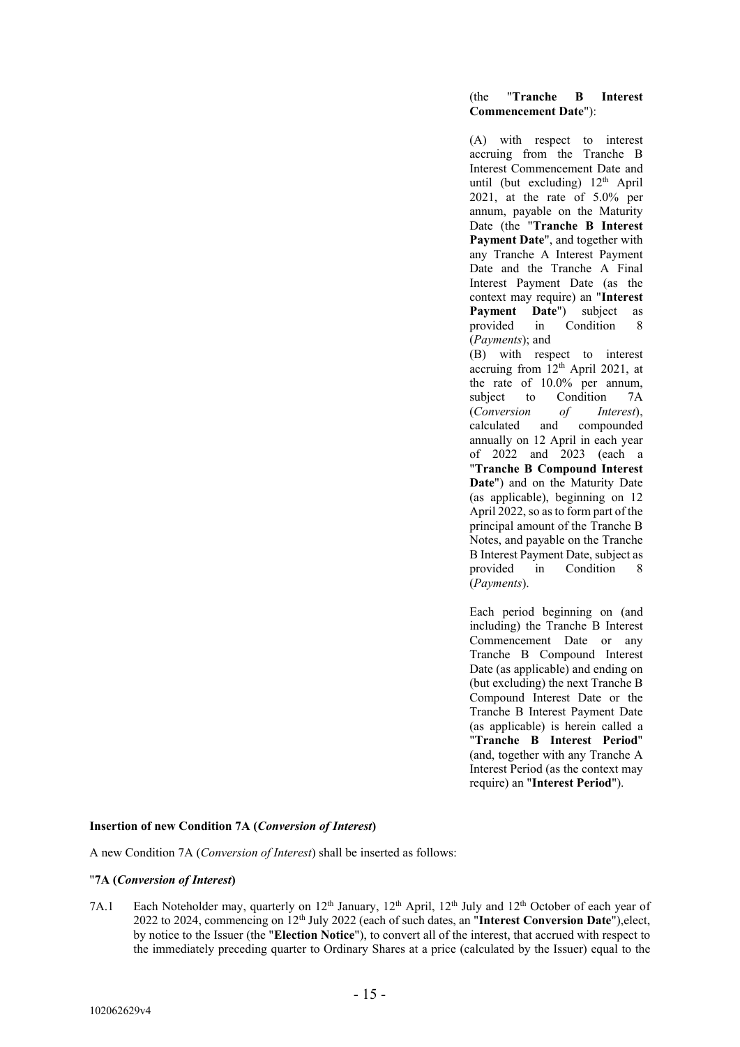(the "**Tranche B Interest Commencement Date**"):

(A) with respect to interest accruing from the Tranche B Interest Commencement Date and until (but excluding) 12th April 2021, at the rate of 5.0% per annum, payable on the Maturity Date (the "**Tranche B Interest Payment Date**", and together with any Tranche A Interest Payment Date and the Tranche A Final Interest Payment Date (as the context may require) an "**Interest Payment Date**") subject as provided in Condition 8 (*Payments*); and

(B) with respect to interest accruing from 12th April 2021, at the rate of 10.0% per annum, subject to Condition 7A (*Conversion of Interest*), calculated and compounded annually on 12 April in each year of 2022 and 2023 (each a "**Tranche B Compound Interest Date**") and on the Maturity Date (as applicable), beginning on 12 April 2022, so as to form part of the principal amount of the Tranche B Notes, and payable on the Tranche B Interest Payment Date, subject as provided in Condition 8 (*Payments*).

Each period beginning on (and including) the Tranche B Interest Commencement Date or any Tranche B Compound Interest Date (as applicable) and ending on (but excluding) the next Tranche B Compound Interest Date or the Tranche B Interest Payment Date (as applicable) is herein called a "**Tranche B Interest Period**" (and, together with any Tranche A Interest Period (as the context may require) an "**Interest Period**").

**Insertion of new Condition 7A (*Conversion of Interest*)**

A new Condition 7A (*Conversion of Interest*) shall be inserted as follows:

"**7A (*Conversion of Interest*)**

7A.1 Each Noteholder may, quarterly on 12th January, 12th April, 12th July and 12th October of each year of 2022 to 2024, commencing on 12th July 2022 (each of such dates, an "**Interest Conversion Date**"),elect, by notice to the Issuer (the "**Election Notice**"), to convert all of the interest, that accrued with respect to the immediately preceding quarter to Ordinary Shares at a price (calculated by the Issuer) equal to the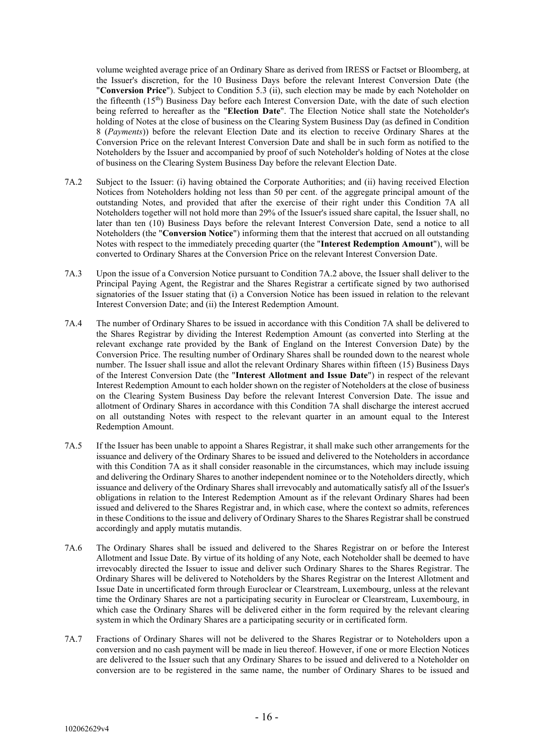volume weighted average price of an Ordinary Share as derived from IRESS or Factset or Bloomberg, at the Issuer's discretion, for the 10 Business Days before the relevant Interest Conversion Date (the "**Conversion Price**"). Subject to Condition 5.3 (ii), such election may be made by each Noteholder on the fifteenth (15th) Business Day before each Interest Conversion Date, with the date of such election being referred to hereafter as the "**Election Date**". The Election Notice shall state the Noteholder's holding of Notes at the close of business on the Clearing System Business Day (as defined in Condition 8 (*Payments*)) before the relevant Election Date and its election to receive Ordinary Shares at the Conversion Price on the relevant Interest Conversion Date and shall be in such form as notified to the Noteholders by the Issuer and accompanied by proof of such Noteholder's holding of Notes at the close of business on the Clearing System Business Day before the relevant Election Date.

7A.2 Subject to the Issuer: (i) having obtained the Corporate Authorities; and (ii) having received Election Notices from Noteholders holding not less than 50 per cent. of the aggregate principal amount of the outstanding Notes, and provided that after the exercise of their right under this Condition 7A all Noteholders together will not hold more than 29% of the Issuer's issued share capital, the Issuer shall, no later than ten (10) Business Days before the relevant Interest Conversion Date, send a notice to all Noteholders (the "**Conversion Notice**") informing them that the interest that accrued on all outstanding Notes with respect to the immediately preceding quarter (the "**Interest Redemption Amount**"), will be converted to Ordinary Shares at the Conversion Price on the relevant Interest Conversion Date.

7A.3 Upon the issue of a Conversion Notice pursuant to Condition 7A.2 above, the Issuer shall deliver to the Principal Paying Agent, the Registrar and the Shares Registrar a certificate signed by two authorised signatories of the Issuer stating that (i) a Conversion Notice has been issued in relation to the relevant Interest Conversion Date; and (ii) the Interest Redemption Amount.

7A.4 The number of Ordinary Shares to be issued in accordance with this Condition 7A shall be delivered to the Shares Registrar by dividing the Interest Redemption Amount (as converted into Sterling at the relevant exchange rate provided by the Bank of England on the Interest Conversion Date) by the Conversion Price. The resulting number of Ordinary Shares shall be rounded down to the nearest whole number. The Issuer shall issue and allot the relevant Ordinary Shares within fifteen (15) Business Days of the Interest Conversion Date (the "**Interest Allotment and Issue Date**") in respect of the relevant Interest Redemption Amount to each holder shown on the register of Noteholders at the close of business on the Clearing System Business Day before the relevant Interest Conversion Date. The issue and allotment of Ordinary Shares in accordance with this Condition 7A shall discharge the interest accrued on all outstanding Notes with respect to the relevant quarter in an amount equal to the Interest Redemption Amount.

7A.5 If the Issuer has been unable to appoint a Shares Registrar, it shall make such other arrangements for the issuance and delivery of the Ordinary Shares to be issued and delivered to the Noteholders in accordance with this Condition 7A as it shall consider reasonable in the circumstances, which may include issuing and delivering the Ordinary Shares to another independent nominee or to the Noteholders directly, which issuance and delivery of the Ordinary Shares shall irrevocably and automatically satisfy all of the Issuer's obligations in relation to the Interest Redemption Amount as if the relevant Ordinary Shares had been issued and delivered to the Shares Registrar and, in which case, where the context so admits, references in these Conditions to the issue and delivery of Ordinary Shares to the Shares Registrar shall be construed accordingly and apply mutatis mutandis.

7A.6 The Ordinary Shares shall be issued and delivered to the Shares Registrar on or before the Interest Allotment and Issue Date. By virtue of its holding of any Note, each Noteholder shall be deemed to have irrevocably directed the Issuer to issue and deliver such Ordinary Shares to the Shares Registrar. The Ordinary Shares will be delivered to Noteholders by the Shares Registrar on the Interest Allotment and Issue Date in uncertificated form through Euroclear or Clearstream, Luxembourg, unless at the relevant time the Ordinary Shares are not a participating security in Euroclear or Clearstream, Luxembourg, in which case the Ordinary Shares will be delivered either in the form required by the relevant clearing system in which the Ordinary Shares are a participating security or in certificated form.

7A.7 Fractions of Ordinary Shares will not be delivered to the Shares Registrar or to Noteholders upon a conversion and no cash payment will be made in lieu thereof. However, if one or more Election Notices are delivered to the Issuer such that any Ordinary Shares to be issued and delivered to a Noteholder on conversion are to be registered in the same name, the number of Ordinary Shares to be issued and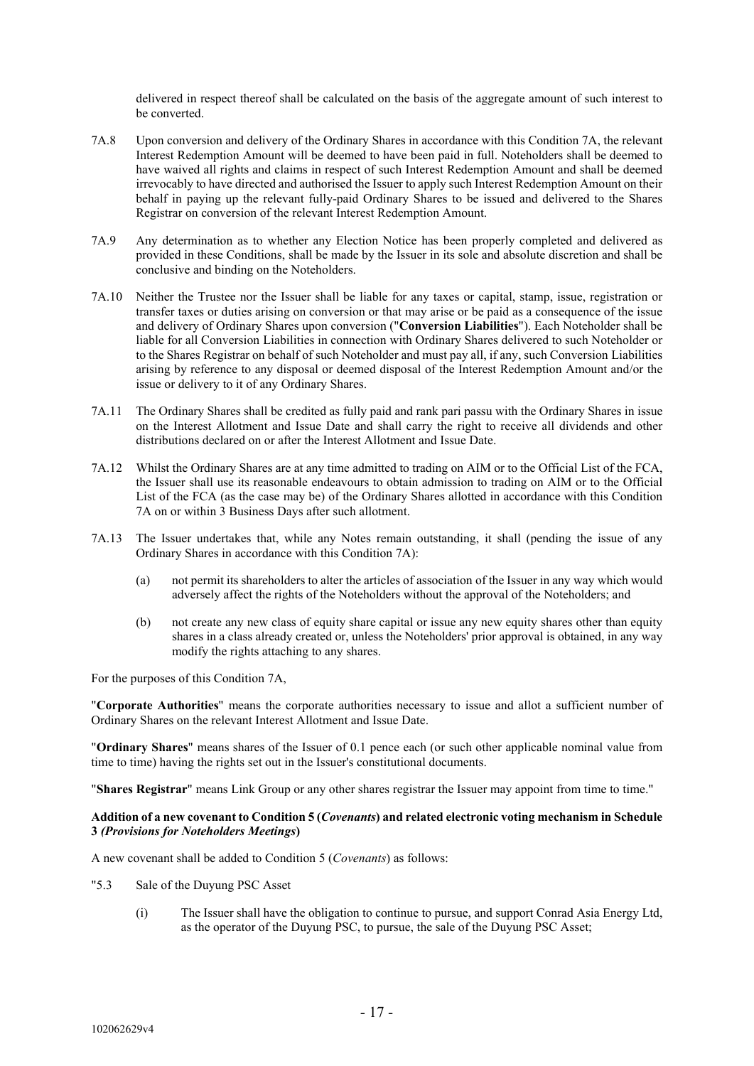delivered in respect thereof shall be calculated on the basis of the aggregate amount of such interest to be converted.

7A.8 Upon conversion and delivery of the Ordinary Shares in accordance with this Condition 7A, the relevant Interest Redemption Amount will be deemed to have been paid in full. Noteholders shall be deemed to have waived all rights and claims in respect of such Interest Redemption Amount and shall be deemed irrevocably to have directed and authorised the Issuer to apply such Interest Redemption Amount on their behalf in paying up the relevant fully-paid Ordinary Shares to be issued and delivered to the Shares Registrar on conversion of the relevant Interest Redemption Amount.

7A.9 Any determination as to whether any Election Notice has been properly completed and delivered as provided in these Conditions, shall be made by the Issuer in its sole and absolute discretion and shall be conclusive and binding on the Noteholders.

7A.10 Neither the Trustee nor the Issuer shall be liable for any taxes or capital, stamp, issue, registration or transfer taxes or duties arising on conversion or that may arise or be paid as a consequence of the issue and delivery of Ordinary Shares upon conversion ("**Conversion Liabilities**"). Each Noteholder shall be liable for all Conversion Liabilities in connection with Ordinary Shares delivered to such Noteholder or to the Shares Registrar on behalf of such Noteholder and must pay all, if any, such Conversion Liabilities arising by reference to any disposal or deemed disposal of the Interest Redemption Amount and/or the issue or delivery to it of any Ordinary Shares.

7A.11 The Ordinary Shares shall be credited as fully paid and rank pari passu with the Ordinary Shares in issue on the Interest Allotment and Issue Date and shall carry the right to receive all dividends and other distributions declared on or after the Interest Allotment and Issue Date.

7A.12 Whilst the Ordinary Shares are at any time admitted to trading on AIM or to the Official List of the FCA, the Issuer shall use its reasonable endeavours to obtain admission to trading on AIM or to the Official List of the FCA (as the case may be) of the Ordinary Shares allotted in accordance with this Condition 7A on or within 3 Business Days after such allotment.

7A.13 The Issuer undertakes that, while any Notes remain outstanding, it shall (pending the issue of any Ordinary Shares in accordance with this Condition 7A):

(a) not permit its shareholders to alter the articles of association of the Issuer in any way which would adversely affect the rights of the Noteholders without the approval of the Noteholders; and

(b) not create any new class of equity share capital or issue any new equity shares other than equity shares in a class already created or, unless the Noteholders' prior approval is obtained, in any way modify the rights attaching to any shares.

For the purposes of this Condition 7A,

"**Corporate Authorities**" means the corporate authorities necessary to issue and allot a sufficient number of Ordinary Shares on the relevant Interest Allotment and Issue Date.

"**Ordinary Shares**" means shares of the Issuer of 0.1 pence each (or such other applicable nominal value from time to time) having the rights set out in the Issuer's constitutional documents.

"**Shares Registrar**" means Link Group or any other shares registrar the Issuer may appoint from time to time."

**Addition of a new covenant to Condition 5 (*Covenants*) and related electronic voting mechanism in Schedule 3 *(Provisions for Noteholders Meetings*)**

A new covenant shall be added to Condition 5 (*Covenants*) as follows:

"5.3 Sale of the Duyung PSC Asset

(i) The Issuer shall have the obligation to continue to pursue, and support Conrad Asia Energy Ltd, as the operator of the Duyung PSC, to pursue, the sale of the Duyung PSC Asset;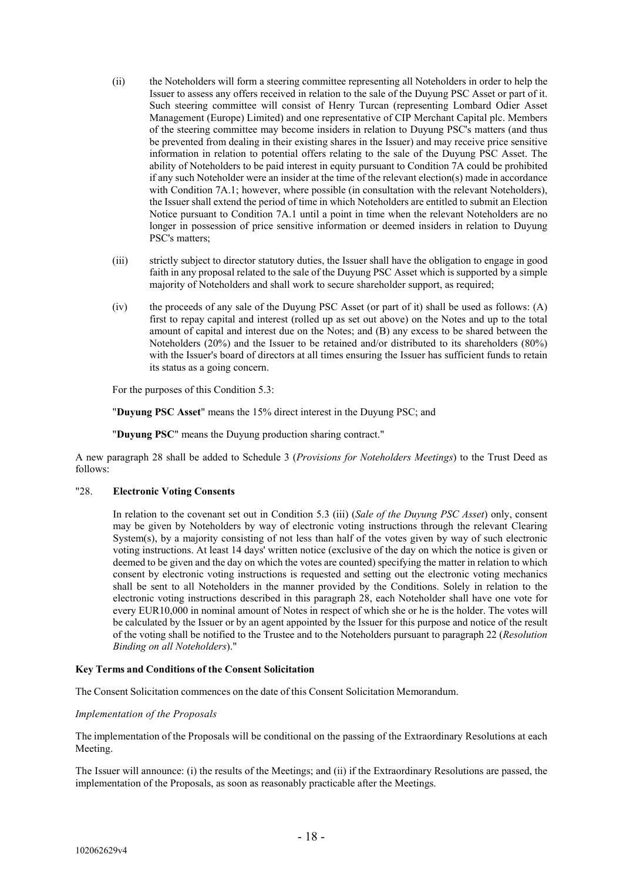(ii) the Noteholders will form a steering committee representing all Noteholders in order to help the Issuer to assess any offers received in relation to the sale of the Duyung PSC Asset or part of it. Such steering committee will consist of Henry Turcan (representing Lombard Odier Asset Management (Europe) Limited) and one representative of CIP Merchant Capital plc. Members of the steering committee may become insiders in relation to Duyung PSC's matters (and thus be prevented from dealing in their existing shares in the Issuer) and may receive price sensitive information in relation to potential offers relating to the sale of the Duyung PSC Asset. The ability of Noteholders to be paid interest in equity pursuant to Condition 7A could be prohibited if any such Noteholder were an insider at the time of the relevant election(s) made in accordance with Condition 7A.1; however, where possible (in consultation with the relevant Noteholders), the Issuer shall extend the period of time in which Noteholders are entitled to submit an Election Notice pursuant to Condition 7A.1 until a point in time when the relevant Noteholders are no longer in possession of price sensitive information or deemed insiders in relation to Duyung PSC's matters;

(iii) strictly subject to director statutory duties, the Issuer shall have the obligation to engage in good faith in any proposal related to the sale of the Duyung PSC Asset which is supported by a simple majority of Noteholders and shall work to secure shareholder support, as required;

(iv) the proceeds of any sale of the Duyung PSC Asset (or part of it) shall be used as follows: (A) first to repay capital and interest (rolled up as set out above) on the Notes and up to the total amount of capital and interest due on the Notes; and (B) any excess to be shared between the Noteholders (20%) and the Issuer to be retained and/or distributed to its shareholders (80%) with the Issuer's board of directors at all times ensuring the Issuer has sufficient funds to retain its status as a going concern.

For the purposes of this Condition 5.3:

"**Duyung PSC Asset**" means the 15% direct interest in the Duyung PSC; and

"**Duyung PSC**" means the Duyung production sharing contract."

A new paragraph 28 shall be added to Schedule 3 (*Provisions for Noteholders Meetings*) to the Trust Deed as follows:

"28. **Electronic Voting Consents**

In relation to the covenant set out in Condition 5.3 (iii) (*Sale of the Duyung PSC Asset*) only, consent may be given by Noteholders by way of electronic voting instructions through the relevant Clearing System(s), by a majority consisting of not less than half of the votes given by way of such electronic voting instructions. At least 14 days' written notice (exclusive of the day on which the notice is given or deemed to be given and the day on which the votes are counted) specifying the matter in relation to which consent by electronic voting instructions is requested and setting out the electronic voting mechanics shall be sent to all Noteholders in the manner provided by the Conditions. Solely in relation to the electronic voting instructions described in this paragraph 28, each Noteholder shall have one vote for every EUR10,000 in nominal amount of Notes in respect of which she or he is the holder. The votes will be calculated by the Issuer or by an agent appointed by the Issuer for this purpose and notice of the result of the voting shall be notified to the Trustee and to the Noteholders pursuant to paragraph 22 (*Resolution Binding on all Noteholders*)."

**Key Terms and Conditions of the Consent Solicitation**

The Consent Solicitation commences on the date of this Consent Solicitation Memorandum.

*Implementation of the Proposals*

The implementation of the Proposals will be conditional on the passing of the Extraordinary Resolutions at each Meeting.

The Issuer will announce: (i) the results of the Meetings; and (ii) if the Extraordinary Resolutions are passed, the implementation of the Proposals, as soon as reasonably practicable after the Meetings.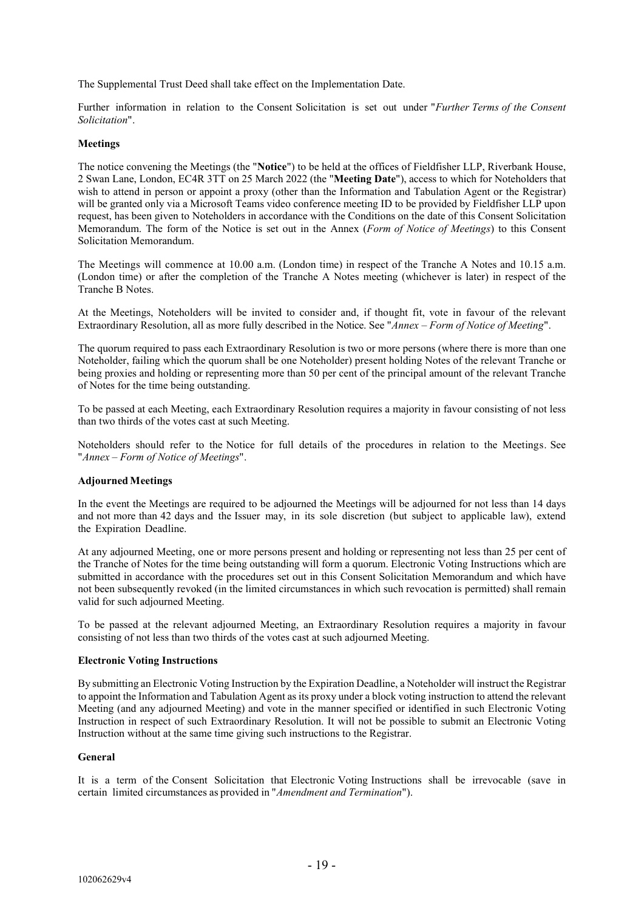The Supplemental Trust Deed shall take effect on the Implementation Date.

Further information in relation to the Consent Solicitation is set out under "*Further Terms of the Consent Solicitation*".

**Meetings**

The notice convening the Meetings (the "**Notice**") to be held at the offices of Fieldfisher LLP, Riverbank House, 2 Swan Lane, London, EC4R 3TT on 25 March 2022 (the "**Meeting Date**"), access to which for Noteholders that wish to attend in person or appoint a proxy (other than the Information and Tabulation Agent or the Registrar) will be granted only via a Microsoft Teams video conference meeting ID to be provided by Fieldfisher LLP upon request, has been given to Noteholders in accordance with the Conditions on the date of this Consent Solicitation Memorandum. The form of the Notice is set out in the Annex (*Form of Notice of Meetings*) to this Consent Solicitation Memorandum.

The Meetings will commence at 10.00 a.m. (London time) in respect of the Tranche A Notes and 10.15 a.m. (London time) or after the completion of the Tranche A Notes meeting (whichever is later) in respect of the Tranche B Notes.

At the Meetings, Noteholders will be invited to consider and, if thought fit, vote in favour of the relevant Extraordinary Resolution, all as more fully described in the Notice. See "*Annex – Form of Notice of Meeting*".

The quorum required to pass each Extraordinary Resolution is two or more persons (where there is more than one Noteholder, failing which the quorum shall be one Noteholder) present holding Notes of the relevant Tranche or being proxies and holding or representing more than 50 per cent of the principal amount of the relevant Tranche of Notes for the time being outstanding.

To be passed at each Meeting, each Extraordinary Resolution requires a majority in favour consisting of not less than two thirds of the votes cast at such Meeting.

Noteholders should refer to the Notice for full details of the procedures in relation to the Meetings. See "*Annex – Form of Notice of Meetings*".

**Adjourned Meetings**

In the event the Meetings are required to be adjourned the Meetings will be adjourned for not less than 14 days and not more than 42 days and the Issuer may, in its sole discretion (but subject to applicable law), extend the Expiration Deadline.

At any adjourned Meeting, one or more persons present and holding or representing not less than 25 per cent of the Tranche of Notes for the time being outstanding will form a quorum. Electronic Voting Instructions which are submitted in accordance with the procedures set out in this Consent Solicitation Memorandum and which have not been subsequently revoked (in the limited circumstances in which such revocation is permitted) shall remain valid for such adjourned Meeting.

To be passed at the relevant adjourned Meeting, an Extraordinary Resolution requires a majority in favour consisting of not less than two thirds of the votes cast at such adjourned Meeting.

**Electronic Voting Instructions**

By submitting an Electronic Voting Instruction by the Expiration Deadline, a Noteholder will instruct the Registrar to appoint the Information and Tabulation Agent as its proxy under a block voting instruction to attend the relevant Meeting (and any adjourned Meeting) and vote in the manner specified or identified in such Electronic Voting Instruction in respect of such Extraordinary Resolution. It will not be possible to submit an Electronic Voting Instruction without at the same time giving such instructions to the Registrar.

**General**

It is a term of the Consent Solicitation that Electronic Voting Instructions shall be irrevocable (save in certain limited circumstances as provided in "*Amendment and Termination*").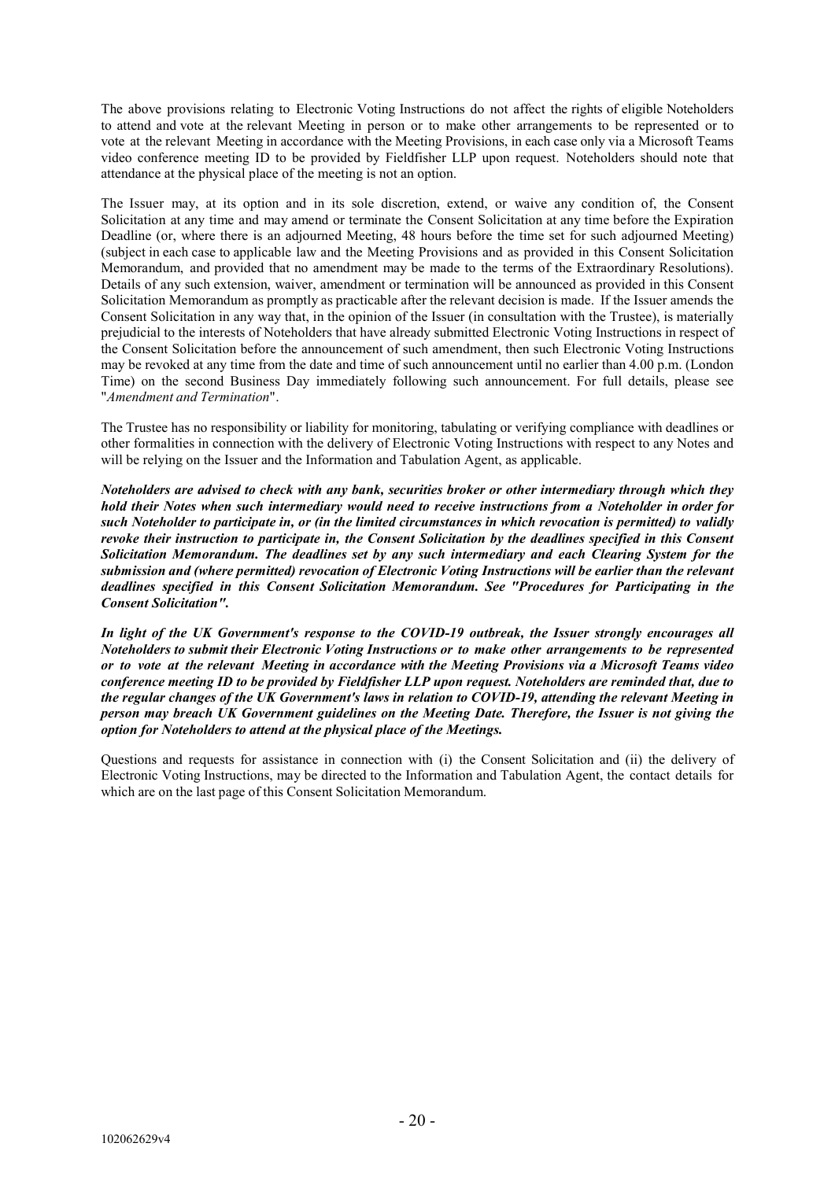The above provisions relating to Electronic Voting Instructions do not affect the rights of eligible Noteholders to attend and vote at the relevant Meeting in person or to make other arrangements to be represented or to vote at the relevant Meeting in accordance with the Meeting Provisions, in each case only via a Microsoft Teams video conference meeting ID to be provided by Fieldfisher LLP upon request. Noteholders should note that attendance at the physical place of the meeting is not an option.

The Issuer may, at its option and in its sole discretion, extend, or waive any condition of, the Consent Solicitation at any time and may amend or terminate the Consent Solicitation at any time before the Expiration Deadline (or, where there is an adjourned Meeting, 48 hours before the time set for such adjourned Meeting) (subject in each case to applicable law and the Meeting Provisions and as provided in this Consent Solicitation Memorandum, and provided that no amendment may be made to the terms of the Extraordinary Resolutions). Details of any such extension, waiver, amendment or termination will be announced as provided in this Consent Solicitation Memorandum as promptly as practicable after the relevant decision is made. If the Issuer amends the Consent Solicitation in any way that, in the opinion of the Issuer (in consultation with the Trustee), is materially prejudicial to the interests of Noteholders that have already submitted Electronic Voting Instructions in respect of the Consent Solicitation before the announcement of such amendment, then such Electronic Voting Instructions may be revoked at any time from the date and time of such announcement until no earlier than 4.00 p.m. (London Time) on the second Business Day immediately following such announcement. For full details, please see "*Amendment and Termination*".

The Trustee has no responsibility or liability for monitoring, tabulating or verifying compliance with deadlines or other formalities in connection with the delivery of Electronic Voting Instructions with respect to any Notes and will be relying on the Issuer and the Information and Tabulation Agent, as applicable.

***Noteholders are advised to check with any bank, securities broker or other intermediary through which they hold their Notes when such intermediary would need to receive instructions from a Noteholder in order for such Noteholder to participate in, or (in the limited circumstances in which revocation is permitted) to validly revoke their instruction to participate in, the Consent Solicitation by the deadlines specified in this Consent Solicitation Memorandum. The deadlines set by any such intermediary and each Clearing System for the submission and (where permitted) revocation of Electronic Voting Instructions will be earlier than the relevant deadlines specified in this Consent Solicitation Memorandum. See "Procedures for Participating in the Consent Solicitation".***

***In light of the UK Government's response to the COVID-19 outbreak, the Issuer strongly encourages all Noteholders to submit their Electronic Voting Instructions or to make other arrangements to be represented or to vote at the relevant Meeting in accordance with the Meeting Provisions via a Microsoft Teams video conference meeting ID to be provided by Fieldfisher LLP upon request. Noteholders are reminded that, due to the regular changes of the UK Government's laws in relation to COVID-19, attending the relevant Meeting in person may breach UK Government guidelines on the Meeting Date. Therefore, the Issuer is not giving the option for Noteholders to attend at the physical place of the Meetings.***

Questions and requests for assistance in connection with (i) the Consent Solicitation and (ii) the delivery of Electronic Voting Instructions, may be directed to the Information and Tabulation Agent, the contact details for which are on the last page of this Consent Solicitation Memorandum.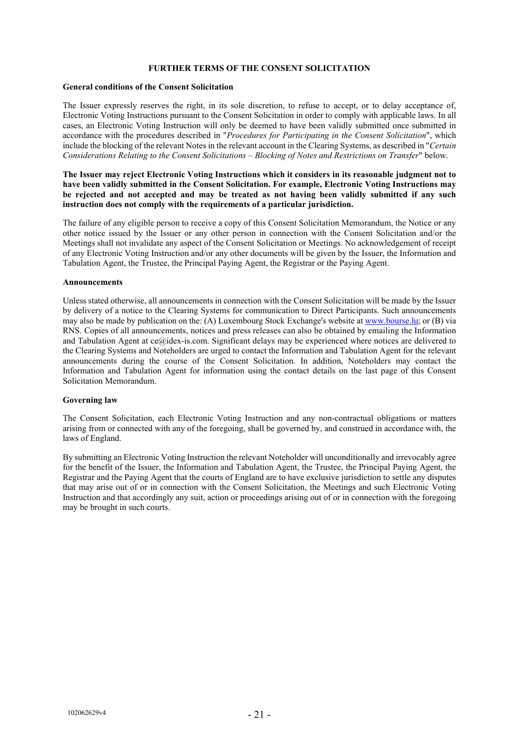## FURTHER TERMS OF THE CONSENT SOLICITATION

### General conditions of the Consent Solicitation

The Issuer expressly reserves the right, in its sole discretion, to refuse to accept, or to delay acceptance of, Electronic Voting Instructions pursuant to the Consent Solicitation in order to comply with applicable laws. In all cases, an Electronic Voting Instruction will only be deemed to have been validly submitted once submitted in accordance with the procedures described in "*Procedures for Participating in the Consent Solicitation*", which include the blocking of the relevant Notes in the relevant account in the Clearing Systems, as described in "*Certain Considerations Relating to the Consent Solicitations – Blocking of Notes and Restrictions on Transfer*" below.

**The Issuer may reject Electronic Voting Instructions which it considers in its reasonable judgment not to have been validly submitted in the Consent Solicitation. For example, Electronic Voting Instructions may be rejected and not accepted and may be treated as not having been validly submitted if any such instruction does not comply with the requirements of a particular jurisdiction.**

The failure of any eligible person to receive a copy of this Consent Solicitation Memorandum, the Notice or any other notice issued by the Issuer or any other person in connection with the Consent Solicitation and/or the Meetings shall not invalidate any aspect of the Consent Solicitation or Meetings. No acknowledgement of receipt of any Electronic Voting Instruction and/or any other documents will be given by the Issuer, the Information and Tabulation Agent, the Trustee, the Principal Paying Agent, the Registrar or the Paying Agent.

### Announcements

Unless stated otherwise, all announcements in connection with the Consent Solicitation will be made by the Issuer by delivery of a notice to the Clearing Systems for communication to Direct Participants. Such announcements may also be made by publication on the: (A) Luxembourg Stock Exchange's website at www.bourse.lu; or (B) via RNS. Copies of all announcements, notices and press releases can also be obtained by emailing the Information and Tabulation Agent at ce@idex-is.com. Significant delays may be experienced where notices are delivered to the Clearing Systems and Noteholders are urged to contact the Information and Tabulation Agent for the relevant announcements during the course of the Consent Solicitation. In addition, Noteholders may contact the Information and Tabulation Agent for information using the contact details on the last page of this Consent Solicitation Memorandum.

### Governing law

The Consent Solicitation, each Electronic Voting Instruction and any non-contractual obligations or matters arising from or connected with any of the foregoing, shall be governed by, and construed in accordance with, the laws of England.

By submitting an Electronic Voting Instruction the relevant Noteholder will unconditionally and irrevocably agree for the benefit of the Issuer, the Information and Tabulation Agent, the Trustee, the Principal Paying Agent, the Registrar and the Paying Agent that the courts of England are to have exclusive jurisdiction to settle any disputes that may arise out of or in connection with the Consent Solicitation, the Meetings and such Electronic Voting Instruction and that accordingly any suit, action or proceedings arising out of or in connection with the foregoing may be brought in such courts.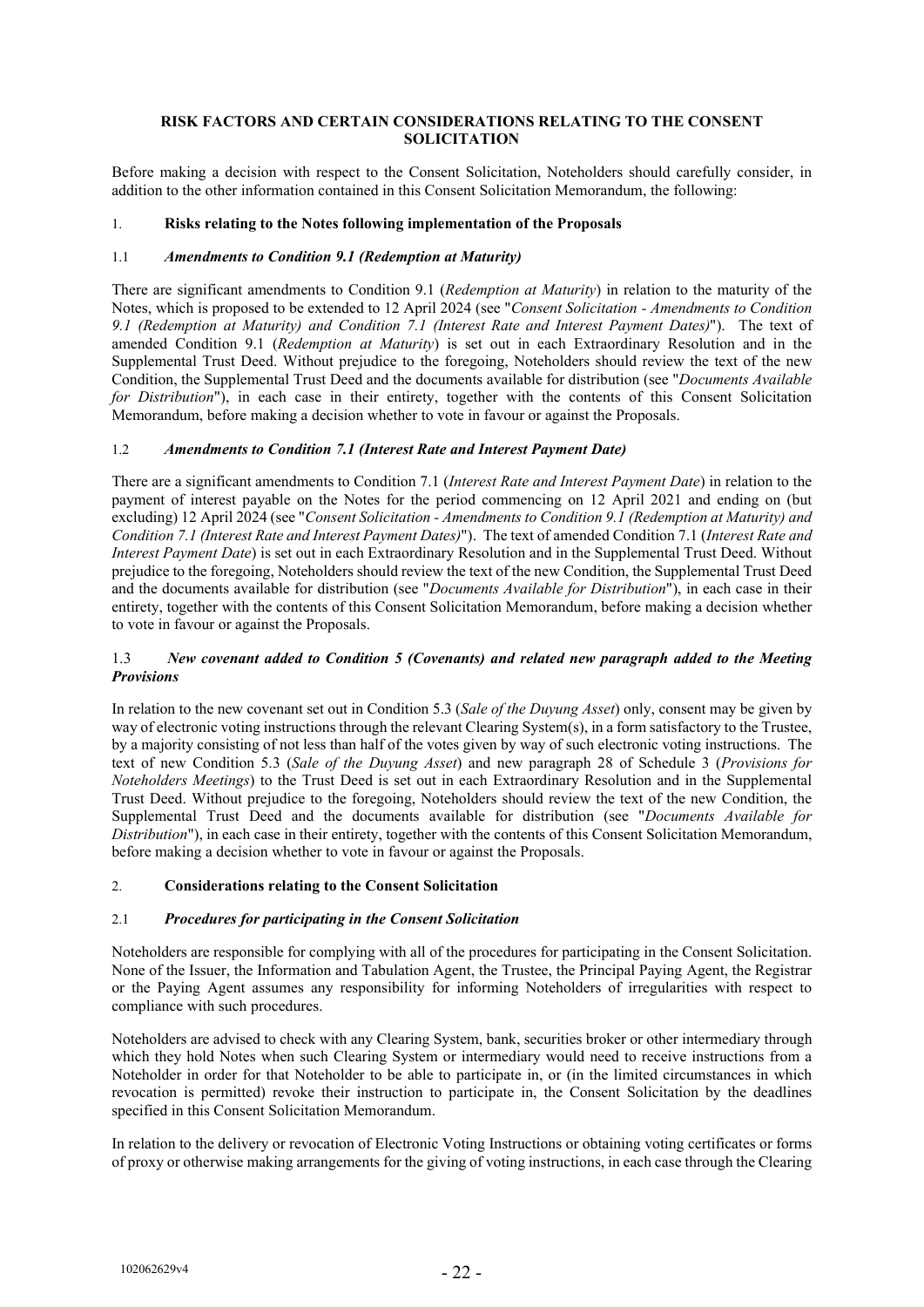## RISK FACTORS AND CERTAIN CONSIDERATIONS RELATING TO THE CONSENT SOLICITATION

Before making a decision with respect to the Consent Solicitation, Noteholders should carefully consider, in addition to the other information contained in this Consent Solicitation Memorandum, the following:

### 1. Risks relating to the Notes following implementation of the Proposals

#### 1.1 *Amendments to Condition 9.1 (Redemption at Maturity)*

There are significant amendments to Condition 9.1 (*Redemption at Maturity*) in relation to the maturity of the Notes, which is proposed to be extended to 12 April 2024 (see "*Consent Solicitation - Amendments to Condition 9.1 (Redemption at Maturity) and Condition 7.1 (Interest Rate and Interest Payment Dates)*"). The text of amended Condition 9.1 (*Redemption at Maturity*) is set out in each Extraordinary Resolution and in the Supplemental Trust Deed. Without prejudice to the foregoing, Noteholders should review the text of the new Condition, the Supplemental Trust Deed and the documents available for distribution (see "*Documents Available for Distribution*"), in each case in their entirety, together with the contents of this Consent Solicitation Memorandum, before making a decision whether to vote in favour or against the Proposals.

#### 1.2 *Amendments to Condition 7.1 (Interest Rate and Interest Payment Date)*

There are a significant amendments to Condition 7.1 (*Interest Rate and Interest Payment Date*) in relation to the payment of interest payable on the Notes for the period commencing on 12 April 2021 and ending on (but excluding) 12 April 2024 (see "*Consent Solicitation - Amendments to Condition 9.1 (Redemption at Maturity) and Condition 7.1 (Interest Rate and Interest Payment Dates)*"). The text of amended Condition 7.1 (*Interest Rate and Interest Payment Date*) is set out in each Extraordinary Resolution and in the Supplemental Trust Deed. Without prejudice to the foregoing, Noteholders should review the text of the new Condition, the Supplemental Trust Deed and the documents available for distribution (see "*Documents Available for Distribution*"), in each case in their entirety, together with the contents of this Consent Solicitation Memorandum, before making a decision whether to vote in favour or against the Proposals.

#### 1.3 *New covenant added to Condition 5 (Covenants) and related new paragraph added to the Meeting Provisions*

In relation to the new covenant set out in Condition 5.3 (*Sale of the Duyung Asset*) only, consent may be given by way of electronic voting instructions through the relevant Clearing System(s), in a form satisfactory to the Trustee, by a majority consisting of not less than half of the votes given by way of such electronic voting instructions. The text of new Condition 5.3 (*Sale of the Duyung Asset*) and new paragraph 28 of Schedule 3 (*Provisions for Noteholders Meetings*) to the Trust Deed is set out in each Extraordinary Resolution and in the Supplemental Trust Deed. Without prejudice to the foregoing, Noteholders should review the text of the new Condition, the Supplemental Trust Deed and the documents available for distribution (see "*Documents Available for Distribution*"), in each case in their entirety, together with the contents of this Consent Solicitation Memorandum, before making a decision whether to vote in favour or against the Proposals.

### 2. Considerations relating to the Consent Solicitation

#### 2.1 *Procedures for participating in the Consent Solicitation*

Noteholders are responsible for complying with all of the procedures for participating in the Consent Solicitation. None of the Issuer, the Information and Tabulation Agent, the Trustee, the Principal Paying Agent, the Registrar or the Paying Agent assumes any responsibility for informing Noteholders of irregularities with respect to compliance with such procedures.

Noteholders are advised to check with any Clearing System, bank, securities broker or other intermediary through which they hold Notes when such Clearing System or intermediary would need to receive instructions from a Noteholder in order for that Noteholder to be able to participate in, or (in the limited circumstances in which revocation is permitted) revoke their instruction to participate in, the Consent Solicitation by the deadlines specified in this Consent Solicitation Memorandum.

In relation to the delivery or revocation of Electronic Voting Instructions or obtaining voting certificates or forms of proxy or otherwise making arrangements for the giving of voting instructions, in each case through the Clearing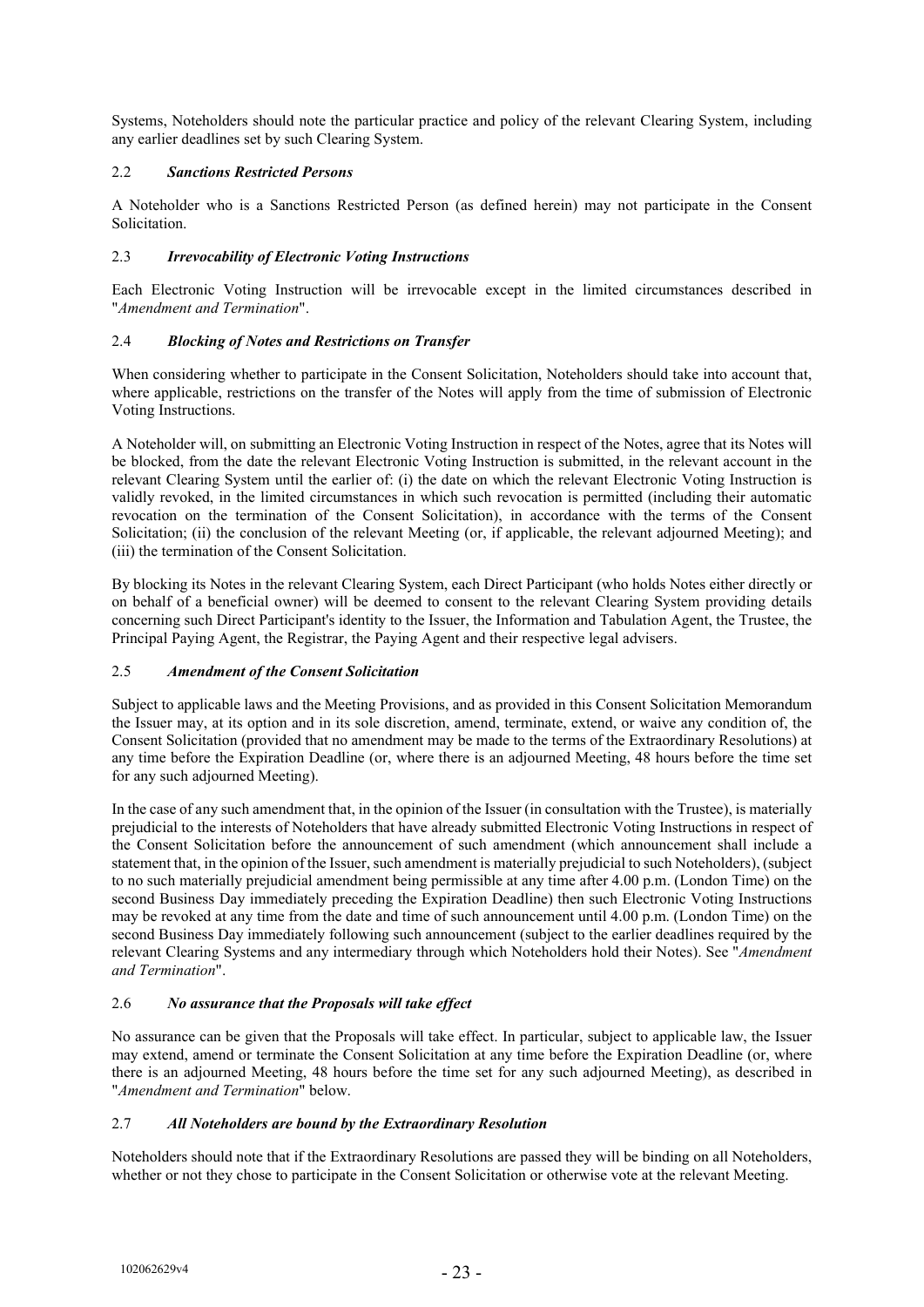Systems, Noteholders should note the particular practice and policy of the relevant Clearing System, including any earlier deadlines set by such Clearing System.

### 2.2 *Sanctions Restricted Persons*

A Noteholder who is a Sanctions Restricted Person (as defined herein) may not participate in the Consent Solicitation.

### 2.3 *Irrevocability of Electronic Voting Instructions*

Each Electronic Voting Instruction will be irrevocable except in the limited circumstances described in "*Amendment and Termination*".

### 2.4 *Blocking of Notes and Restrictions on Transfer*

When considering whether to participate in the Consent Solicitation, Noteholders should take into account that, where applicable, restrictions on the transfer of the Notes will apply from the time of submission of Electronic Voting Instructions.

A Noteholder will, on submitting an Electronic Voting Instruction in respect of the Notes, agree that its Notes will be blocked, from the date the relevant Electronic Voting Instruction is submitted, in the relevant account in the relevant Clearing System until the earlier of: (i) the date on which the relevant Electronic Voting Instruction is validly revoked, in the limited circumstances in which such revocation is permitted (including their automatic revocation on the termination of the Consent Solicitation), in accordance with the terms of the Consent Solicitation; (ii) the conclusion of the relevant Meeting (or, if applicable, the relevant adjourned Meeting); and (iii) the termination of the Consent Solicitation.

By blocking its Notes in the relevant Clearing System, each Direct Participant (who holds Notes either directly or on behalf of a beneficial owner) will be deemed to consent to the relevant Clearing System providing details concerning such Direct Participant's identity to the Issuer, the Information and Tabulation Agent, the Trustee, the Principal Paying Agent, the Registrar, the Paying Agent and their respective legal advisers.

### 2.5 *Amendment of the Consent Solicitation*

Subject to applicable laws and the Meeting Provisions, and as provided in this Consent Solicitation Memorandum the Issuer may, at its option and in its sole discretion, amend, terminate, extend, or waive any condition of, the Consent Solicitation (provided that no amendment may be made to the terms of the Extraordinary Resolutions) at any time before the Expiration Deadline (or, where there is an adjourned Meeting, 48 hours before the time set for any such adjourned Meeting).

In the case of any such amendment that, in the opinion of the Issuer (in consultation with the Trustee), is materially prejudicial to the interests of Noteholders that have already submitted Electronic Voting Instructions in respect of the Consent Solicitation before the announcement of such amendment (which announcement shall include a statement that, in the opinion of the Issuer, such amendment is materially prejudicial to such Noteholders), (subject to no such materially prejudicial amendment being permissible at any time after 4.00 p.m. (London Time) on the second Business Day immediately preceding the Expiration Deadline) then such Electronic Voting Instructions may be revoked at any time from the date and time of such announcement until 4.00 p.m. (London Time) on the second Business Day immediately following such announcement (subject to the earlier deadlines required by the relevant Clearing Systems and any intermediary through which Noteholders hold their Notes). See "*Amendment and Termination*".

### 2.6 *No assurance that the Proposals will take effect*

No assurance can be given that the Proposals will take effect. In particular, subject to applicable law, the Issuer may extend, amend or terminate the Consent Solicitation at any time before the Expiration Deadline (or, where there is an adjourned Meeting, 48 hours before the time set for any such adjourned Meeting), as described in "*Amendment and Termination*" below.

### 2.7 *All Noteholders are bound by the Extraordinary Resolution*

Noteholders should note that if the Extraordinary Resolutions are passed they will be binding on all Noteholders, whether or not they chose to participate in the Consent Solicitation or otherwise vote at the relevant Meeting.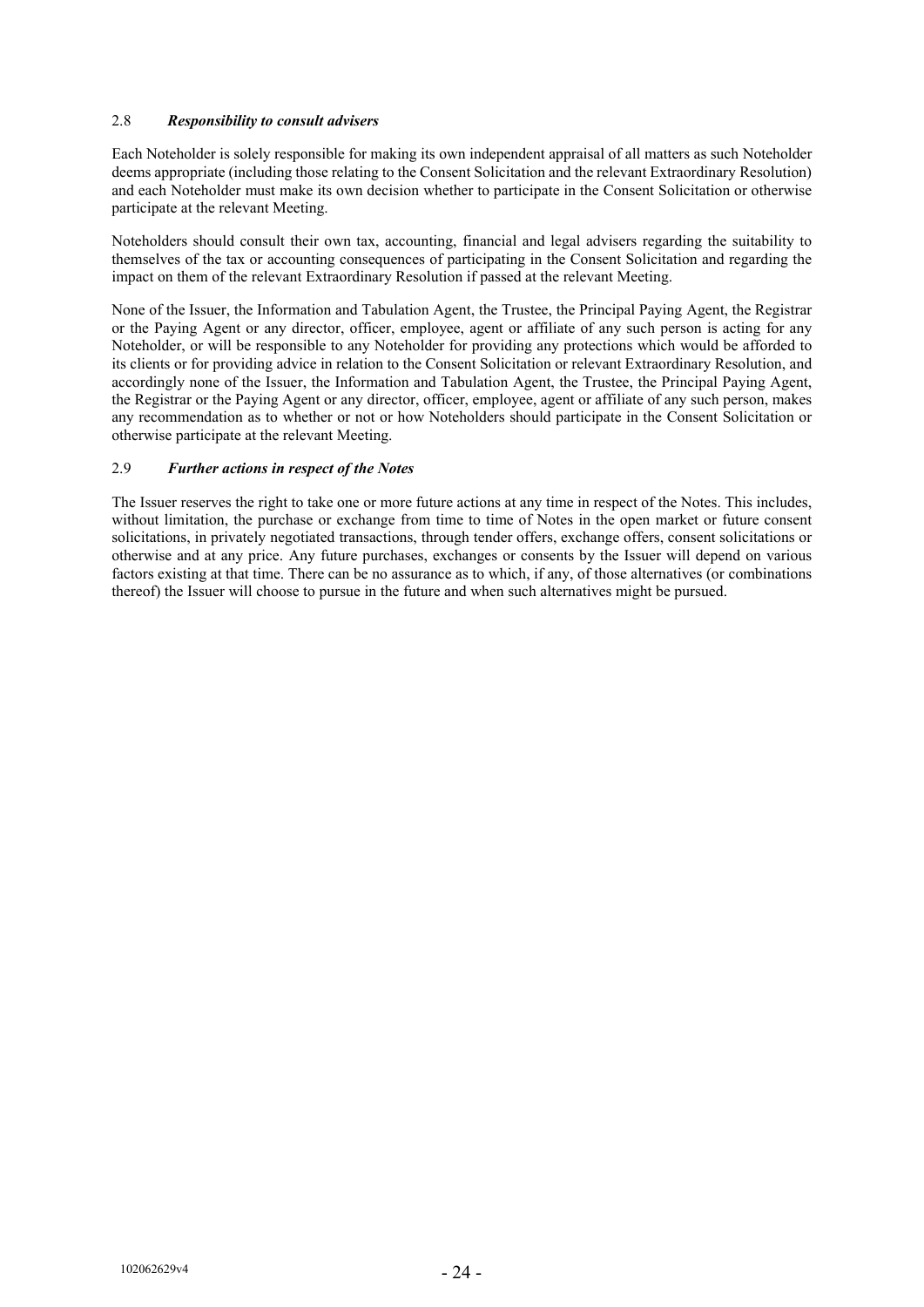### 2.8 *Responsibility to consult advisers*

Each Noteholder is solely responsible for making its own independent appraisal of all matters as such Noteholder deems appropriate (including those relating to the Consent Solicitation and the relevant Extraordinary Resolution) and each Noteholder must make its own decision whether to participate in the Consent Solicitation or otherwise participate at the relevant Meeting.

Noteholders should consult their own tax, accounting, financial and legal advisers regarding the suitability to themselves of the tax or accounting consequences of participating in the Consent Solicitation and regarding the impact on them of the relevant Extraordinary Resolution if passed at the relevant Meeting.

None of the Issuer, the Information and Tabulation Agent, the Trustee, the Principal Paying Agent, the Registrar or the Paying Agent or any director, officer, employee, agent or affiliate of any such person is acting for any Noteholder, or will be responsible to any Noteholder for providing any protections which would be afforded to its clients or for providing advice in relation to the Consent Solicitation or relevant Extraordinary Resolution, and accordingly none of the Issuer, the Information and Tabulation Agent, the Trustee, the Principal Paying Agent, the Registrar or the Paying Agent or any director, officer, employee, agent or affiliate of any such person, makes any recommendation as to whether or not or how Noteholders should participate in the Consent Solicitation or otherwise participate at the relevant Meeting.

### 2.9 *Further actions in respect of the Notes*

The Issuer reserves the right to take one or more future actions at any time in respect of the Notes. This includes, without limitation, the purchase or exchange from time to time of Notes in the open market or future consent solicitations, in privately negotiated transactions, through tender offers, exchange offers, consent solicitations or otherwise and at any price. Any future purchases, exchanges or consents by the Issuer will depend on various factors existing at that time. There can be no assurance as to which, if any, of those alternatives (or combinations thereof) the Issuer will choose to pursue in the future and when such alternatives might be pursued.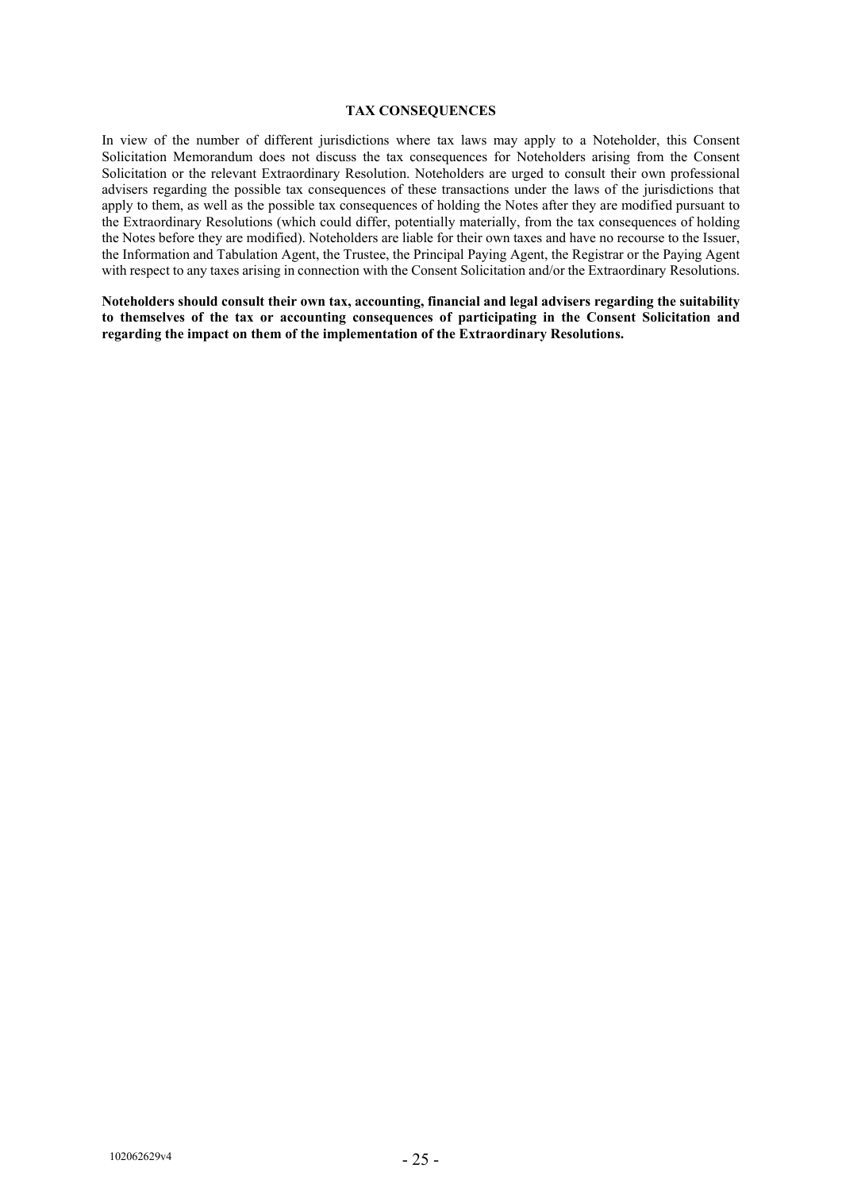## TAX CONSEQUENCES

In view of the number of different jurisdictions where tax laws may apply to a Noteholder, this Consent Solicitation Memorandum does not discuss the tax consequences for Noteholders arising from the Consent Solicitation or the relevant Extraordinary Resolution. Noteholders are urged to consult their own professional advisers regarding the possible tax consequences of these transactions under the laws of the jurisdictions that apply to them, as well as the possible tax consequences of holding the Notes after they are modified pursuant to the Extraordinary Resolutions (which could differ, potentially materially, from the tax consequences of holding the Notes before they are modified). Noteholders are liable for their own taxes and have no recourse to the Issuer, the Information and Tabulation Agent, the Trustee, the Principal Paying Agent, the Registrar or the Paying Agent with respect to any taxes arising in connection with the Consent Solicitation and/or the Extraordinary Resolutions.

**Noteholders should consult their own tax, accounting, financial and legal advisers regarding the suitability to themselves of the tax or accounting consequences of participating in the Consent Solicitation and regarding the impact on them of the implementation of the Extraordinary Resolutions.**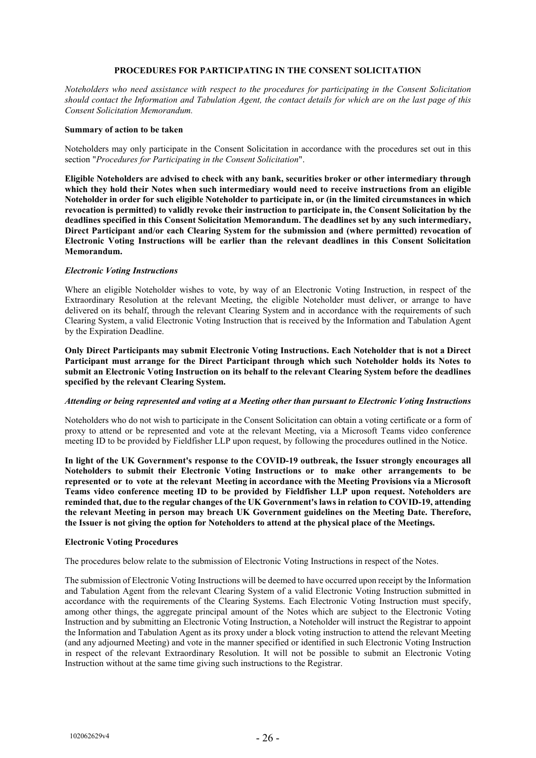## PROCEDURES FOR PARTICIPATING IN THE CONSENT SOLICITATION

*Noteholders who need assistance with respect to the procedures for participating in the Consent Solicitation should contact the Information and Tabulation Agent, the contact details for which are on the last page of this Consent Solicitation Memorandum.*

### Summary of action to be taken

Noteholders may only participate in the Consent Solicitation in accordance with the procedures set out in this section "*Procedures for Participating in the Consent Solicitation*".

**Eligible Noteholders are advised to check with any bank, securities broker or other intermediary through which they hold their Notes when such intermediary would need to receive instructions from an eligible Noteholder in order for such eligible Noteholder to participate in, or (in the limited circumstances in which revocation is permitted) to validly revoke their instruction to participate in, the Consent Solicitation by the deadlines specified in this Consent Solicitation Memorandum. The deadlines set by any such intermediary, Direct Participant and/or each Clearing System for the submission and (where permitted) revocation of Electronic Voting Instructions will be earlier than the relevant deadlines in this Consent Solicitation Memorandum.**

***Electronic Voting Instructions***

Where an eligible Noteholder wishes to vote, by way of an Electronic Voting Instruction, in respect of the Extraordinary Resolution at the relevant Meeting, the eligible Noteholder must deliver, or arrange to have delivered on its behalf, through the relevant Clearing System and in accordance with the requirements of such Clearing System, a valid Electronic Voting Instruction that is received by the Information and Tabulation Agent by the Expiration Deadline.

**Only Direct Participants may submit Electronic Voting Instructions. Each Noteholder that is not a Direct Participant must arrange for the Direct Participant through which such Noteholder holds its Notes to submit an Electronic Voting Instruction on its behalf to the relevant Clearing System before the deadlines specified by the relevant Clearing System.**

***Attending or being represented and voting at a Meeting other than pursuant to Electronic Voting Instructions***

Noteholders who do not wish to participate in the Consent Solicitation can obtain a voting certificate or a form of proxy to attend or be represented and vote at the relevant Meeting, via a Microsoft Teams video conference meeting ID to be provided by Fieldfisher LLP upon request, by following the procedures outlined in the Notice.

**In light of the UK Government's response to the COVID-19 outbreak, the Issuer strongly encourages all Noteholders to submit their Electronic Voting Instructions or to make other arrangements to be represented or to vote at the relevant Meeting in accordance with the Meeting Provisions via a Microsoft Teams video conference meeting ID to be provided by Fieldfisher LLP upon request. Noteholders are reminded that, due to the regular changes of the UK Government's laws in relation to COVID-19, attending the relevant Meeting in person may breach UK Government guidelines on the Meeting Date. Therefore, the Issuer is not giving the option for Noteholders to attend at the physical place of the Meetings.**

### Electronic Voting Procedures

The procedures below relate to the submission of Electronic Voting Instructions in respect of the Notes.

The submission of Electronic Voting Instructions will be deemed to have occurred upon receipt by the Information and Tabulation Agent from the relevant Clearing System of a valid Electronic Voting Instruction submitted in accordance with the requirements of the Clearing Systems. Each Electronic Voting Instruction must specify, among other things, the aggregate principal amount of the Notes which are subject to the Electronic Voting Instruction and by submitting an Electronic Voting Instruction, a Noteholder will instruct the Registrar to appoint the Information and Tabulation Agent as its proxy under a block voting instruction to attend the relevant Meeting (and any adjourned Meeting) and vote in the manner specified or identified in such Electronic Voting Instruction in respect of the relevant Extraordinary Resolution. It will not be possible to submit an Electronic Voting Instruction without at the same time giving such instructions to the Registrar.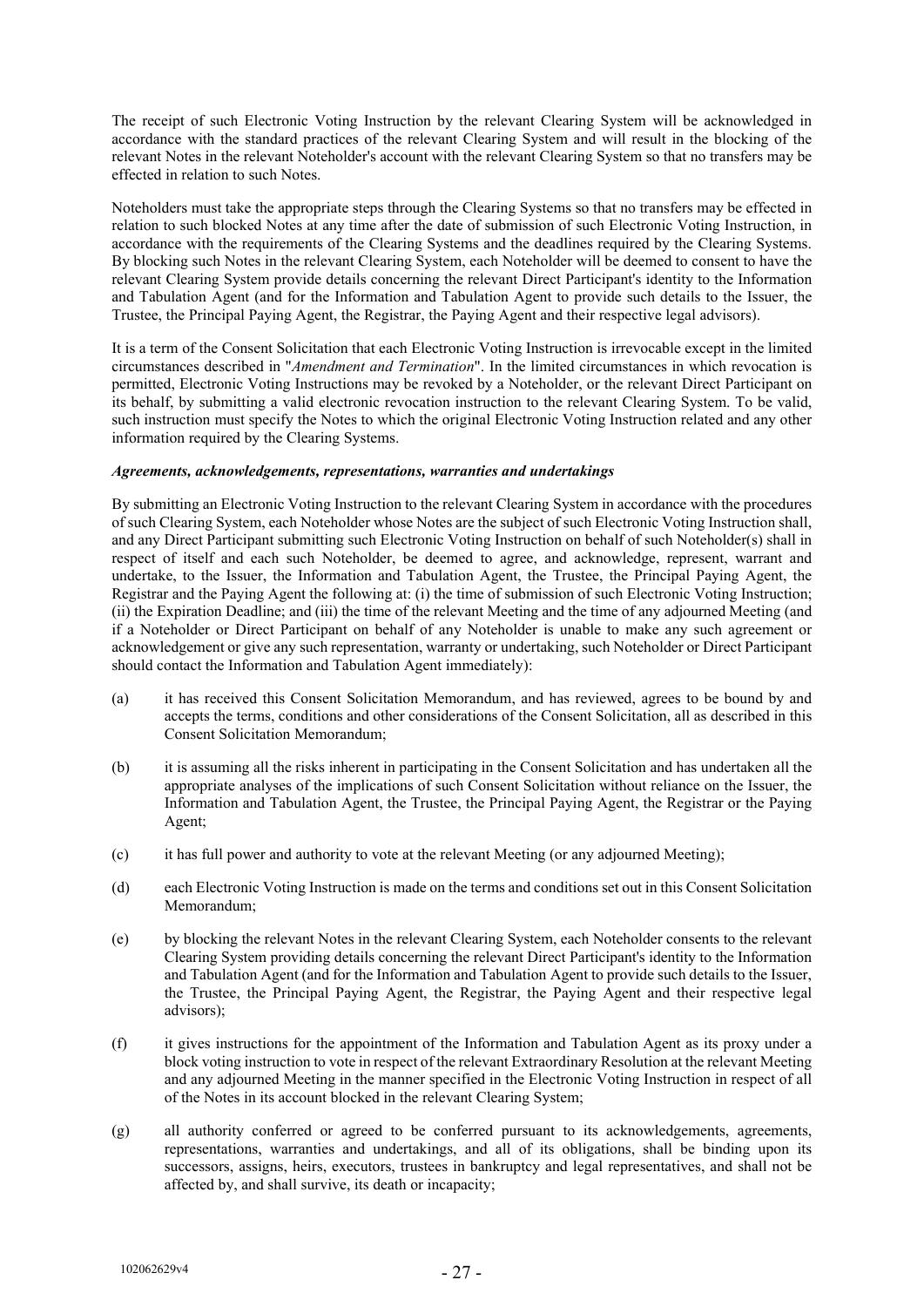The receipt of such Electronic Voting Instruction by the relevant Clearing System will be acknowledged in accordance with the standard practices of the relevant Clearing System and will result in the blocking of the relevant Notes in the relevant Noteholder's account with the relevant Clearing System so that no transfers may be effected in relation to such Notes.

Noteholders must take the appropriate steps through the Clearing Systems so that no transfers may be effected in relation to such blocked Notes at any time after the date of submission of such Electronic Voting Instruction, in accordance with the requirements of the Clearing Systems and the deadlines required by the Clearing Systems. By blocking such Notes in the relevant Clearing System, each Noteholder will be deemed to consent to have the relevant Clearing System provide details concerning the relevant Direct Participant's identity to the Information and Tabulation Agent (and for the Information and Tabulation Agent to provide such details to the Issuer, the Trustee, the Principal Paying Agent, the Registrar, the Paying Agent and their respective legal advisors).

It is a term of the Consent Solicitation that each Electronic Voting Instruction is irrevocable except in the limited circumstances described in "*Amendment and Termination*". In the limited circumstances in which revocation is permitted, Electronic Voting Instructions may be revoked by a Noteholder, or the relevant Direct Participant on its behalf, by submitting a valid electronic revocation instruction to the relevant Clearing System. To be valid, such instruction must specify the Notes to which the original Electronic Voting Instruction related and any other information required by the Clearing Systems.

***Agreements, acknowledgements, representations, warranties and undertakings***

By submitting an Electronic Voting Instruction to the relevant Clearing System in accordance with the procedures of such Clearing System, each Noteholder whose Notes are the subject of such Electronic Voting Instruction shall, and any Direct Participant submitting such Electronic Voting Instruction on behalf of such Noteholder(s) shall in respect of itself and each such Noteholder, be deemed to agree, and acknowledge, represent, warrant and undertake, to the Issuer, the Information and Tabulation Agent, the Trustee, the Principal Paying Agent, the Registrar and the Paying Agent the following at: (i) the time of submission of such Electronic Voting Instruction; (ii) the Expiration Deadline; and (iii) the time of the relevant Meeting and the time of any adjourned Meeting (and if a Noteholder or Direct Participant on behalf of any Noteholder is unable to make any such agreement or acknowledgement or give any such representation, warranty or undertaking, such Noteholder or Direct Participant should contact the Information and Tabulation Agent immediately):

(a) it has received this Consent Solicitation Memorandum, and has reviewed, agrees to be bound by and accepts the terms, conditions and other considerations of the Consent Solicitation, all as described in this Consent Solicitation Memorandum;

(b) it is assuming all the risks inherent in participating in the Consent Solicitation and has undertaken all the appropriate analyses of the implications of such Consent Solicitation without reliance on the Issuer, the Information and Tabulation Agent, the Trustee, the Principal Paying Agent, the Registrar or the Paying Agent;

(c) it has full power and authority to vote at the relevant Meeting (or any adjourned Meeting);

(d) each Electronic Voting Instruction is made on the terms and conditions set out in this Consent Solicitation Memorandum;

(e) by blocking the relevant Notes in the relevant Clearing System, each Noteholder consents to the relevant Clearing System providing details concerning the relevant Direct Participant's identity to the Information and Tabulation Agent (and for the Information and Tabulation Agent to provide such details to the Issuer, the Trustee, the Principal Paying Agent, the Registrar, the Paying Agent and their respective legal advisors);

(f) it gives instructions for the appointment of the Information and Tabulation Agent as its proxy under a block voting instruction to vote in respect of the relevant Extraordinary Resolution at the relevant Meeting and any adjourned Meeting in the manner specified in the Electronic Voting Instruction in respect of all of the Notes in its account blocked in the relevant Clearing System;

(g) all authority conferred or agreed to be conferred pursuant to its acknowledgements, agreements, representations, warranties and undertakings, and all of its obligations, shall be binding upon its successors, assigns, heirs, executors, trustees in bankruptcy and legal representatives, and shall not be affected by, and shall survive, its death or incapacity;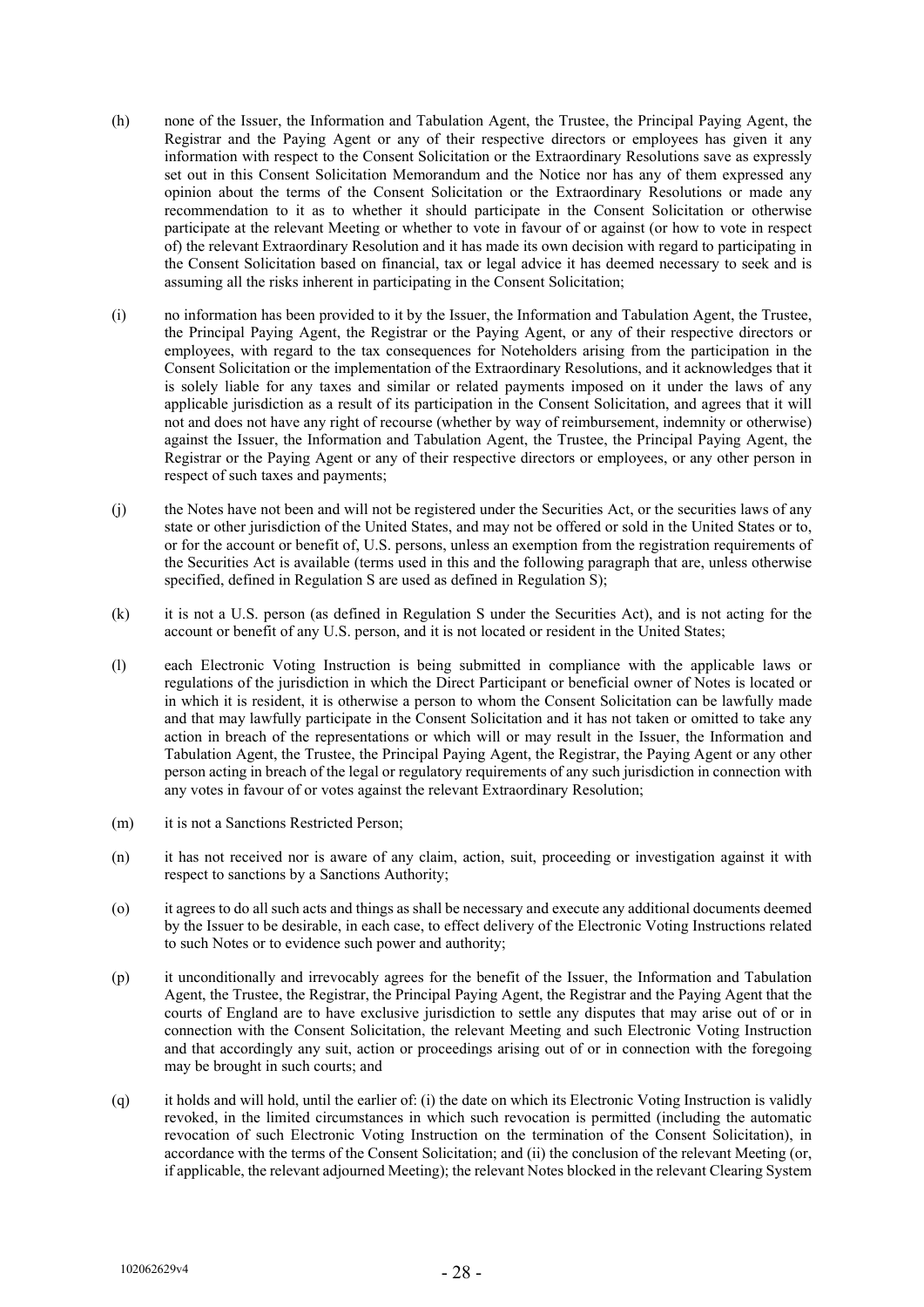(h) none of the Issuer, the Information and Tabulation Agent, the Trustee, the Principal Paying Agent, the Registrar and the Paying Agent or any of their respective directors or employees has given it any information with respect to the Consent Solicitation or the Extraordinary Resolutions save as expressly set out in this Consent Solicitation Memorandum and the Notice nor has any of them expressed any opinion about the terms of the Consent Solicitation or the Extraordinary Resolutions or made any recommendation to it as to whether it should participate in the Consent Solicitation or otherwise participate at the relevant Meeting or whether to vote in favour of or against (or how to vote in respect of) the relevant Extraordinary Resolution and it has made its own decision with regard to participating in the Consent Solicitation based on financial, tax or legal advice it has deemed necessary to seek and is assuming all the risks inherent in participating in the Consent Solicitation;

(i) no information has been provided to it by the Issuer, the Information and Tabulation Agent, the Trustee, the Principal Paying Agent, the Registrar or the Paying Agent, or any of their respective directors or employees, with regard to the tax consequences for Noteholders arising from the participation in the Consent Solicitation or the implementation of the Extraordinary Resolutions, and it acknowledges that it is solely liable for any taxes and similar or related payments imposed on it under the laws of any applicable jurisdiction as a result of its participation in the Consent Solicitation, and agrees that it will not and does not have any right of recourse (whether by way of reimbursement, indemnity or otherwise) against the Issuer, the Information and Tabulation Agent, the Trustee, the Principal Paying Agent, the Registrar or the Paying Agent or any of their respective directors or employees, or any other person in respect of such taxes and payments;

(j) the Notes have not been and will not be registered under the Securities Act, or the securities laws of any state or other jurisdiction of the United States, and may not be offered or sold in the United States or to, or for the account or benefit of, U.S. persons, unless an exemption from the registration requirements of the Securities Act is available (terms used in this and the following paragraph that are, unless otherwise specified, defined in Regulation S are used as defined in Regulation S);

(k) it is not a U.S. person (as defined in Regulation S under the Securities Act), and is not acting for the account or benefit of any U.S. person, and it is not located or resident in the United States;

(l) each Electronic Voting Instruction is being submitted in compliance with the applicable laws or regulations of the jurisdiction in which the Direct Participant or beneficial owner of Notes is located or in which it is resident, it is otherwise a person to whom the Consent Solicitation can be lawfully made and that may lawfully participate in the Consent Solicitation and it has not taken or omitted to take any action in breach of the representations or which will or may result in the Issuer, the Information and Tabulation Agent, the Trustee, the Principal Paying Agent, the Registrar, the Paying Agent or any other person acting in breach of the legal or regulatory requirements of any such jurisdiction in connection with any votes in favour of or votes against the relevant Extraordinary Resolution;

(m) it is not a Sanctions Restricted Person;

(n) it has not received nor is aware of any claim, action, suit, proceeding or investigation against it with respect to sanctions by a Sanctions Authority;

(o) it agrees to do all such acts and things as shall be necessary and execute any additional documents deemed by the Issuer to be desirable, in each case, to effect delivery of the Electronic Voting Instructions related to such Notes or to evidence such power and authority;

(p) it unconditionally and irrevocably agrees for the benefit of the Issuer, the Information and Tabulation Agent, the Trustee, the Registrar, the Principal Paying Agent, the Registrar and the Paying Agent that the courts of England are to have exclusive jurisdiction to settle any disputes that may arise out of or in connection with the Consent Solicitation, the relevant Meeting and such Electronic Voting Instruction and that accordingly any suit, action or proceedings arising out of or in connection with the foregoing may be brought in such courts; and

(q) it holds and will hold, until the earlier of: (i) the date on which its Electronic Voting Instruction is validly revoked, in the limited circumstances in which such revocation is permitted (including the automatic revocation of such Electronic Voting Instruction on the termination of the Consent Solicitation), in accordance with the terms of the Consent Solicitation; and (ii) the conclusion of the relevant Meeting (or, if applicable, the relevant adjourned Meeting); the relevant Notes blocked in the relevant Clearing System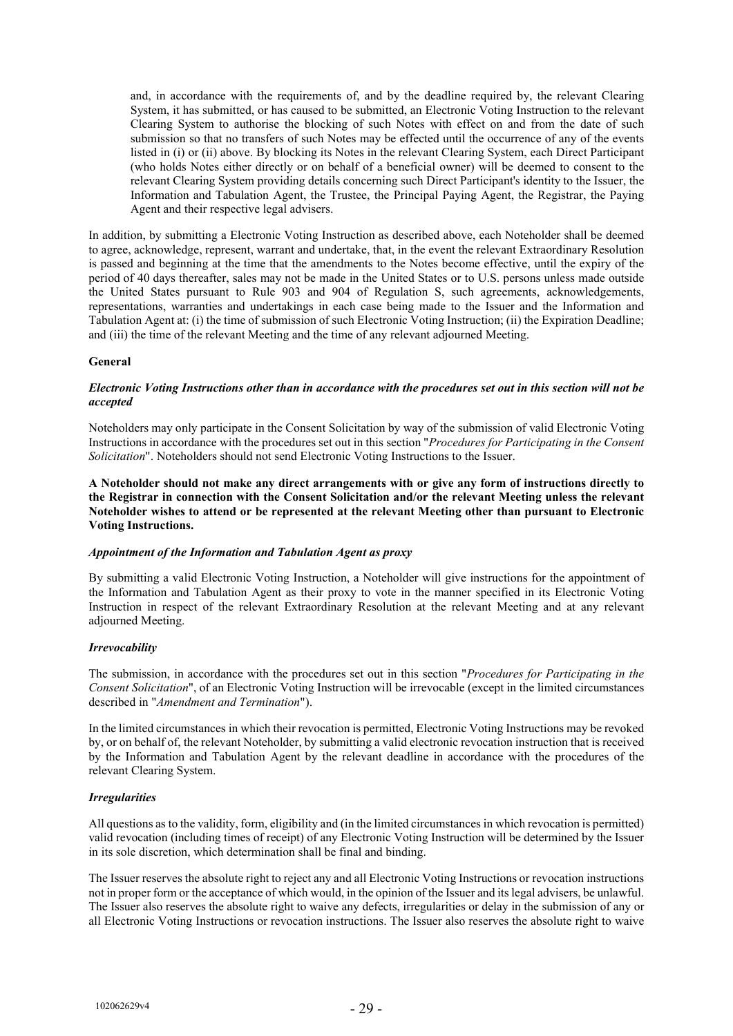and, in accordance with the requirements of, and by the deadline required by, the relevant Clearing System, it has submitted, or has caused to be submitted, an Electronic Voting Instruction to the relevant Clearing System to authorise the blocking of such Notes with effect on and from the date of such submission so that no transfers of such Notes may be effected until the occurrence of any of the events listed in (i) or (ii) above. By blocking its Notes in the relevant Clearing System, each Direct Participant (who holds Notes either directly or on behalf of a beneficial owner) will be deemed to consent to the relevant Clearing System providing details concerning such Direct Participant's identity to the Issuer, the Information and Tabulation Agent, the Trustee, the Principal Paying Agent, the Registrar, the Paying Agent and their respective legal advisers.

In addition, by submitting a Electronic Voting Instruction as described above, each Noteholder shall be deemed to agree, acknowledge, represent, warrant and undertake, that, in the event the relevant Extraordinary Resolution is passed and beginning at the time that the amendments to the Notes become effective, until the expiry of the period of 40 days thereafter, sales may not be made in the United States or to U.S. persons unless made outside the United States pursuant to Rule 903 and 904 of Regulation S, such agreements, acknowledgements, representations, warranties and undertakings in each case being made to the Issuer and the Information and Tabulation Agent at: (i) the time of submission of such Electronic Voting Instruction; (ii) the Expiration Deadline; and (iii) the time of the relevant Meeting and the time of any relevant adjourned Meeting.

**General**

***Electronic Voting Instructions other than in accordance with the procedures set out in this section will not be accepted***

Noteholders may only participate in the Consent Solicitation by way of the submission of valid Electronic Voting Instructions in accordance with the procedures set out in this section "*Procedures for Participating in the Consent Solicitation*". Noteholders should not send Electronic Voting Instructions to the Issuer.

**A Noteholder should not make any direct arrangements with or give any form of instructions directly to the Registrar in connection with the Consent Solicitation and/or the relevant Meeting unless the relevant Noteholder wishes to attend or be represented at the relevant Meeting other than pursuant to Electronic Voting Instructions.**

***Appointment of the Information and Tabulation Agent as proxy***

By submitting a valid Electronic Voting Instruction, a Noteholder will give instructions for the appointment of the Information and Tabulation Agent as their proxy to vote in the manner specified in its Electronic Voting Instruction in respect of the relevant Extraordinary Resolution at the relevant Meeting and at any relevant adjourned Meeting.

***Irrevocability***

The submission, in accordance with the procedures set out in this section "*Procedures for Participating in the Consent Solicitation*", of an Electronic Voting Instruction will be irrevocable (except in the limited circumstances described in "*Amendment and Termination*").

In the limited circumstances in which their revocation is permitted, Electronic Voting Instructions may be revoked by, or on behalf of, the relevant Noteholder, by submitting a valid electronic revocation instruction that is received by the Information and Tabulation Agent by the relevant deadline in accordance with the procedures of the relevant Clearing System.

***Irregularities***

All questions as to the validity, form, eligibility and (in the limited circumstances in which revocation is permitted) valid revocation (including times of receipt) of any Electronic Voting Instruction will be determined by the Issuer in its sole discretion, which determination shall be final and binding.

The Issuer reserves the absolute right to reject any and all Electronic Voting Instructions or revocation instructions not in proper form or the acceptance of which would, in the opinion of the Issuer and its legal advisers, be unlawful. The Issuer also reserves the absolute right to waive any defects, irregularities or delay in the submission of any or all Electronic Voting Instructions or revocation instructions. The Issuer also reserves the absolute right to waive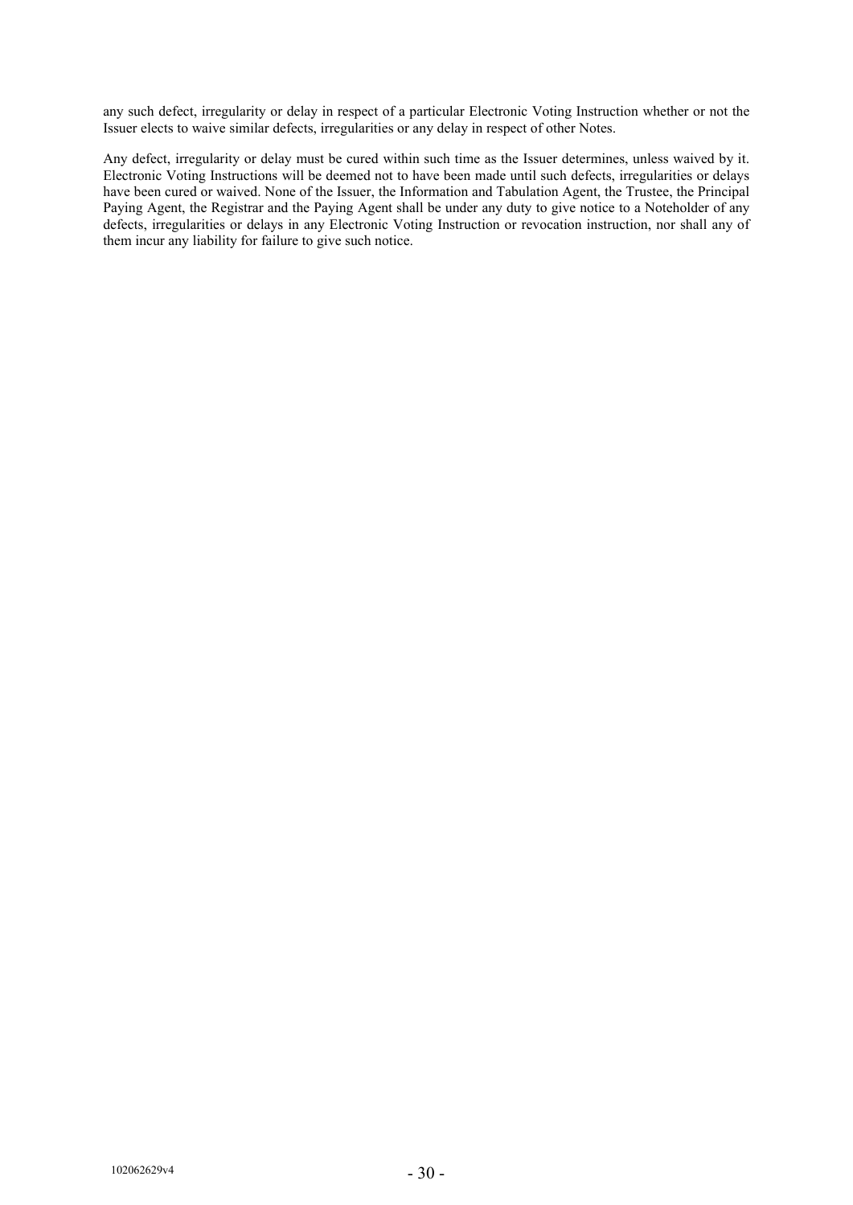any such defect, irregularity or delay in respect of a particular Electronic Voting Instruction whether or not the Issuer elects to waive similar defects, irregularities or any delay in respect of other Notes.

Any defect, irregularity or delay must be cured within such time as the Issuer determines, unless waived by it. Electronic Voting Instructions will be deemed not to have been made until such defects, irregularities or delays have been cured or waived. None of the Issuer, the Information and Tabulation Agent, the Trustee, the Principal Paying Agent, the Registrar and the Paying Agent shall be under any duty to give notice to a Noteholder of any defects, irregularities or delays in any Electronic Voting Instruction or revocation instruction, nor shall any of them incur any liability for failure to give such notice.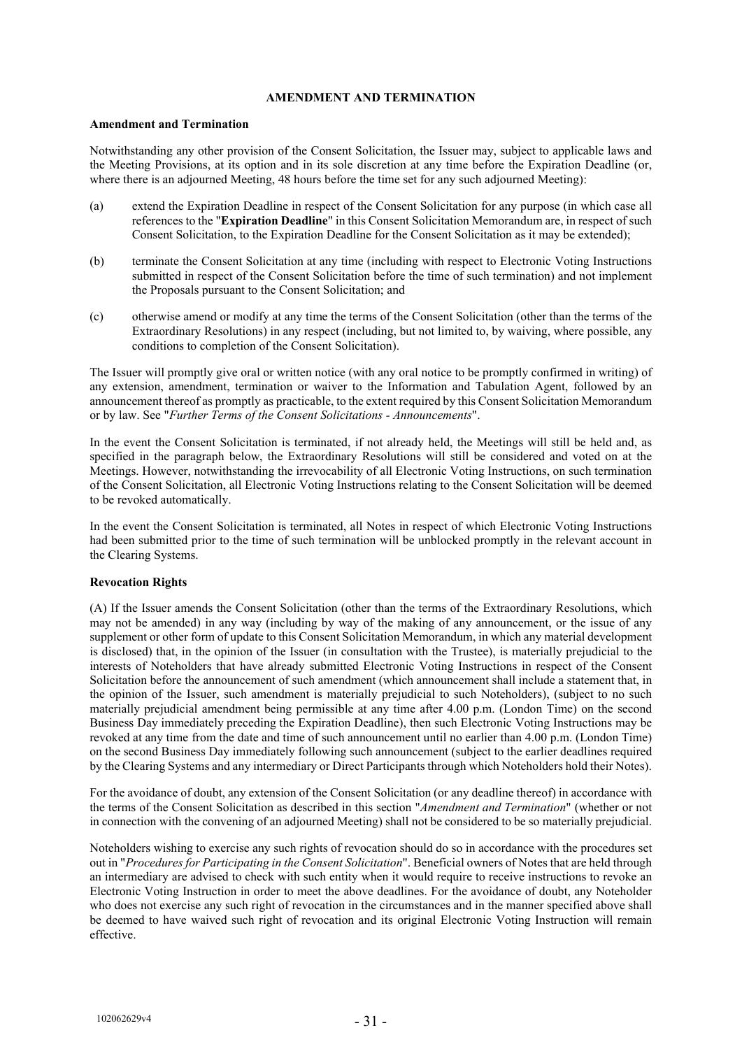## AMENDMENT AND TERMINATION

### Amendment and Termination

Notwithstanding any other provision of the Consent Solicitation, the Issuer may, subject to applicable laws and the Meeting Provisions, at its option and in its sole discretion at any time before the Expiration Deadline (or, where there is an adjourned Meeting, 48 hours before the time set for any such adjourned Meeting):

(a) extend the Expiration Deadline in respect of the Consent Solicitation for any purpose (in which case all references to the "**Expiration Deadline**" in this Consent Solicitation Memorandum are, in respect of such Consent Solicitation, to the Expiration Deadline for the Consent Solicitation as it may be extended);

(b) terminate the Consent Solicitation at any time (including with respect to Electronic Voting Instructions submitted in respect of the Consent Solicitation before the time of such termination) and not implement the Proposals pursuant to the Consent Solicitation; and

(c) otherwise amend or modify at any time the terms of the Consent Solicitation (other than the terms of the Extraordinary Resolutions) in any respect (including, but not limited to, by waiving, where possible, any conditions to completion of the Consent Solicitation).

The Issuer will promptly give oral or written notice (with any oral notice to be promptly confirmed in writing) of any extension, amendment, termination or waiver to the Information and Tabulation Agent, followed by an announcement thereof as promptly as practicable, to the extent required by this Consent Solicitation Memorandum or by law. See "*Further Terms of the Consent Solicitations - Announcements*".

In the event the Consent Solicitation is terminated, if not already held, the Meetings will still be held and, as specified in the paragraph below, the Extraordinary Resolutions will still be considered and voted on at the Meetings. However, notwithstanding the irrevocability of all Electronic Voting Instructions, on such termination of the Consent Solicitation, all Electronic Voting Instructions relating to the Consent Solicitation will be deemed to be revoked automatically.

In the event the Consent Solicitation is terminated, all Notes in respect of which Electronic Voting Instructions had been submitted prior to the time of such termination will be unblocked promptly in the relevant account in the Clearing Systems.

### Revocation Rights

(A) If the Issuer amends the Consent Solicitation (other than the terms of the Extraordinary Resolutions, which may not be amended) in any way (including by way of the making of any announcement, or the issue of any supplement or other form of update to this Consent Solicitation Memorandum, in which any material development is disclosed) that, in the opinion of the Issuer (in consultation with the Trustee), is materially prejudicial to the interests of Noteholders that have already submitted Electronic Voting Instructions in respect of the Consent Solicitation before the announcement of such amendment (which announcement shall include a statement that, in the opinion of the Issuer, such amendment is materially prejudicial to such Noteholders), (subject to no such materially prejudicial amendment being permissible at any time after 4.00 p.m. (London Time) on the second Business Day immediately preceding the Expiration Deadline), then such Electronic Voting Instructions may be revoked at any time from the date and time of such announcement until no earlier than 4.00 p.m. (London Time) on the second Business Day immediately following such announcement (subject to the earlier deadlines required by the Clearing Systems and any intermediary or Direct Participants through which Noteholders hold their Notes).

For the avoidance of doubt, any extension of the Consent Solicitation (or any deadline thereof) in accordance with the terms of the Consent Solicitation as described in this section "*Amendment and Termination*" (whether or not in connection with the convening of an adjourned Meeting) shall not be considered to be so materially prejudicial.

Noteholders wishing to exercise any such rights of revocation should do so in accordance with the procedures set out in "*Procedures for Participating in the Consent Solicitation*". Beneficial owners of Notes that are held through an intermediary are advised to check with such entity when it would require to receive instructions to revoke an Electronic Voting Instruction in order to meet the above deadlines. For the avoidance of doubt, any Noteholder who does not exercise any such right of revocation in the circumstances and in the manner specified above shall be deemed to have waived such right of revocation and its original Electronic Voting Instruction will remain effective.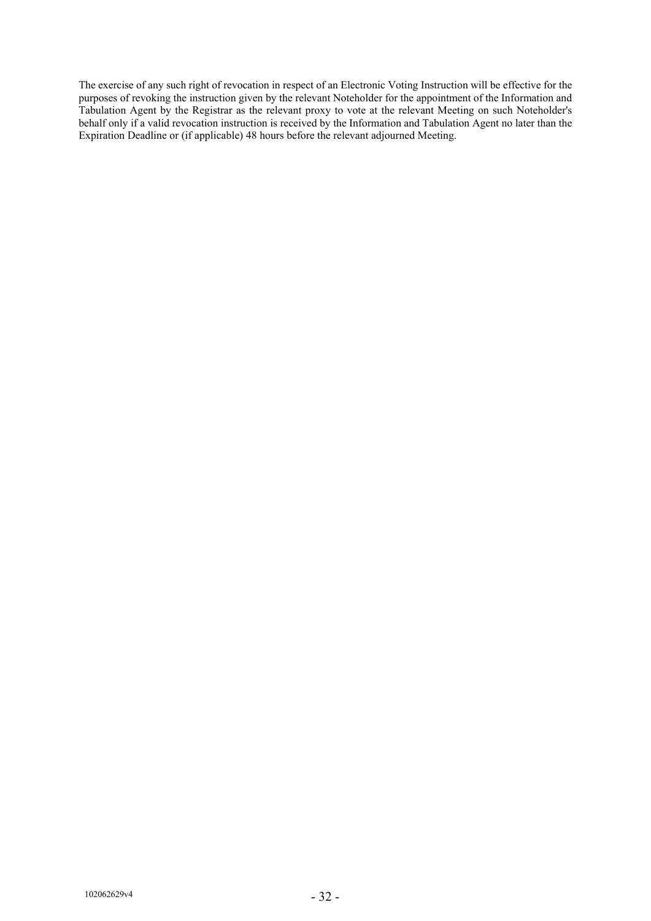The exercise of any such right of revocation in respect of an Electronic Voting Instruction will be effective for the purposes of revoking the instruction given by the relevant Noteholder for the appointment of the Information and Tabulation Agent by the Registrar as the relevant proxy to vote at the relevant Meeting on such Noteholder's behalf only if a valid revocation instruction is received by the Information and Tabulation Agent no later than the Expiration Deadline or (if applicable) 48 hours before the relevant adjourned Meeting.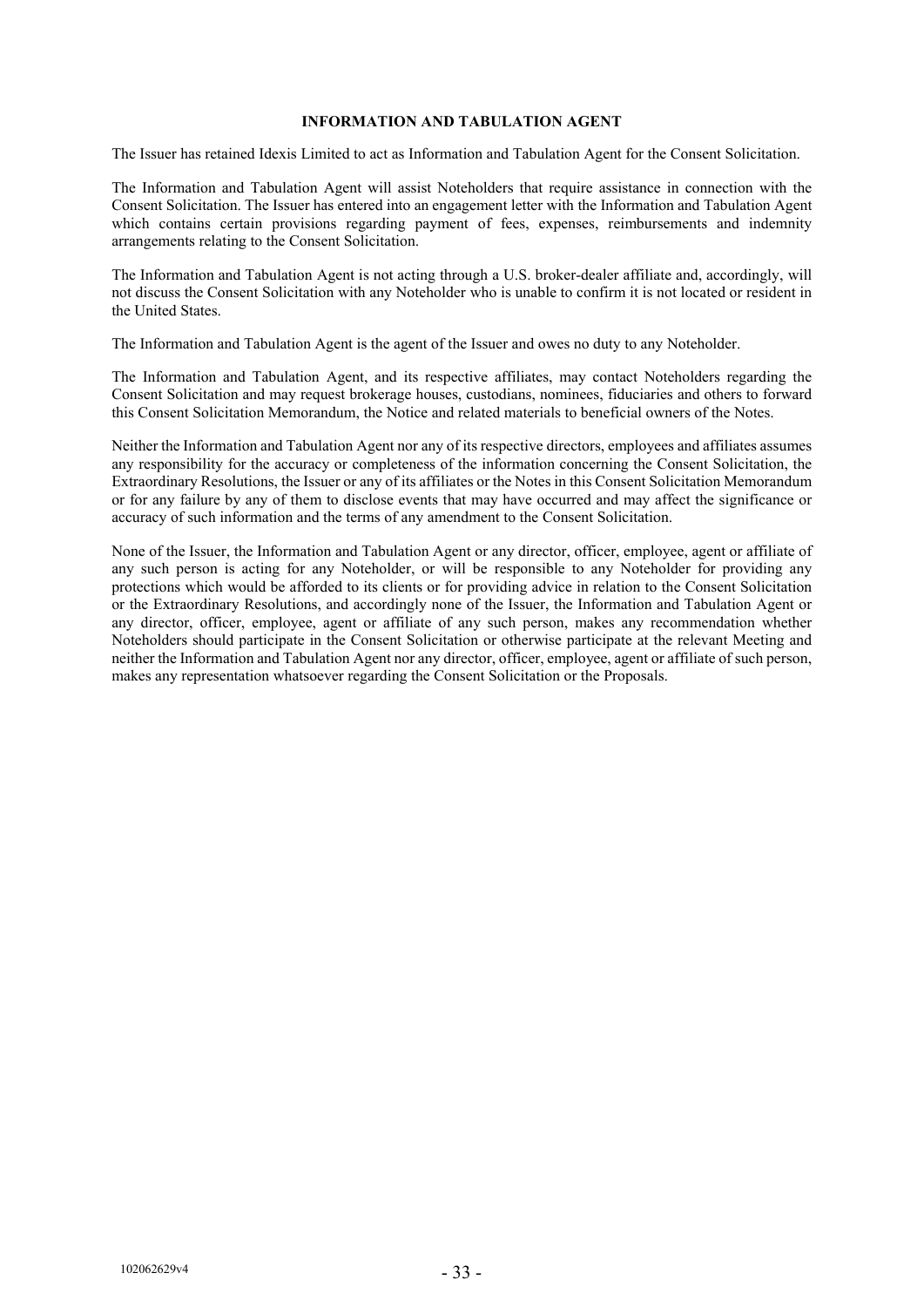## INFORMATION AND TABULATION AGENT

The Issuer has retained Idexis Limited to act as Information and Tabulation Agent for the Consent Solicitation.

The Information and Tabulation Agent will assist Noteholders that require assistance in connection with the Consent Solicitation. The Issuer has entered into an engagement letter with the Information and Tabulation Agent which contains certain provisions regarding payment of fees, expenses, reimbursements and indemnity arrangements relating to the Consent Solicitation.

The Information and Tabulation Agent is not acting through a U.S. broker-dealer affiliate and, accordingly, will not discuss the Consent Solicitation with any Noteholder who is unable to confirm it is not located or resident in the United States.

The Information and Tabulation Agent is the agent of the Issuer and owes no duty to any Noteholder.

The Information and Tabulation Agent, and its respective affiliates, may contact Noteholders regarding the Consent Solicitation and may request brokerage houses, custodians, nominees, fiduciaries and others to forward this Consent Solicitation Memorandum, the Notice and related materials to beneficial owners of the Notes.

Neither the Information and Tabulation Agent nor any of its respective directors, employees and affiliates assumes any responsibility for the accuracy or completeness of the information concerning the Consent Solicitation, the Extraordinary Resolutions, the Issuer or any of its affiliates or the Notes in this Consent Solicitation Memorandum or for any failure by any of them to disclose events that may have occurred and may affect the significance or accuracy of such information and the terms of any amendment to the Consent Solicitation.

None of the Issuer, the Information and Tabulation Agent or any director, officer, employee, agent or affiliate of any such person is acting for any Noteholder, or will be responsible to any Noteholder for providing any protections which would be afforded to its clients or for providing advice in relation to the Consent Solicitation or the Extraordinary Resolutions, and accordingly none of the Issuer, the Information and Tabulation Agent or any director, officer, employee, agent or affiliate of any such person, makes any recommendation whether Noteholders should participate in the Consent Solicitation or otherwise participate at the relevant Meeting and neither the Information and Tabulation Agent nor any director, officer, employee, agent or affiliate of such person, makes any representation whatsoever regarding the Consent Solicitation or the Proposals.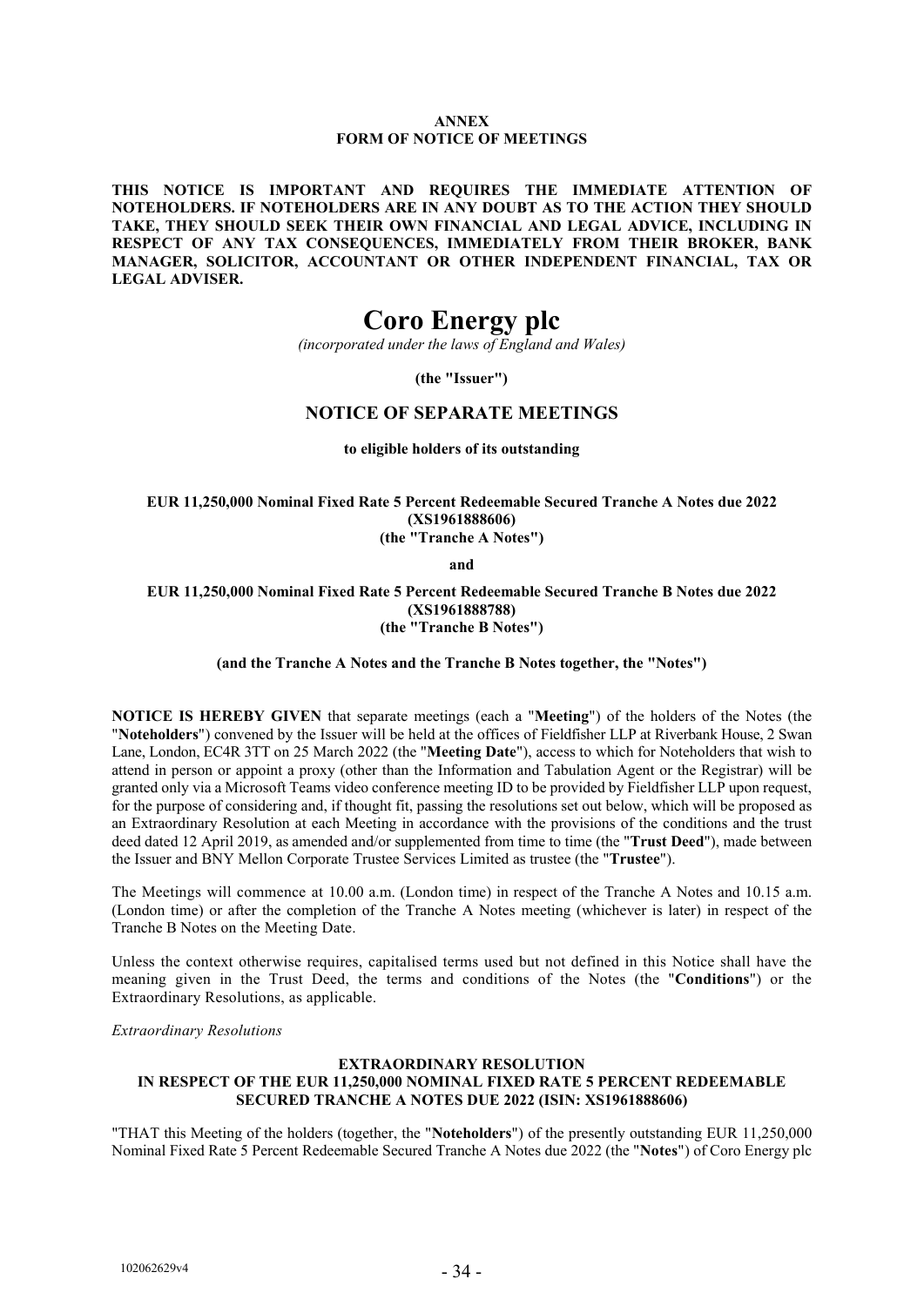**ANNEX**
**FORM OF NOTICE OF MEETINGS**

**THIS NOTICE IS IMPORTANT AND REQUIRES THE IMMEDIATE ATTENTION OF NOTEHOLDERS. IF NOTEHOLDERS ARE IN ANY DOUBT AS TO THE ACTION THEY SHOULD TAKE, THEY SHOULD SEEK THEIR OWN FINANCIAL AND LEGAL ADVICE, INCLUDING IN RESPECT OF ANY TAX CONSEQUENCES, IMMEDIATELY FROM THEIR BROKER, BANK MANAGER, SOLICITOR, ACCOUNTANT OR OTHER INDEPENDENT FINANCIAL, TAX OR LEGAL ADVISER.**

# Coro Energy plc

*(incorporated under the laws of England and Wales)*

**(the "Issuer")**

## NOTICE OF SEPARATE MEETINGS

**to eligible holders of its outstanding**

**EUR 11,250,000 Nominal Fixed Rate 5 Percent Redeemable Secured Tranche A Notes due 2022 (XS1961888606) (the "Tranche A Notes")**

**and**

**EUR 11,250,000 Nominal Fixed Rate 5 Percent Redeemable Secured Tranche B Notes due 2022 (XS1961888788) (the "Tranche B Notes")**

**(and the Tranche A Notes and the Tranche B Notes together, the "Notes")**

**NOTICE IS HEREBY GIVEN** that separate meetings (each a "**Meeting**") of the holders of the Notes (the "**Noteholders**") convened by the Issuer will be held at the offices of Fieldfisher LLP at Riverbank House, 2 Swan Lane, London, EC4R 3TT on 25 March 2022 (the "**Meeting Date**"), access to which for Noteholders that wish to attend in person or appoint a proxy (other than the Information and Tabulation Agent or the Registrar) will be granted only via a Microsoft Teams video conference meeting ID to be provided by Fieldfisher LLP upon request, for the purpose of considering and, if thought fit, passing the resolutions set out below, which will be proposed as an Extraordinary Resolution at each Meeting in accordance with the provisions of the conditions and the trust deed dated 12 April 2019, as amended and/or supplemented from time to time (the "**Trust Deed**"), made between the Issuer and BNY Mellon Corporate Trustee Services Limited as trustee (the "**Trustee**").

The Meetings will commence at 10.00 a.m. (London time) in respect of the Tranche A Notes and 10.15 a.m. (London time) or after the completion of the Tranche A Notes meeting (whichever is later) in respect of the Tranche B Notes on the Meeting Date.

Unless the context otherwise requires, capitalised terms used but not defined in this Notice shall have the meaning given in the Trust Deed, the terms and conditions of the Notes (the "**Conditions**") or the Extraordinary Resolutions, as applicable.

*Extraordinary Resolutions*

**EXTRAORDINARY RESOLUTION**
**IN RESPECT OF THE EUR 11,250,000 NOMINAL FIXED RATE 5 PERCENT REDEEMABLE SECURED TRANCHE A NOTES DUE 2022 (ISIN: XS1961888606)**

"THAT this Meeting of the holders (together, the "**Noteholders**") of the presently outstanding EUR 11,250,000 Nominal Fixed Rate 5 Percent Redeemable Secured Tranche A Notes due 2022 (the "**Notes**") of Coro Energy plc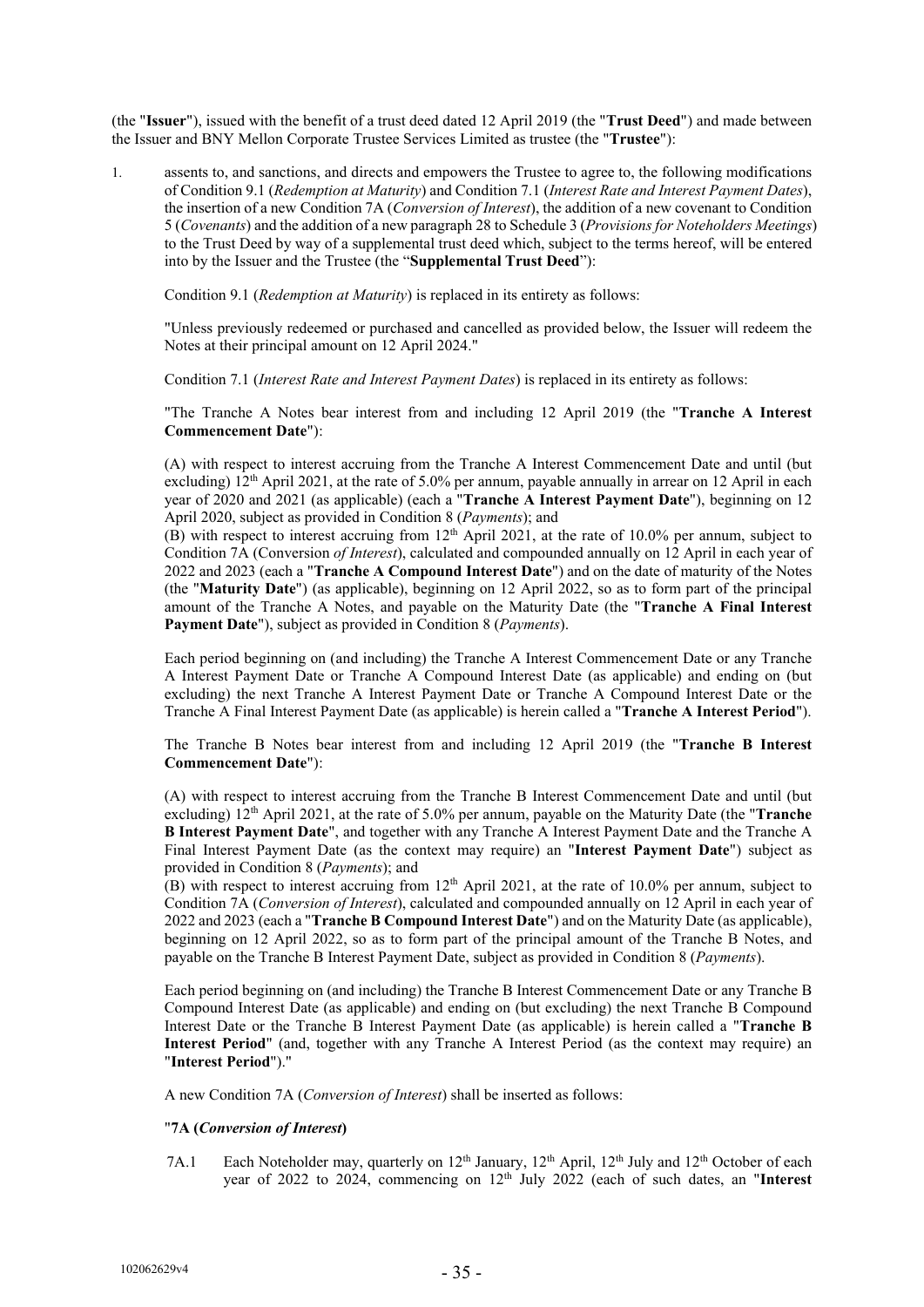(the "**Issuer**"), issued with the benefit of a trust deed dated 12 April 2019 (the "**Trust Deed**") and made between the Issuer and BNY Mellon Corporate Trustee Services Limited as trustee (the "**Trustee**"):

1. assents to, and sanctions, and directs and empowers the Trustee to agree to, the following modifications of Condition 9.1 (*Redemption at Maturity*) and Condition 7.1 (*Interest Rate and Interest Payment Dates*), the insertion of a new Condition 7A (*Conversion of Interest*), the addition of a new covenant to Condition 5 (*Covenants*) and the addition of a new paragraph 28 to Schedule 3 (*Provisions for Noteholders Meetings*) to the Trust Deed by way of a supplemental trust deed which, subject to the terms hereof, will be entered into by the Issuer and the Trustee (the "**Supplemental Trust Deed**"):

   Condition 9.1 (*Redemption at Maturity*) is replaced in its entirety as follows:

   "Unless previously redeemed or purchased and cancelled as provided below, the Issuer will redeem the Notes at their principal amount on 12 April 2024."

   Condition 7.1 (*Interest Rate and Interest Payment Dates*) is replaced in its entirety as follows:

   "The Tranche A Notes bear interest from and including 12 April 2019 (the "**Tranche A Interest Commencement Date**"):

   (A) with respect to interest accruing from the Tranche A Interest Commencement Date and until (but excluding) 12th April 2021, at the rate of 5.0% per annum, payable annually in arrear on 12 April in each year of 2020 and 2021 (as applicable) (each a "**Tranche A Interest Payment Date**"), beginning on 12 April 2020, subject as provided in Condition 8 (*Payments*); and

   (B) with respect to interest accruing from 12th April 2021, at the rate of 10.0% per annum, subject to Condition 7A (Conversion *of Interest*), calculated and compounded annually on 12 April in each year of 2022 and 2023 (each a "**Tranche A Compound Interest Date**") and on the date of maturity of the Notes (the "**Maturity Date**") (as applicable), beginning on 12 April 2022, so as to form part of the principal amount of the Tranche A Notes, and payable on the Maturity Date (the "**Tranche A Final Interest Payment Date**"), subject as provided in Condition 8 (*Payments*).

   Each period beginning on (and including) the Tranche A Interest Commencement Date or any Tranche A Interest Payment Date or Tranche A Compound Interest Date (as applicable) and ending on (but excluding) the next Tranche A Interest Payment Date or Tranche A Compound Interest Date or the Tranche A Final Interest Payment Date (as applicable) is herein called a "**Tranche A Interest Period**").

   The Tranche B Notes bear interest from and including 12 April 2019 (the "**Tranche B Interest Commencement Date**"):

   (A) with respect to interest accruing from the Tranche B Interest Commencement Date and until (but excluding) 12th April 2021, at the rate of 5.0% per annum, payable on the Maturity Date (the "**Tranche B Interest Payment Date**", and together with any Tranche A Interest Payment Date and the Tranche A Final Interest Payment Date (as the context may require) an "**Interest Payment Date**") subject as provided in Condition 8 (*Payments*); and

   (B) with respect to interest accruing from 12th April 2021, at the rate of 10.0% per annum, subject to Condition 7A (*Conversion of Interest*), calculated and compounded annually on 12 April in each year of 2022 and 2023 (each a "**Tranche B Compound Interest Date**") and on the Maturity Date (as applicable), beginning on 12 April 2022, so as to form part of the principal amount of the Tranche B Notes, and payable on the Tranche B Interest Payment Date, subject as provided in Condition 8 (*Payments*).

   Each period beginning on (and including) the Tranche B Interest Commencement Date or any Tranche B Compound Interest Date (as applicable) and ending on (but excluding) the next Tranche B Compound Interest Date or the Tranche B Interest Payment Date (as applicable) is herein called a "**Tranche B Interest Period**" (and, together with any Tranche A Interest Period (as the context may require) an "**Interest Period**")."

   A new Condition 7A (*Conversion of Interest*) shall be inserted as follows:

   "**7A (*Conversion of Interest*)**

   7A.1 Each Noteholder may, quarterly on 12th January, 12th April, 12th July and 12th October of each year of 2022 to 2024, commencing on 12th July 2022 (each of such dates, an "**Interest**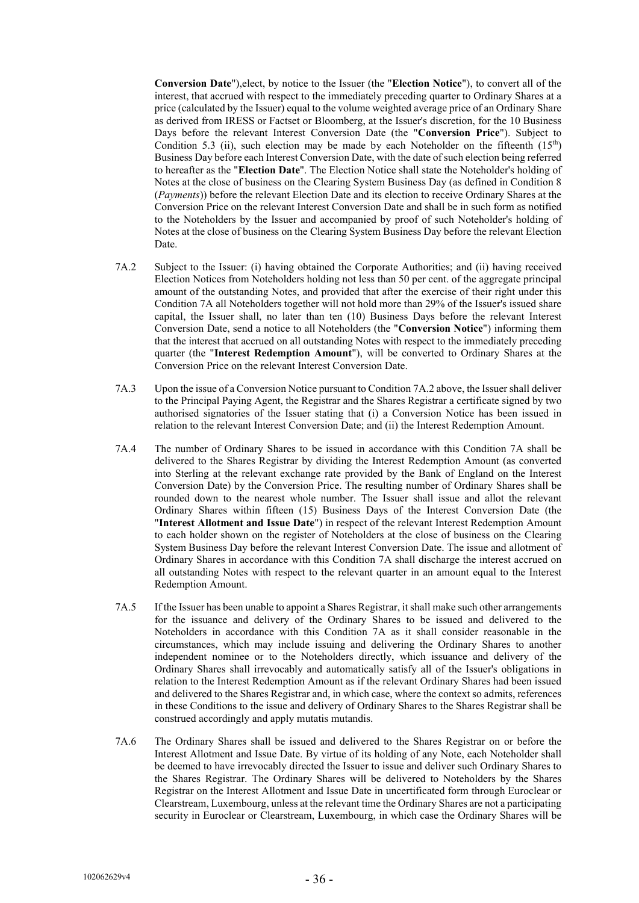**Conversion Date**"),elect, by notice to the Issuer (the "**Election Notice**"), to convert all of the interest, that accrued with respect to the immediately preceding quarter to Ordinary Shares at a price (calculated by the Issuer) equal to the volume weighted average price of an Ordinary Share as derived from IRESS or Factset or Bloomberg, at the Issuer's discretion, for the 10 Business Days before the relevant Interest Conversion Date (the "**Conversion Price**"). Subject to Condition 5.3 (ii), such election may be made by each Noteholder on the fifteenth ($15^{th}$) Business Day before each Interest Conversion Date, with the date of such election being referred to hereafter as the "**Election Date**". The Election Notice shall state the Noteholder's holding of Notes at the close of business on the Clearing System Business Day (as defined in Condition 8 (*Payments*)) before the relevant Election Date and its election to receive Ordinary Shares at the Conversion Price on the relevant Interest Conversion Date and shall be in such form as notified to the Noteholders by the Issuer and accompanied by proof of such Noteholder's holding of Notes at the close of business on the Clearing System Business Day before the relevant Election Date.

7A.2 Subject to the Issuer: (i) having obtained the Corporate Authorities; and (ii) having received Election Notices from Noteholders holding not less than 50 per cent. of the aggregate principal amount of the outstanding Notes, and provided that after the exercise of their right under this Condition 7A all Noteholders together will not hold more than 29% of the Issuer's issued share capital, the Issuer shall, no later than ten (10) Business Days before the relevant Interest Conversion Date, send a notice to all Noteholders (the "**Conversion Notice**") informing them that the interest that accrued on all outstanding Notes with respect to the immediately preceding quarter (the "**Interest Redemption Amount**"), will be converted to Ordinary Shares at the Conversion Price on the relevant Interest Conversion Date.

7A.3 Upon the issue of a Conversion Notice pursuant to Condition 7A.2 above, the Issuer shall deliver to the Principal Paying Agent, the Registrar and the Shares Registrar a certificate signed by two authorised signatories of the Issuer stating that (i) a Conversion Notice has been issued in relation to the relevant Interest Conversion Date; and (ii) the Interest Redemption Amount.

7A.4 The number of Ordinary Shares to be issued in accordance with this Condition 7A shall be delivered to the Shares Registrar by dividing the Interest Redemption Amount (as converted into Sterling at the relevant exchange rate provided by the Bank of England on the Interest Conversion Date) by the Conversion Price. The resulting number of Ordinary Shares shall be rounded down to the nearest whole number. The Issuer shall issue and allot the relevant Ordinary Shares within fifteen (15) Business Days of the Interest Conversion Date (the "**Interest Allotment and Issue Date**") in respect of the relevant Interest Redemption Amount to each holder shown on the register of Noteholders at the close of business on the Clearing System Business Day before the relevant Interest Conversion Date. The issue and allotment of Ordinary Shares in accordance with this Condition 7A shall discharge the interest accrued on all outstanding Notes with respect to the relevant quarter in an amount equal to the Interest Redemption Amount.

7A.5 If the Issuer has been unable to appoint a Shares Registrar, it shall make such other arrangements for the issuance and delivery of the Ordinary Shares to be issued and delivered to the Noteholders in accordance with this Condition 7A as it shall consider reasonable in the circumstances, which may include issuing and delivering the Ordinary Shares to another independent nominee or to the Noteholders directly, which issuance and delivery of the Ordinary Shares shall irrevocably and automatically satisfy all of the Issuer's obligations in relation to the Interest Redemption Amount as if the relevant Ordinary Shares had been issued and delivered to the Shares Registrar and, in which case, where the context so admits, references in these Conditions to the issue and delivery of Ordinary Shares to the Shares Registrar shall be construed accordingly and apply mutatis mutandis.

7A.6 The Ordinary Shares shall be issued and delivered to the Shares Registrar on or before the Interest Allotment and Issue Date. By virtue of its holding of any Note, each Noteholder shall be deemed to have irrevocably directed the Issuer to issue and deliver such Ordinary Shares to the Shares Registrar. The Ordinary Shares will be delivered to Noteholders by the Shares Registrar on the Interest Allotment and Issue Date in uncertificated form through Euroclear or Clearstream, Luxembourg, unless at the relevant time the Ordinary Shares are not a participating security in Euroclear or Clearstream, Luxembourg, in which case the Ordinary Shares will be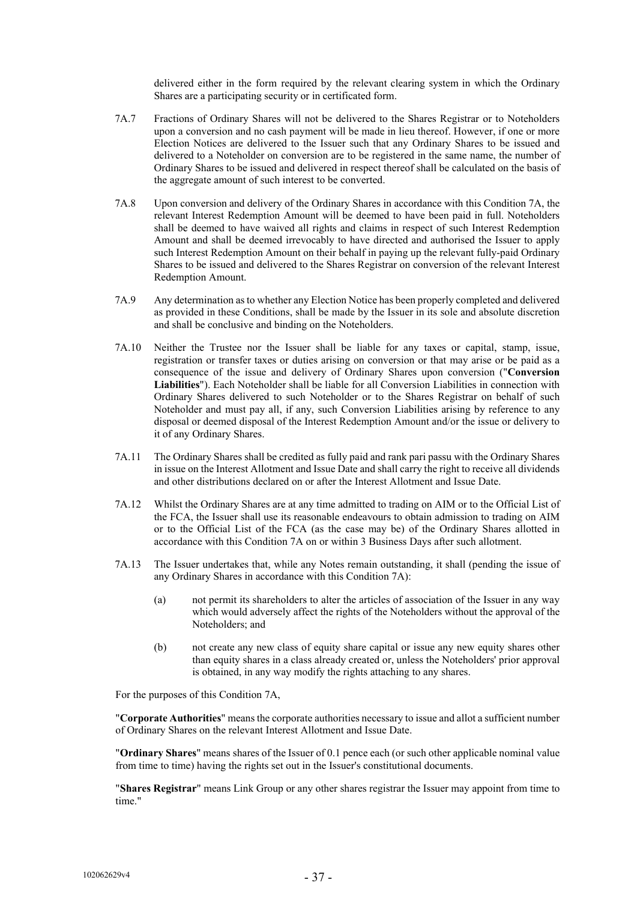delivered either in the form required by the relevant clearing system in which the Ordinary Shares are a participating security or in certificated form.

7A.7 Fractions of Ordinary Shares will not be delivered to the Shares Registrar or to Noteholders upon a conversion and no cash payment will be made in lieu thereof. However, if one or more Election Notices are delivered to the Issuer such that any Ordinary Shares to be issued and delivered to a Noteholder on conversion are to be registered in the same name, the number of Ordinary Shares to be issued and delivered in respect thereof shall be calculated on the basis of the aggregate amount of such interest to be converted.

7A.8 Upon conversion and delivery of the Ordinary Shares in accordance with this Condition 7A, the relevant Interest Redemption Amount will be deemed to have been paid in full. Noteholders shall be deemed to have waived all rights and claims in respect of such Interest Redemption Amount and shall be deemed irrevocably to have directed and authorised the Issuer to apply such Interest Redemption Amount on their behalf in paying up the relevant fully-paid Ordinary Shares to be issued and delivered to the Shares Registrar on conversion of the relevant Interest Redemption Amount.

7A.9 Any determination as to whether any Election Notice has been properly completed and delivered as provided in these Conditions, shall be made by the Issuer in its sole and absolute discretion and shall be conclusive and binding on the Noteholders.

7A.10 Neither the Trustee nor the Issuer shall be liable for any taxes or capital, stamp, issue, registration or transfer taxes or duties arising on conversion or that may arise or be paid as a consequence of the issue and delivery of Ordinary Shares upon conversion ("**Conversion Liabilities**"). Each Noteholder shall be liable for all Conversion Liabilities in connection with Ordinary Shares delivered to such Noteholder or to the Shares Registrar on behalf of such Noteholder and must pay all, if any, such Conversion Liabilities arising by reference to any disposal or deemed disposal of the Interest Redemption Amount and/or the issue or delivery to it of any Ordinary Shares.

7A.11 The Ordinary Shares shall be credited as fully paid and rank pari passu with the Ordinary Shares in issue on the Interest Allotment and Issue Date and shall carry the right to receive all dividends and other distributions declared on or after the Interest Allotment and Issue Date.

7A.12 Whilst the Ordinary Shares are at any time admitted to trading on AIM or to the Official List of the FCA, the Issuer shall use its reasonable endeavours to obtain admission to trading on AIM or to the Official List of the FCA (as the case may be) of the Ordinary Shares allotted in accordance with this Condition 7A on or within 3 Business Days after such allotment.

7A.13 The Issuer undertakes that, while any Notes remain outstanding, it shall (pending the issue of any Ordinary Shares in accordance with this Condition 7A):

(a) not permit its shareholders to alter the articles of association of the Issuer in any way which would adversely affect the rights of the Noteholders without the approval of the Noteholders; and

(b) not create any new class of equity share capital or issue any new equity shares other than equity shares in a class already created or, unless the Noteholders' prior approval is obtained, in any way modify the rights attaching to any shares.

For the purposes of this Condition 7A,

"**Corporate Authorities**" means the corporate authorities necessary to issue and allot a sufficient number of Ordinary Shares on the relevant Interest Allotment and Issue Date.

"**Ordinary Shares**" means shares of the Issuer of 0.1 pence each (or such other applicable nominal value from time to time) having the rights set out in the Issuer's constitutional documents.

"**Shares Registrar**" means Link Group or any other shares registrar the Issuer may appoint from time to time."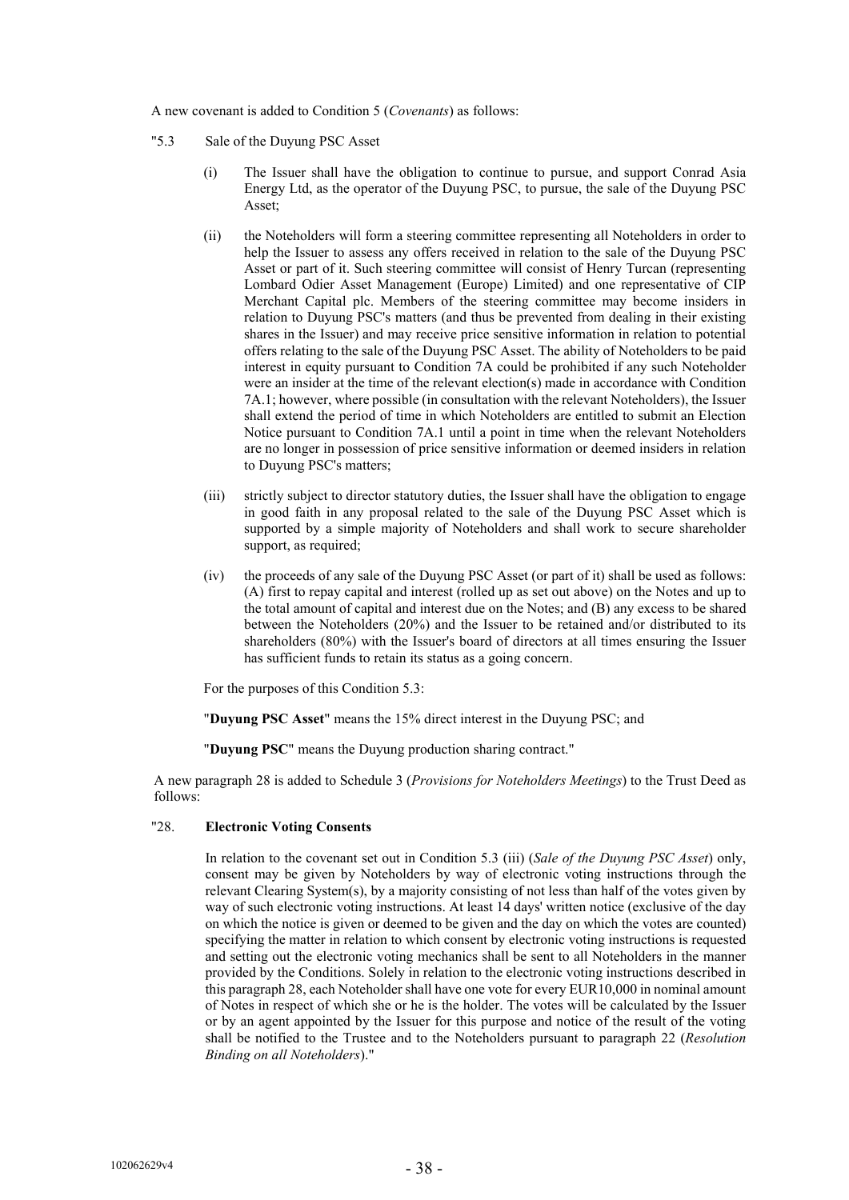A new covenant is added to Condition 5 (*Covenants*) as follows:

"5.3 Sale of the Duyung PSC Asset

(i) The Issuer shall have the obligation to continue to pursue, and support Conrad Asia Energy Ltd, as the operator of the Duyung PSC, to pursue, the sale of the Duyung PSC Asset;

(ii) the Noteholders will form a steering committee representing all Noteholders in order to help the Issuer to assess any offers received in relation to the sale of the Duyung PSC Asset or part of it. Such steering committee will consist of Henry Turcan (representing Lombard Odier Asset Management (Europe) Limited) and one representative of CIP Merchant Capital plc. Members of the steering committee may become insiders in relation to Duyung PSC's matters (and thus be prevented from dealing in their existing shares in the Issuer) and may receive price sensitive information in relation to potential offers relating to the sale of the Duyung PSC Asset. The ability of Noteholders to be paid interest in equity pursuant to Condition 7A could be prohibited if any such Noteholder were an insider at the time of the relevant election(s) made in accordance with Condition 7A.1; however, where possible (in consultation with the relevant Noteholders), the Issuer shall extend the period of time in which Noteholders are entitled to submit an Election Notice pursuant to Condition 7A.1 until a point in time when the relevant Noteholders are no longer in possession of price sensitive information or deemed insiders in relation to Duyung PSC's matters;

(iii) strictly subject to director statutory duties, the Issuer shall have the obligation to engage in good faith in any proposal related to the sale of the Duyung PSC Asset which is supported by a simple majority of Noteholders and shall work to secure shareholder support, as required;

(iv) the proceeds of any sale of the Duyung PSC Asset (or part of it) shall be used as follows: (A) first to repay capital and interest (rolled up as set out above) on the Notes and up to the total amount of capital and interest due on the Notes; and (B) any excess to be shared between the Noteholders (20%) and the Issuer to be retained and/or distributed to its shareholders (80%) with the Issuer's board of directors at all times ensuring the Issuer has sufficient funds to retain its status as a going concern.

For the purposes of this Condition 5.3:

"**Duyung PSC Asset**" means the 15% direct interest in the Duyung PSC; and

"**Duyung PSC**" means the Duyung production sharing contract."

A new paragraph 28 is added to Schedule 3 (*Provisions for Noteholders Meetings*) to the Trust Deed as follows:

"28. **Electronic Voting Consents**

In relation to the covenant set out in Condition 5.3 (iii) (*Sale of the Duyung PSC Asset*) only, consent may be given by Noteholders by way of electronic voting instructions through the relevant Clearing System(s), by a majority consisting of not less than half of the votes given by way of such electronic voting instructions. At least 14 days' written notice (exclusive of the day on which the notice is given or deemed to be given and the day on which the votes are counted) specifying the matter in relation to which consent by electronic voting instructions is requested and setting out the electronic voting mechanics shall be sent to all Noteholders in the manner provided by the Conditions. Solely in relation to the electronic voting instructions described in this paragraph 28, each Noteholder shall have one vote for every EUR10,000 in nominal amount of Notes in respect of which she or he is the holder. The votes will be calculated by the Issuer or by an agent appointed by the Issuer for this purpose and notice of the result of the voting shall be notified to the Trustee and to the Noteholders pursuant to paragraph 22 (*Resolution Binding on all Noteholders*)."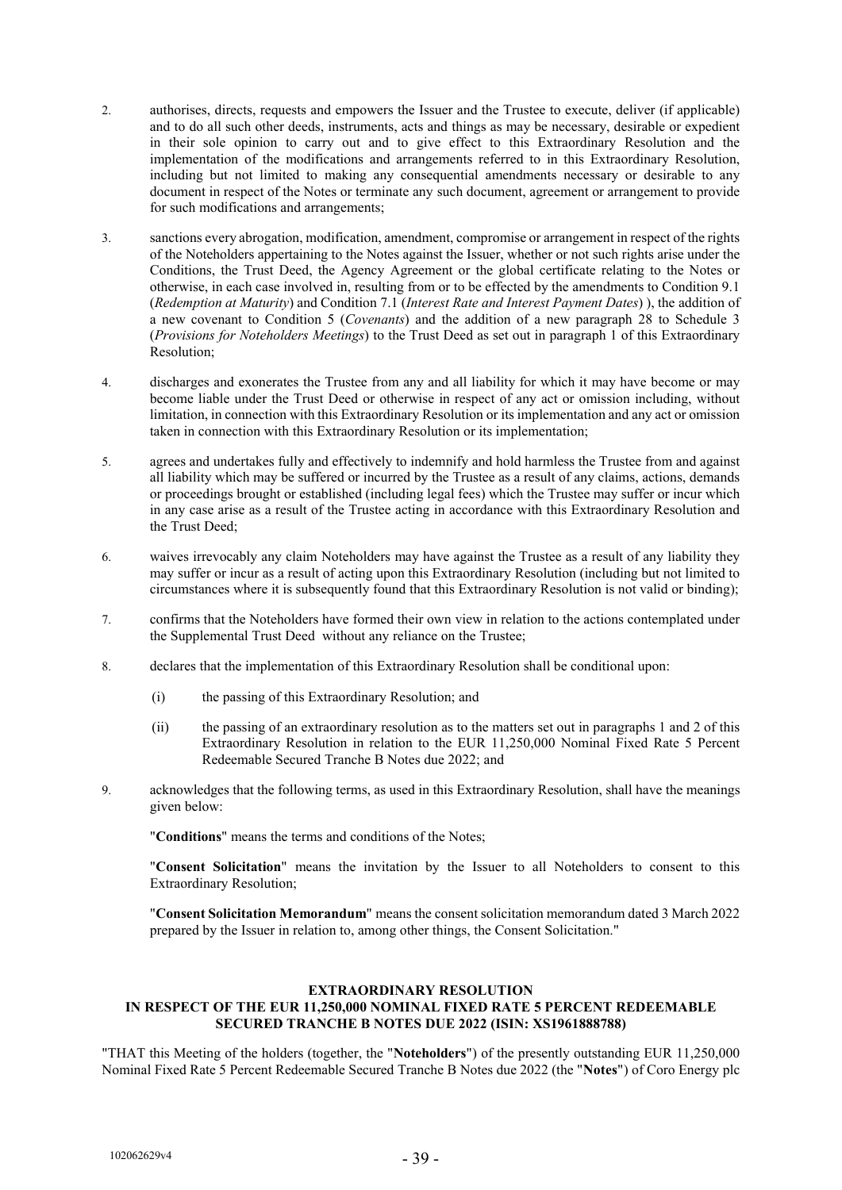2. authorises, directs, requests and empowers the Issuer and the Trustee to execute, deliver (if applicable) and to do all such other deeds, instruments, acts and things as may be necessary, desirable or expedient in their sole opinion to carry out and to give effect to this Extraordinary Resolution and the implementation of the modifications and arrangements referred to in this Extraordinary Resolution, including but not limited to making any consequential amendments necessary or desirable to any document in respect of the Notes or terminate any such document, agreement or arrangement to provide for such modifications and arrangements;

3. sanctions every abrogation, modification, amendment, compromise or arrangement in respect of the rights of the Noteholders appertaining to the Notes against the Issuer, whether or not such rights arise under the Conditions, the Trust Deed, the Agency Agreement or the global certificate relating to the Notes or otherwise, in each case involved in, resulting from or to be effected by the amendments to Condition 9.1 (*Redemption at Maturity*) and Condition 7.1 (*Interest Rate and Interest Payment Dates*) ), the addition of a new covenant to Condition 5 (*Covenants*) and the addition of a new paragraph 28 to Schedule 3 (*Provisions for Noteholders Meetings*) to the Trust Deed as set out in paragraph 1 of this Extraordinary Resolution;

4. discharges and exonerates the Trustee from any and all liability for which it may have become or may become liable under the Trust Deed or otherwise in respect of any act or omission including, without limitation, in connection with this Extraordinary Resolution or its implementation and any act or omission taken in connection with this Extraordinary Resolution or its implementation;

5. agrees and undertakes fully and effectively to indemnify and hold harmless the Trustee from and against all liability which may be suffered or incurred by the Trustee as a result of any claims, actions, demands or proceedings brought or established (including legal fees) which the Trustee may suffer or incur which in any case arise as a result of the Trustee acting in accordance with this Extraordinary Resolution and the Trust Deed;

6. waives irrevocably any claim Noteholders may have against the Trustee as a result of any liability they may suffer or incur as a result of acting upon this Extraordinary Resolution (including but not limited to circumstances where it is subsequently found that this Extraordinary Resolution is not valid or binding);

7. confirms that the Noteholders have formed their own view in relation to the actions contemplated under the Supplemental Trust Deed without any reliance on the Trustee;

8. declares that the implementation of this Extraordinary Resolution shall be conditional upon:

   (i) the passing of this Extraordinary Resolution; and

   (ii) the passing of an extraordinary resolution as to the matters set out in paragraphs 1 and 2 of this Extraordinary Resolution in relation to the EUR 11,250,000 Nominal Fixed Rate 5 Percent Redeemable Secured Tranche B Notes due 2022; and

9. acknowledges that the following terms, as used in this Extraordinary Resolution, shall have the meanings given below:

   "**Conditions**" means the terms and conditions of the Notes;

   "**Consent Solicitation**" means the invitation by the Issuer to all Noteholders to consent to this Extraordinary Resolution;

   "**Consent Solicitation Memorandum**" means the consent solicitation memorandum dated 3 March 2022 prepared by the Issuer in relation to, among other things, the Consent Solicitation."

**EXTRAORDINARY RESOLUTION**
**IN RESPECT OF THE EUR 11,250,000 NOMINAL FIXED RATE 5 PERCENT REDEEMABLE SECURED TRANCHE B NOTES DUE 2022 (ISIN: XS1961888788)**

"THAT this Meeting of the holders (together, the "**Noteholders**") of the presently outstanding EUR 11,250,000 Nominal Fixed Rate 5 Percent Redeemable Secured Tranche B Notes due 2022 (the "**Notes**") of Coro Energy plc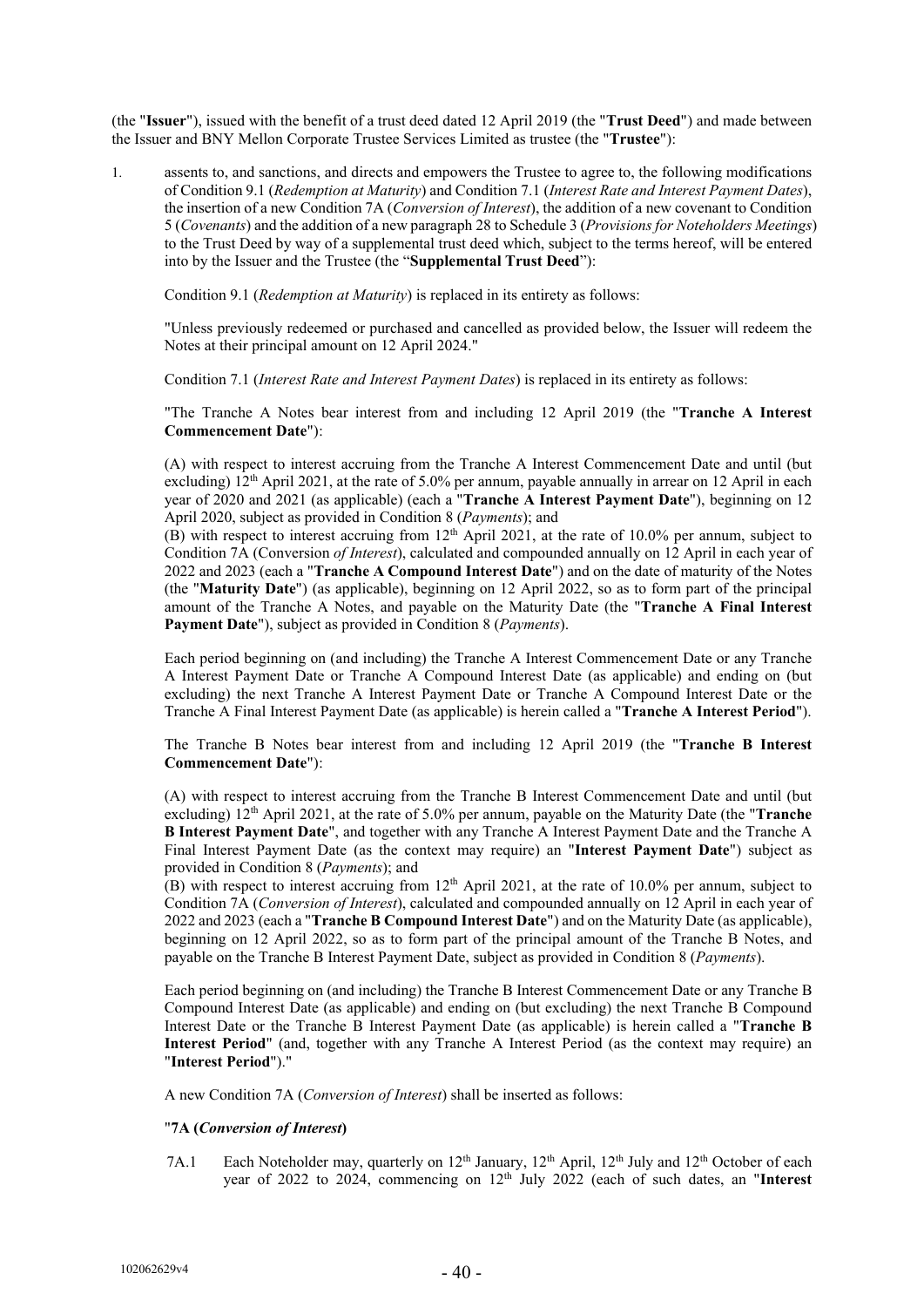(the "**Issuer**"), issued with the benefit of a trust deed dated 12 April 2019 (the "**Trust Deed**") and made between the Issuer and BNY Mellon Corporate Trustee Services Limited as trustee (the "**Trustee**"):

1. assents to, and sanctions, and directs and empowers the Trustee to agree to, the following modifications of Condition 9.1 (*Redemption at Maturity*) and Condition 7.1 (*Interest Rate and Interest Payment Dates*), the insertion of a new Condition 7A (*Conversion of Interest*), the addition of a new covenant to Condition 5 (*Covenants*) and the addition of a new paragraph 28 to Schedule 3 (*Provisions for Noteholders Meetings*) to the Trust Deed by way of a supplemental trust deed which, subject to the terms hereof, will be entered into by the Issuer and the Trustee (the "**Supplemental Trust Deed**"):

   Condition 9.1 (*Redemption at Maturity*) is replaced in its entirety as follows:

   "Unless previously redeemed or purchased and cancelled as provided below, the Issuer will redeem the Notes at their principal amount on 12 April 2024."

   Condition 7.1 (*Interest Rate and Interest Payment Dates*) is replaced in its entirety as follows:

   "The Tranche A Notes bear interest from and including 12 April 2019 (the "**Tranche A Interest Commencement Date**"):

   (A) with respect to interest accruing from the Tranche A Interest Commencement Date and until (but excluding) 12th April 2021, at the rate of 5.0% per annum, payable annually in arrear on 12 April in each year of 2020 and 2021 (as applicable) (each a "**Tranche A Interest Payment Date**"), beginning on 12 April 2020, subject as provided in Condition 8 (*Payments*); and

   (B) with respect to interest accruing from 12th April 2021, at the rate of 10.0% per annum, subject to Condition 7A (Conversion *of Interest*), calculated and compounded annually on 12 April in each year of 2022 and 2023 (each a "**Tranche A Compound Interest Date**") and on the date of maturity of the Notes (the "**Maturity Date**") (as applicable), beginning on 12 April 2022, so as to form part of the principal amount of the Tranche A Notes, and payable on the Maturity Date (the "**Tranche A Final Interest Payment Date**"), subject as provided in Condition 8 (*Payments*).

   Each period beginning on (and including) the Tranche A Interest Commencement Date or any Tranche A Interest Payment Date or Tranche A Compound Interest Date (as applicable) and ending on (but excluding) the next Tranche A Interest Payment Date or Tranche A Compound Interest Date or the Tranche A Final Interest Payment Date (as applicable) is herein called a "**Tranche A Interest Period**").

   The Tranche B Notes bear interest from and including 12 April 2019 (the "**Tranche B Interest Commencement Date**"):

   (A) with respect to interest accruing from the Tranche B Interest Commencement Date and until (but excluding) 12th April 2021, at the rate of 5.0% per annum, payable on the Maturity Date (the "**Tranche B Interest Payment Date**", and together with any Tranche A Interest Payment Date and the Tranche A Final Interest Payment Date (as the context may require) an "**Interest Payment Date**") subject as provided in Condition 8 (*Payments*); and

   (B) with respect to interest accruing from 12th April 2021, at the rate of 10.0% per annum, subject to Condition 7A (*Conversion of Interest*), calculated and compounded annually on 12 April in each year of 2022 and 2023 (each a "**Tranche B Compound Interest Date**") and on the Maturity Date (as applicable), beginning on 12 April 2022, so as to form part of the principal amount of the Tranche B Notes, and payable on the Tranche B Interest Payment Date, subject as provided in Condition 8 (*Payments*).

   Each period beginning on (and including) the Tranche B Interest Commencement Date or any Tranche B Compound Interest Date (as applicable) and ending on (but excluding) the next Tranche B Compound Interest Date or the Tranche B Interest Payment Date (as applicable) is herein called a "**Tranche B Interest Period**" (and, together with any Tranche A Interest Period (as the context may require) an "**Interest Period**")."

   A new Condition 7A (*Conversion of Interest*) shall be inserted as follows:

   "**7A (*Conversion of Interest*)**

   7A.1 Each Noteholder may, quarterly on 12th January, 12th April, 12th July and 12th October of each year of 2022 to 2024, commencing on 12th July 2022 (each of such dates, an "**Interest**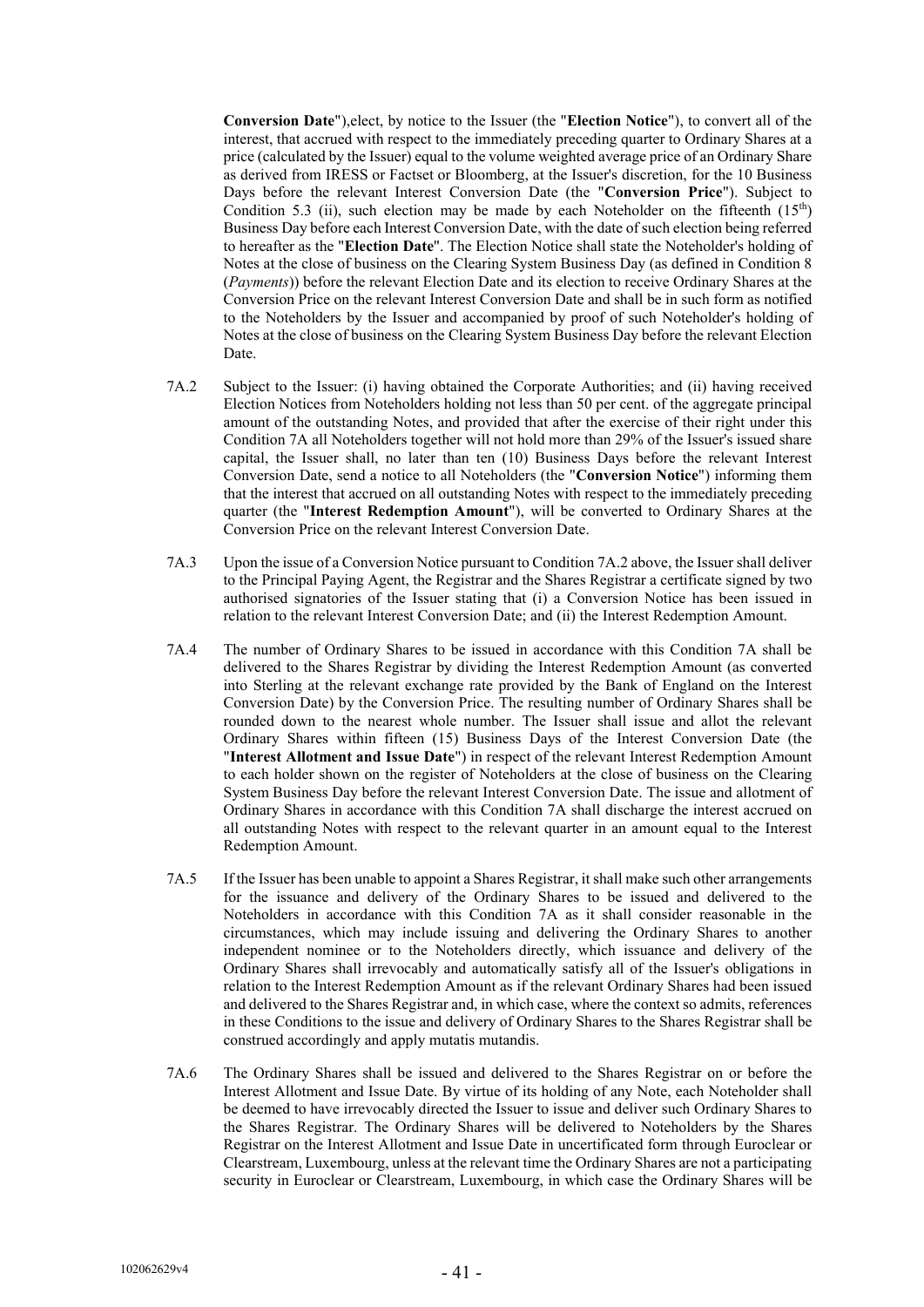**Conversion Date**"),elect, by notice to the Issuer (the "**Election Notice**"), to convert all of the interest, that accrued with respect to the immediately preceding quarter to Ordinary Shares at a price (calculated by the Issuer) equal to the volume weighted average price of an Ordinary Share as derived from IRESS or Factset or Bloomberg, at the Issuer's discretion, for the 10 Business Days before the relevant Interest Conversion Date (the "**Conversion Price**"). Subject to Condition 5.3 (ii), such election may be made by each Noteholder on the fifteenth ($15^{th}$) Business Day before each Interest Conversion Date, with the date of such election being referred to hereafter as the "**Election Date**". The Election Notice shall state the Noteholder's holding of Notes at the close of business on the Clearing System Business Day (as defined in Condition 8 (*Payments*)) before the relevant Election Date and its election to receive Ordinary Shares at the Conversion Price on the relevant Interest Conversion Date and shall be in such form as notified to the Noteholders by the Issuer and accompanied by proof of such Noteholder's holding of Notes at the close of business on the Clearing System Business Day before the relevant Election Date.

7A.2 Subject to the Issuer: (i) having obtained the Corporate Authorities; and (ii) having received Election Notices from Noteholders holding not less than 50 per cent. of the aggregate principal amount of the outstanding Notes, and provided that after the exercise of their right under this Condition 7A all Noteholders together will not hold more than 29% of the Issuer's issued share capital, the Issuer shall, no later than ten (10) Business Days before the relevant Interest Conversion Date, send a notice to all Noteholders (the "**Conversion Notice**") informing them that the interest that accrued on all outstanding Notes with respect to the immediately preceding quarter (the "**Interest Redemption Amount**"), will be converted to Ordinary Shares at the Conversion Price on the relevant Interest Conversion Date.

7A.3 Upon the issue of a Conversion Notice pursuant to Condition 7A.2 above, the Issuer shall deliver to the Principal Paying Agent, the Registrar and the Shares Registrar a certificate signed by two authorised signatories of the Issuer stating that (i) a Conversion Notice has been issued in relation to the relevant Interest Conversion Date; and (ii) the Interest Redemption Amount.

7A.4 The number of Ordinary Shares to be issued in accordance with this Condition 7A shall be delivered to the Shares Registrar by dividing the Interest Redemption Amount (as converted into Sterling at the relevant exchange rate provided by the Bank of England on the Interest Conversion Date) by the Conversion Price. The resulting number of Ordinary Shares shall be rounded down to the nearest whole number. The Issuer shall issue and allot the relevant Ordinary Shares within fifteen (15) Business Days of the Interest Conversion Date (the "**Interest Allotment and Issue Date**") in respect of the relevant Interest Redemption Amount to each holder shown on the register of Noteholders at the close of business on the Clearing System Business Day before the relevant Interest Conversion Date. The issue and allotment of Ordinary Shares in accordance with this Condition 7A shall discharge the interest accrued on all outstanding Notes with respect to the relevant quarter in an amount equal to the Interest Redemption Amount.

7A.5 If the Issuer has been unable to appoint a Shares Registrar, it shall make such other arrangements for the issuance and delivery of the Ordinary Shares to be issued and delivered to the Noteholders in accordance with this Condition 7A as it shall consider reasonable in the circumstances, which may include issuing and delivering the Ordinary Shares to another independent nominee or to the Noteholders directly, which issuance and delivery of the Ordinary Shares shall irrevocably and automatically satisfy all of the Issuer's obligations in relation to the Interest Redemption Amount as if the relevant Ordinary Shares had been issued and delivered to the Shares Registrar and, in which case, where the context so admits, references in these Conditions to the issue and delivery of Ordinary Shares to the Shares Registrar shall be construed accordingly and apply mutatis mutandis.

7A.6 The Ordinary Shares shall be issued and delivered to the Shares Registrar on or before the Interest Allotment and Issue Date. By virtue of its holding of any Note, each Noteholder shall be deemed to have irrevocably directed the Issuer to issue and deliver such Ordinary Shares to the Shares Registrar. The Ordinary Shares will be delivered to Noteholders by the Shares Registrar on the Interest Allotment and Issue Date in uncertificated form through Euroclear or Clearstream, Luxembourg, unless at the relevant time the Ordinary Shares are not a participating security in Euroclear or Clearstream, Luxembourg, in which case the Ordinary Shares will be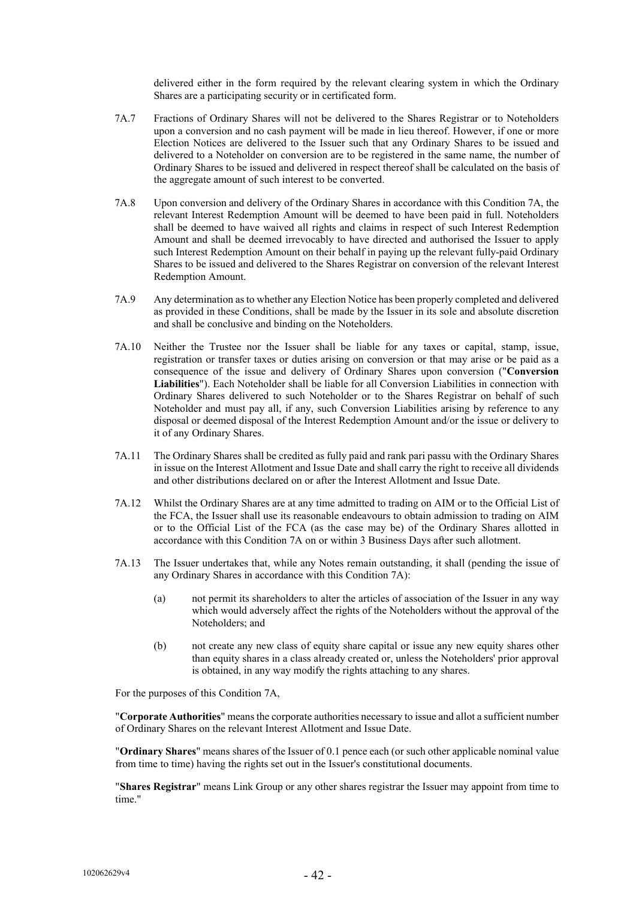delivered either in the form required by the relevant clearing system in which the Ordinary Shares are a participating security or in certificated form.

7A.7 Fractions of Ordinary Shares will not be delivered to the Shares Registrar or to Noteholders upon a conversion and no cash payment will be made in lieu thereof. However, if one or more Election Notices are delivered to the Issuer such that any Ordinary Shares to be issued and delivered to a Noteholder on conversion are to be registered in the same name, the number of Ordinary Shares to be issued and delivered in respect thereof shall be calculated on the basis of the aggregate amount of such interest to be converted.

7A.8 Upon conversion and delivery of the Ordinary Shares in accordance with this Condition 7A, the relevant Interest Redemption Amount will be deemed to have been paid in full. Noteholders shall be deemed to have waived all rights and claims in respect of such Interest Redemption Amount and shall be deemed irrevocably to have directed and authorised the Issuer to apply such Interest Redemption Amount on their behalf in paying up the relevant fully-paid Ordinary Shares to be issued and delivered to the Shares Registrar on conversion of the relevant Interest Redemption Amount.

7A.9 Any determination as to whether any Election Notice has been properly completed and delivered as provided in these Conditions, shall be made by the Issuer in its sole and absolute discretion and shall be conclusive and binding on the Noteholders.

7A.10 Neither the Trustee nor the Issuer shall be liable for any taxes or capital, stamp, issue, registration or transfer taxes or duties arising on conversion or that may arise or be paid as a consequence of the issue and delivery of Ordinary Shares upon conversion ("**Conversion Liabilities**"). Each Noteholder shall be liable for all Conversion Liabilities in connection with Ordinary Shares delivered to such Noteholder or to the Shares Registrar on behalf of such Noteholder and must pay all, if any, such Conversion Liabilities arising by reference to any disposal or deemed disposal of the Interest Redemption Amount and/or the issue or delivery to it of any Ordinary Shares.

7A.11 The Ordinary Shares shall be credited as fully paid and rank pari passu with the Ordinary Shares in issue on the Interest Allotment and Issue Date and shall carry the right to receive all dividends and other distributions declared on or after the Interest Allotment and Issue Date.

7A.12 Whilst the Ordinary Shares are at any time admitted to trading on AIM or to the Official List of the FCA, the Issuer shall use its reasonable endeavours to obtain admission to trading on AIM or to the Official List of the FCA (as the case may be) of the Ordinary Shares allotted in accordance with this Condition 7A on or within 3 Business Days after such allotment.

7A.13 The Issuer undertakes that, while any Notes remain outstanding, it shall (pending the issue of any Ordinary Shares in accordance with this Condition 7A):

(a) not permit its shareholders to alter the articles of association of the Issuer in any way which would adversely affect the rights of the Noteholders without the approval of the Noteholders; and

(b) not create any new class of equity share capital or issue any new equity shares other than equity shares in a class already created or, unless the Noteholders' prior approval is obtained, in any way modify the rights attaching to any shares.

For the purposes of this Condition 7A,

"**Corporate Authorities**" means the corporate authorities necessary to issue and allot a sufficient number of Ordinary Shares on the relevant Interest Allotment and Issue Date.

"**Ordinary Shares**" means shares of the Issuer of 0.1 pence each (or such other applicable nominal value from time to time) having the rights set out in the Issuer's constitutional documents.

"**Shares Registrar**" means Link Group or any other shares registrar the Issuer may appoint from time to time."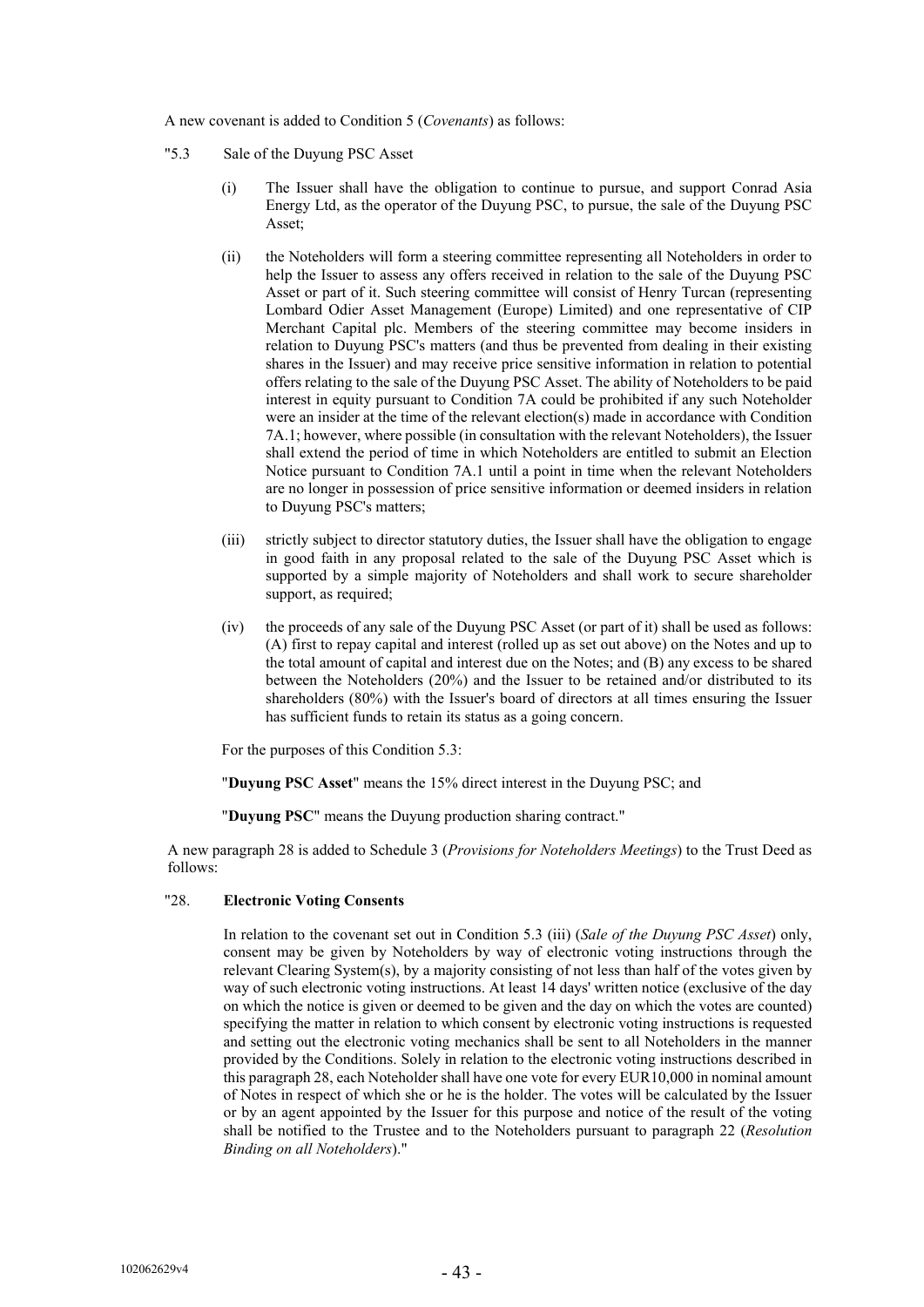A new covenant is added to Condition 5 (*Covenants*) as follows:

"5.3 Sale of the Duyung PSC Asset

(i) The Issuer shall have the obligation to continue to pursue, and support Conrad Asia Energy Ltd, as the operator of the Duyung PSC, to pursue, the sale of the Duyung PSC Asset;

(ii) the Noteholders will form a steering committee representing all Noteholders in order to help the Issuer to assess any offers received in relation to the sale of the Duyung PSC Asset or part of it. Such steering committee will consist of Henry Turcan (representing Lombard Odier Asset Management (Europe) Limited) and one representative of CIP Merchant Capital plc. Members of the steering committee may become insiders in relation to Duyung PSC's matters (and thus be prevented from dealing in their existing shares in the Issuer) and may receive price sensitive information in relation to potential offers relating to the sale of the Duyung PSC Asset. The ability of Noteholders to be paid interest in equity pursuant to Condition 7A could be prohibited if any such Noteholder were an insider at the time of the relevant election(s) made in accordance with Condition 7A.1; however, where possible (in consultation with the relevant Noteholders), the Issuer shall extend the period of time in which Noteholders are entitled to submit an Election Notice pursuant to Condition 7A.1 until a point in time when the relevant Noteholders are no longer in possession of price sensitive information or deemed insiders in relation to Duyung PSC's matters;

(iii) strictly subject to director statutory duties, the Issuer shall have the obligation to engage in good faith in any proposal related to the sale of the Duyung PSC Asset which is supported by a simple majority of Noteholders and shall work to secure shareholder support, as required;

(iv) the proceeds of any sale of the Duyung PSC Asset (or part of it) shall be used as follows: (A) first to repay capital and interest (rolled up as set out above) on the Notes and up to the total amount of capital and interest due on the Notes; and (B) any excess to be shared between the Noteholders (20%) and the Issuer to be retained and/or distributed to its shareholders (80%) with the Issuer's board of directors at all times ensuring the Issuer has sufficient funds to retain its status as a going concern.

For the purposes of this Condition 5.3:

"**Duyung PSC Asset**" means the 15% direct interest in the Duyung PSC; and

"**Duyung PSC**" means the Duyung production sharing contract."

A new paragraph 28 is added to Schedule 3 (*Provisions for Noteholders Meetings*) to the Trust Deed as follows:

"28. **Electronic Voting Consents**

In relation to the covenant set out in Condition 5.3 (iii) (*Sale of the Duyung PSC Asset*) only, consent may be given by Noteholders by way of electronic voting instructions through the relevant Clearing System(s), by a majority consisting of not less than half of the votes given by way of such electronic voting instructions. At least 14 days' written notice (exclusive of the day on which the notice is given or deemed to be given and the day on which the votes are counted) specifying the matter in relation to which consent by electronic voting instructions is requested and setting out the electronic voting mechanics shall be sent to all Noteholders in the manner provided by the Conditions. Solely in relation to the electronic voting instructions described in this paragraph 28, each Noteholder shall have one vote for every EUR10,000 in nominal amount of Notes in respect of which she or he is the holder. The votes will be calculated by the Issuer or by an agent appointed by the Issuer for this purpose and notice of the result of the voting shall be notified to the Trustee and to the Noteholders pursuant to paragraph 22 (*Resolution Binding on all Noteholders*)."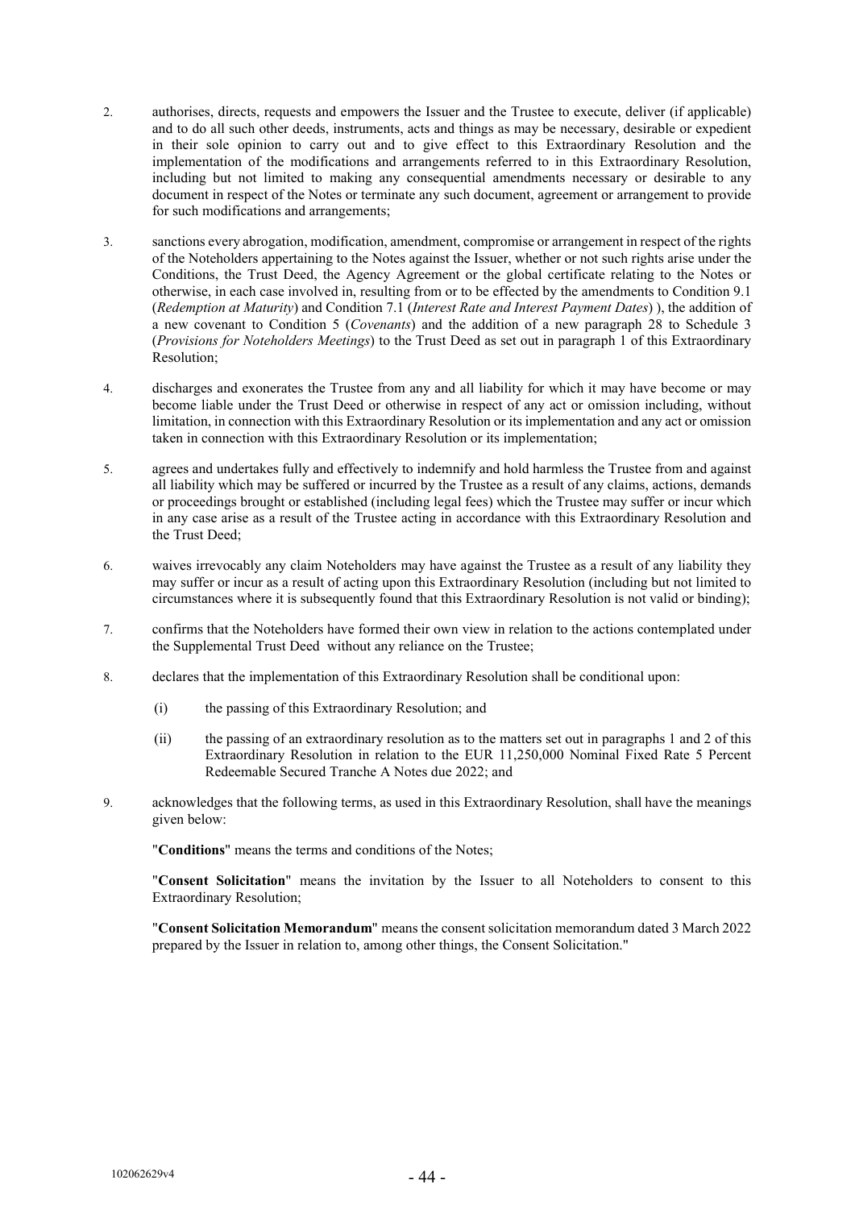2. authorises, directs, requests and empowers the Issuer and the Trustee to execute, deliver (if applicable) and to do all such other deeds, instruments, acts and things as may be necessary, desirable or expedient in their sole opinion to carry out and to give effect to this Extraordinary Resolution and the implementation of the modifications and arrangements referred to in this Extraordinary Resolution, including but not limited to making any consequential amendments necessary or desirable to any document in respect of the Notes or terminate any such document, agreement or arrangement to provide for such modifications and arrangements;

3. sanctions every abrogation, modification, amendment, compromise or arrangement in respect of the rights of the Noteholders appertaining to the Notes against the Issuer, whether or not such rights arise under the Conditions, the Trust Deed, the Agency Agreement or the global certificate relating to the Notes or otherwise, in each case involved in, resulting from or to be effected by the amendments to Condition 9.1 (*Redemption at Maturity*) and Condition 7.1 (*Interest Rate and Interest Payment Dates*) ), the addition of a new covenant to Condition 5 (*Covenants*) and the addition of a new paragraph 28 to Schedule 3 (*Provisions for Noteholders Meetings*) to the Trust Deed as set out in paragraph 1 of this Extraordinary Resolution;

4. discharges and exonerates the Trustee from any and all liability for which it may have become or may become liable under the Trust Deed or otherwise in respect of any act or omission including, without limitation, in connection with this Extraordinary Resolution or its implementation and any act or omission taken in connection with this Extraordinary Resolution or its implementation;

5. agrees and undertakes fully and effectively to indemnify and hold harmless the Trustee from and against all liability which may be suffered or incurred by the Trustee as a result of any claims, actions, demands or proceedings brought or established (including legal fees) which the Trustee may suffer or incur which in any case arise as a result of the Trustee acting in accordance with this Extraordinary Resolution and the Trust Deed;

6. waives irrevocably any claim Noteholders may have against the Trustee as a result of any liability they may suffer or incur as a result of acting upon this Extraordinary Resolution (including but not limited to circumstances where it is subsequently found that this Extraordinary Resolution is not valid or binding);

7. confirms that the Noteholders have formed their own view in relation to the actions contemplated under the Supplemental Trust Deed without any reliance on the Trustee;

8. declares that the implementation of this Extraordinary Resolution shall be conditional upon:

   (i) the passing of this Extraordinary Resolution; and

   (ii) the passing of an extraordinary resolution as to the matters set out in paragraphs 1 and 2 of this Extraordinary Resolution in relation to the EUR 11,250,000 Nominal Fixed Rate 5 Percent Redeemable Secured Tranche A Notes due 2022; and

9. acknowledges that the following terms, as used in this Extraordinary Resolution, shall have the meanings given below:

   "**Conditions**" means the terms and conditions of the Notes;

   "**Consent Solicitation**" means the invitation by the Issuer to all Noteholders to consent to this Extraordinary Resolution;

   "**Consent Solicitation Memorandum**" means the consent solicitation memorandum dated 3 March 2022 prepared by the Issuer in relation to, among other things, the Consent Solicitation."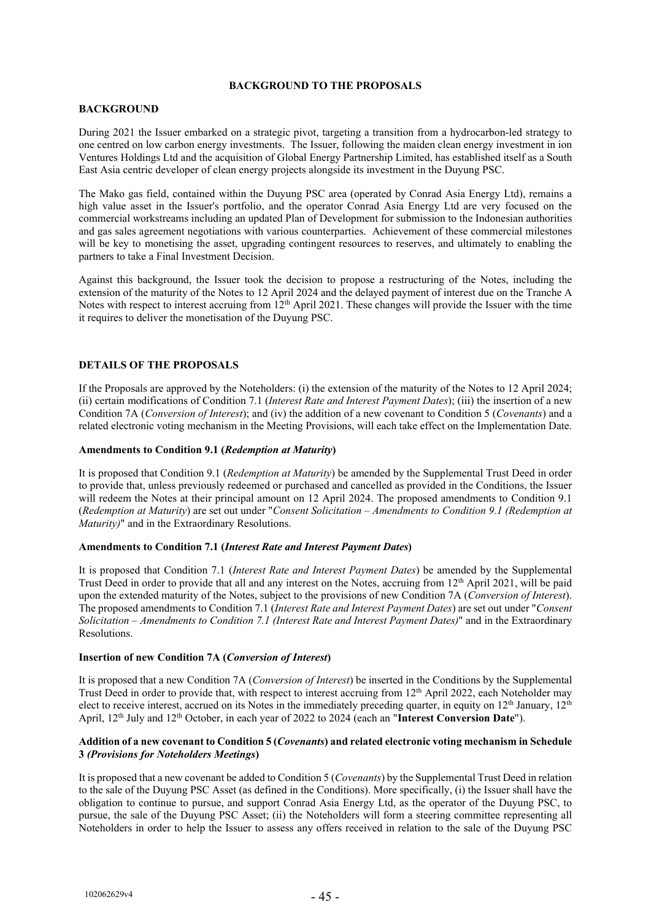## BACKGROUND TO THE PROPOSALS

### BACKGROUND

During 2021 the Issuer embarked on a strategic pivot, targeting a transition from a hydrocarbon-led strategy to one centred on low carbon energy investments. The Issuer, following the maiden clean energy investment in ion Ventures Holdings Ltd and the acquisition of Global Energy Partnership Limited, has established itself as a South East Asia centric developer of clean energy projects alongside its investment in the Duyung PSC.

The Mako gas field, contained within the Duyung PSC area (operated by Conrad Asia Energy Ltd), remains a high value asset in the Issuer's portfolio, and the operator Conrad Asia Energy Ltd are very focused on the commercial workstreams including an updated Plan of Development for submission to the Indonesian authorities and gas sales agreement negotiations with various counterparties. Achievement of these commercial milestones will be key to monetising the asset, upgrading contingent resources to reserves, and ultimately to enabling the partners to take a Final Investment Decision.

Against this background, the Issuer took the decision to propose a restructuring of the Notes, including the extension of the maturity of the Notes to 12 April 2024 and the delayed payment of interest due on the Tranche A Notes with respect to interest accruing from 12th April 2021. These changes will provide the Issuer with the time it requires to deliver the monetisation of the Duyung PSC.

### DETAILS OF THE PROPOSALS

If the Proposals are approved by the Noteholders: (i) the extension of the maturity of the Notes to 12 April 2024; (ii) certain modifications of Condition 7.1 (*Interest Rate and Interest Payment Dates*); (iii) the insertion of a new Condition 7A (*Conversion of Interest*); and (iv) the addition of a new covenant to Condition 5 (*Covenants*) and a related electronic voting mechanism in the Meeting Provisions, will each take effect on the Implementation Date.

#### Amendments to Condition 9.1 (*Redemption at Maturity*)

It is proposed that Condition 9.1 (*Redemption at Maturity*) be amended by the Supplemental Trust Deed in order to provide that, unless previously redeemed or purchased and cancelled as provided in the Conditions, the Issuer will redeem the Notes at their principal amount on 12 April 2024. The proposed amendments to Condition 9.1 (*Redemption at Maturity*) are set out under "*Consent Solicitation – Amendments to Condition 9.1 (Redemption at Maturity)*" and in the Extraordinary Resolutions.

#### Amendments to Condition 7.1 (*Interest Rate and Interest Payment Dates*)

It is proposed that Condition 7.1 (*Interest Rate and Interest Payment Dates*) be amended by the Supplemental Trust Deed in order to provide that all and any interest on the Notes, accruing from 12th April 2021, will be paid upon the extended maturity of the Notes, subject to the provisions of new Condition 7A (*Conversion of Interest*). The proposed amendments to Condition 7.1 (*Interest Rate and Interest Payment Dates*) are set out under "*Consent Solicitation – Amendments to Condition 7.1 (Interest Rate and Interest Payment Dates)*" and in the Extraordinary Resolutions.

#### Insertion of new Condition 7A (*Conversion of Interest*)

It is proposed that a new Condition 7A (*Conversion of Interest*) be inserted in the Conditions by the Supplemental Trust Deed in order to provide that, with respect to interest accruing from 12th April 2022, each Noteholder may elect to receive interest, accrued on its Notes in the immediately preceding quarter, in equity on 12th January, 12th April, 12th July and 12th October, in each year of 2022 to 2024 (each an "**Interest Conversion Date**").

#### Addition of a new covenant to Condition 5 (*Covenants*) and related electronic voting mechanism in Schedule 3 *(Provisions for Noteholders Meetings*)

It is proposed that a new covenant be added to Condition 5 (*Covenants*) by the Supplemental Trust Deed in relation to the sale of the Duyung PSC Asset (as defined in the Conditions). More specifically, (i) the Issuer shall have the obligation to continue to pursue, and support Conrad Asia Energy Ltd, as the operator of the Duyung PSC, to pursue, the sale of the Duyung PSC Asset; (ii) the Noteholders will form a steering committee representing all Noteholders in order to help the Issuer to assess any offers received in relation to the sale of the Duyung PSC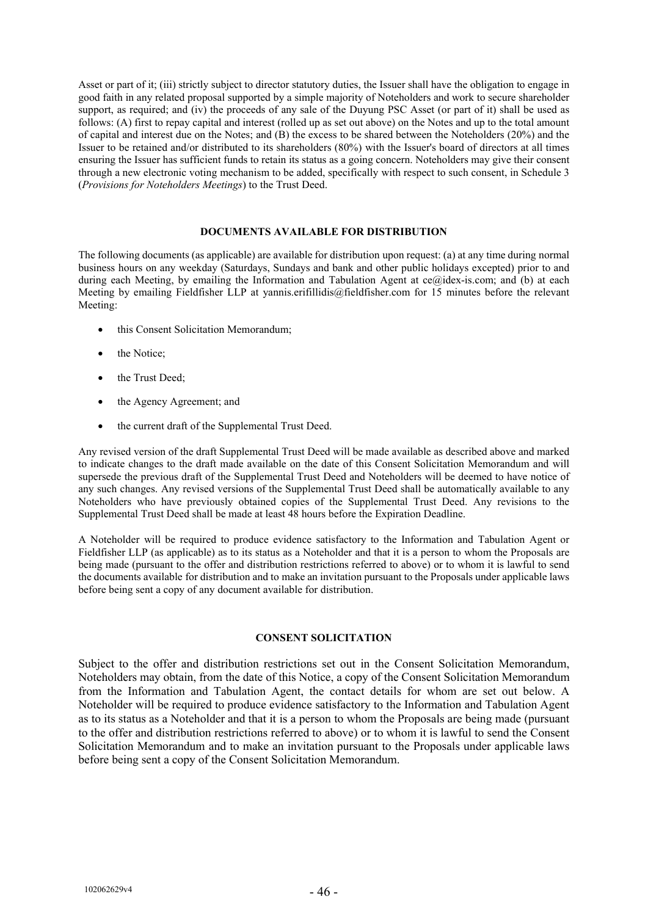Asset or part of it; (iii) strictly subject to director statutory duties, the Issuer shall have the obligation to engage in good faith in any related proposal supported by a simple majority of Noteholders and work to secure shareholder support, as required; and (iv) the proceeds of any sale of the Duyung PSC Asset (or part of it) shall be used as follows: (A) first to repay capital and interest (rolled up as set out above) on the Notes and up to the total amount of capital and interest due on the Notes; and (B) the excess to be shared between the Noteholders (20%) and the Issuer to be retained and/or distributed to its shareholders (80%) with the Issuer's board of directors at all times ensuring the Issuer has sufficient funds to retain its status as a going concern. Noteholders may give their consent through a new electronic voting mechanism to be added, specifically with respect to such consent, in Schedule 3 (*Provisions for Noteholders Meetings*) to the Trust Deed.

**DOCUMENTS AVAILABLE FOR DISTRIBUTION**

The following documents (as applicable) are available for distribution upon request: (a) at any time during normal business hours on any weekday (Saturdays, Sundays and bank and other public holidays excepted) prior to and during each Meeting, by emailing the Information and Tabulation Agent at ce@idex-is.com; and (b) at each Meeting by emailing Fieldfisher LLP at yannis.erifillidis@fieldfisher.com for 15 minutes before the relevant Meeting:

- this Consent Solicitation Memorandum;
- the Notice;
- the Trust Deed;
- the Agency Agreement; and
- the current draft of the Supplemental Trust Deed.

Any revised version of the draft Supplemental Trust Deed will be made available as described above and marked to indicate changes to the draft made available on the date of this Consent Solicitation Memorandum and will supersede the previous draft of the Supplemental Trust Deed and Noteholders will be deemed to have notice of any such changes. Any revised versions of the Supplemental Trust Deed shall be automatically available to any Noteholders who have previously obtained copies of the Supplemental Trust Deed. Any revisions to the Supplemental Trust Deed shall be made at least 48 hours before the Expiration Deadline.

A Noteholder will be required to produce evidence satisfactory to the Information and Tabulation Agent or Fieldfisher LLP (as applicable) as to its status as a Noteholder and that it is a person to whom the Proposals are being made (pursuant to the offer and distribution restrictions referred to above) or to whom it is lawful to send the documents available for distribution and to make an invitation pursuant to the Proposals under applicable laws before being sent a copy of any document available for distribution.

**CONSENT SOLICITATION**

Subject to the offer and distribution restrictions set out in the Consent Solicitation Memorandum, Noteholders may obtain, from the date of this Notice, a copy of the Consent Solicitation Memorandum from the Information and Tabulation Agent, the contact details for whom are set out below. A Noteholder will be required to produce evidence satisfactory to the Information and Tabulation Agent as to its status as a Noteholder and that it is a person to whom the Proposals are being made (pursuant to the offer and distribution restrictions referred to above) or to whom it is lawful to send the Consent Solicitation Memorandum and to make an invitation pursuant to the Proposals under applicable laws before being sent a copy of the Consent Solicitation Memorandum.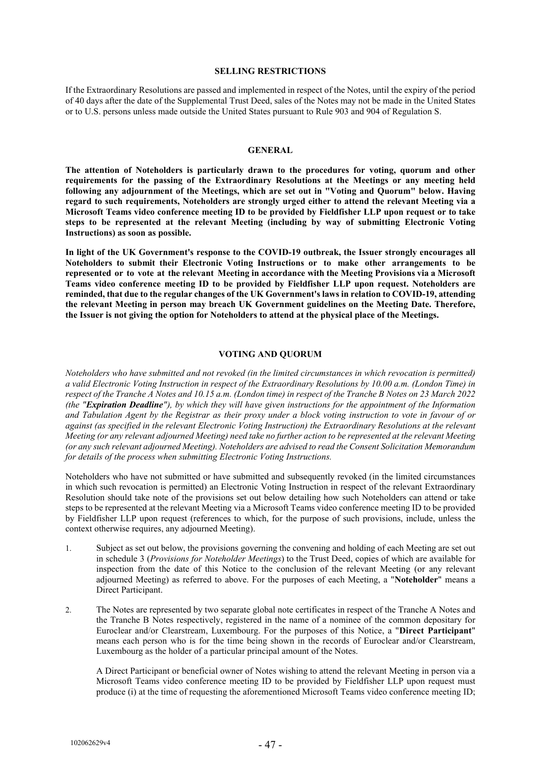## SELLING RESTRICTIONS

If the Extraordinary Resolutions are passed and implemented in respect of the Notes, until the expiry of the period of 40 days after the date of the Supplemental Trust Deed, sales of the Notes may not be made in the United States or to U.S. persons unless made outside the United States pursuant to Rule 903 and 904 of Regulation S.

## GENERAL

**The attention of Noteholders is particularly drawn to the procedures for voting, quorum and other requirements for the passing of the Extraordinary Resolutions at the Meetings or any meeting held following any adjournment of the Meetings, which are set out in "Voting and Quorum" below. Having regard to such requirements, Noteholders are strongly urged either to attend the relevant Meeting via a Microsoft Teams video conference meeting ID to be provided by Fieldfisher LLP upon request or to take steps to be represented at the relevant Meeting (including by way of submitting Electronic Voting Instructions) as soon as possible.**

**In light of the UK Government's response to the COVID-19 outbreak, the Issuer strongly encourages all Noteholders to submit their Electronic Voting Instructions or to make other arrangements to be represented or to vote at the relevant Meeting in accordance with the Meeting Provisions via a Microsoft Teams video conference meeting ID to be provided by Fieldfisher LLP upon request. Noteholders are reminded, that due to the regular changes of the UK Government's laws in relation to COVID-19, attending the relevant Meeting in person may breach UK Government guidelines on the Meeting Date. Therefore, the Issuer is not giving the option for Noteholders to attend at the physical place of the Meetings.**

## VOTING AND QUORUM

*Noteholders who have submitted and not revoked (in the limited circumstances in which revocation is permitted) a valid Electronic Voting Instruction in respect of the Extraordinary Resolutions by 10.00 a.m. (London Time) in respect of the Tranche A Notes and 10.15 a.m. (London time) in respect of the Tranche B Notes on 23 March 2022 (the "**Expiration Deadline**"), by which they will have given instructions for the appointment of the Information and Tabulation Agent by the Registrar as their proxy under a block voting instruction to vote in favour of or against (as specified in the relevant Electronic Voting Instruction) the Extraordinary Resolutions at the relevant Meeting (or any relevant adjourned Meeting) need take no further action to be represented at the relevant Meeting (or any such relevant adjourned Meeting). Noteholders are advised to read the Consent Solicitation Memorandum for details of the process when submitting Electronic Voting Instructions.*

Noteholders who have not submitted or have submitted and subsequently revoked (in the limited circumstances in which such revocation is permitted) an Electronic Voting Instruction in respect of the relevant Extraordinary Resolution should take note of the provisions set out below detailing how such Noteholders can attend or take steps to be represented at the relevant Meeting via a Microsoft Teams video conference meeting ID to be provided by Fieldfisher LLP upon request (references to which, for the purpose of such provisions, include, unless the context otherwise requires, any adjourned Meeting).

1. Subject as set out below, the provisions governing the convening and holding of each Meeting are set out in schedule 3 (*Provisions for Noteholder Meetings*) to the Trust Deed, copies of which are available for inspection from the date of this Notice to the conclusion of the relevant Meeting (or any relevant adjourned Meeting) as referred to above. For the purposes of each Meeting, a "**Noteholder**" means a Direct Participant.

2. The Notes are represented by two separate global note certificates in respect of the Tranche A Notes and the Tranche B Notes respectively, registered in the name of a nominee of the common depositary for Euroclear and/or Clearstream, Luxembourg. For the purposes of this Notice, a "**Direct Participant**" means each person who is for the time being shown in the records of Euroclear and/or Clearstream, Luxembourg as the holder of a particular principal amount of the Notes.

   A Direct Participant or beneficial owner of Notes wishing to attend the relevant Meeting in person via a Microsoft Teams video conference meeting ID to be provided by Fieldfisher LLP upon request must produce (i) at the time of requesting the aforementioned Microsoft Teams video conference meeting ID;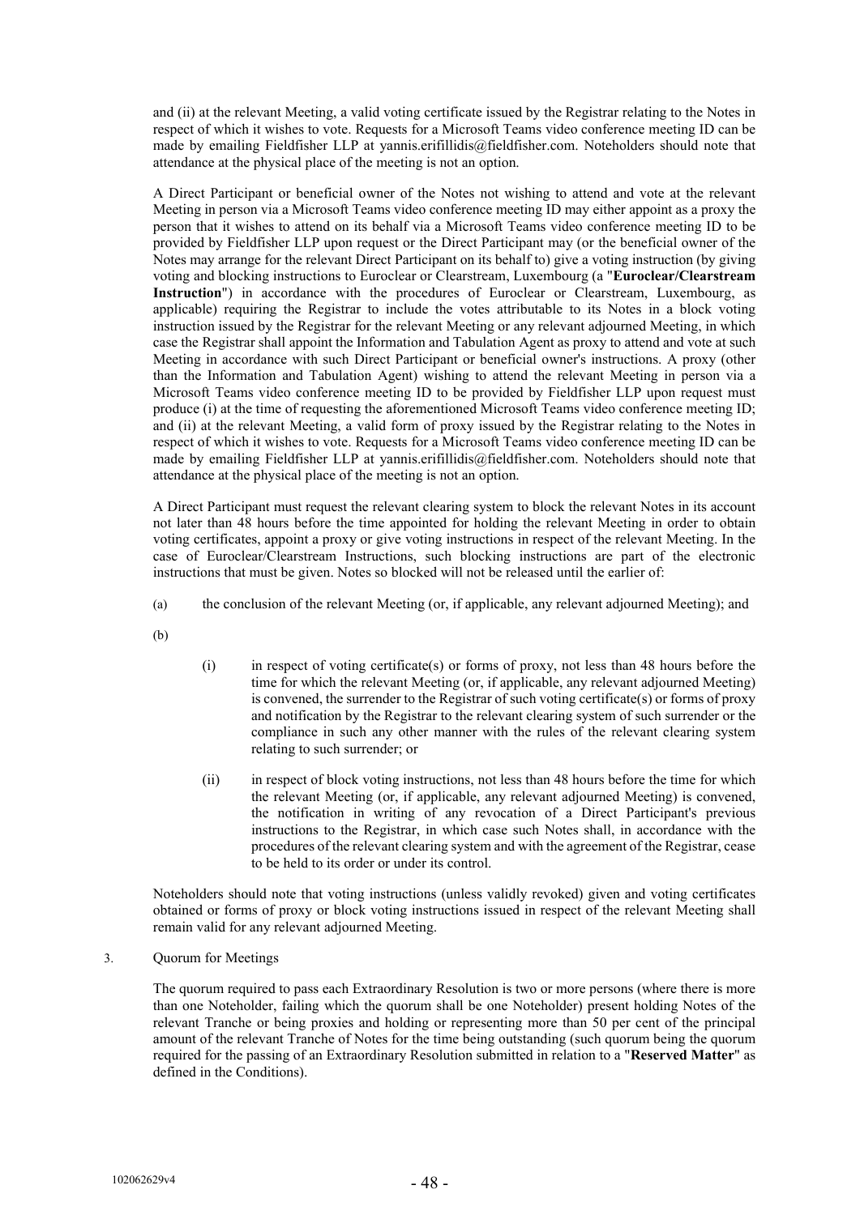and (ii) at the relevant Meeting, a valid voting certificate issued by the Registrar relating to the Notes in respect of which it wishes to vote. Requests for a Microsoft Teams video conference meeting ID can be made by emailing Fieldfisher LLP at yannis.erifillidis@fieldfisher.com. Noteholders should note that attendance at the physical place of the meeting is not an option.

A Direct Participant or beneficial owner of the Notes not wishing to attend and vote at the relevant Meeting in person via a Microsoft Teams video conference meeting ID may either appoint as a proxy the person that it wishes to attend on its behalf via a Microsoft Teams video conference meeting ID to be provided by Fieldfisher LLP upon request or the Direct Participant may (or the beneficial owner of the Notes may arrange for the relevant Direct Participant on its behalf to) give a voting instruction (by giving voting and blocking instructions to Euroclear or Clearstream, Luxembourg (a "**Euroclear/Clearstream Instruction**") in accordance with the procedures of Euroclear or Clearstream, Luxembourg, as applicable) requiring the Registrar to include the votes attributable to its Notes in a block voting instruction issued by the Registrar for the relevant Meeting or any relevant adjourned Meeting, in which case the Registrar shall appoint the Information and Tabulation Agent as proxy to attend and vote at such Meeting in accordance with such Direct Participant or beneficial owner's instructions. A proxy (other than the Information and Tabulation Agent) wishing to attend the relevant Meeting in person via a Microsoft Teams video conference meeting ID to be provided by Fieldfisher LLP upon request must produce (i) at the time of requesting the aforementioned Microsoft Teams video conference meeting ID; and (ii) at the relevant Meeting, a valid form of proxy issued by the Registrar relating to the Notes in respect of which it wishes to vote. Requests for a Microsoft Teams video conference meeting ID can be made by emailing Fieldfisher LLP at yannis.erifillidis@fieldfisher.com. Noteholders should note that attendance at the physical place of the meeting is not an option.

A Direct Participant must request the relevant clearing system to block the relevant Notes in its account not later than 48 hours before the time appointed for holding the relevant Meeting in order to obtain voting certificates, appoint a proxy or give voting instructions in respect of the relevant Meeting. In the case of Euroclear/Clearstream Instructions, such blocking instructions are part of the electronic instructions that must be given. Notes so blocked will not be released until the earlier of:

(a) the conclusion of the relevant Meeting (or, if applicable, any relevant adjourned Meeting); and

(b)

(i) in respect of voting certificate(s) or forms of proxy, not less than 48 hours before the time for which the relevant Meeting (or, if applicable, any relevant adjourned Meeting) is convened, the surrender to the Registrar of such voting certificate(s) or forms of proxy and notification by the Registrar to the relevant clearing system of such surrender or the compliance in such any other manner with the rules of the relevant clearing system relating to such surrender; or

(ii) in respect of block voting instructions, not less than 48 hours before the time for which the relevant Meeting (or, if applicable, any relevant adjourned Meeting) is convened, the notification in writing of any revocation of a Direct Participant's previous instructions to the Registrar, in which case such Notes shall, in accordance with the procedures of the relevant clearing system and with the agreement of the Registrar, cease to be held to its order or under its control.

Noteholders should note that voting instructions (unless validly revoked) given and voting certificates obtained or forms of proxy or block voting instructions issued in respect of the relevant Meeting shall remain valid for any relevant adjourned Meeting.

3. Quorum for Meetings

The quorum required to pass each Extraordinary Resolution is two or more persons (where there is more than one Noteholder, failing which the quorum shall be one Noteholder) present holding Notes of the relevant Tranche or being proxies and holding or representing more than 50 per cent of the principal amount of the relevant Tranche of Notes for the time being outstanding (such quorum being the quorum required for the passing of an Extraordinary Resolution submitted in relation to a "**Reserved Matter**" as defined in the Conditions).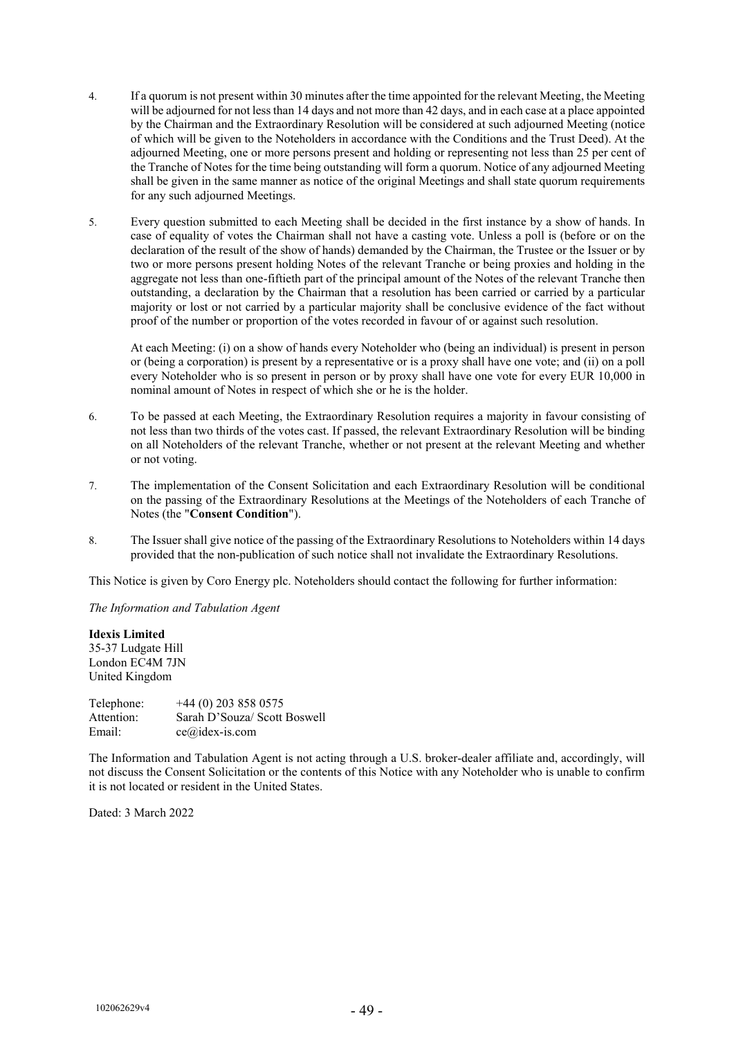4. If a quorum is not present within 30 minutes after the time appointed for the relevant Meeting, the Meeting will be adjourned for not less than 14 days and not more than 42 days, and in each case at a place appointed by the Chairman and the Extraordinary Resolution will be considered at such adjourned Meeting (notice of which will be given to the Noteholders in accordance with the Conditions and the Trust Deed). At the adjourned Meeting, one or more persons present and holding or representing not less than 25 per cent of the Tranche of Notes for the time being outstanding will form a quorum. Notice of any adjourned Meeting shall be given in the same manner as notice of the original Meetings and shall state quorum requirements for any such adjourned Meetings.

5. Every question submitted to each Meeting shall be decided in the first instance by a show of hands. In case of equality of votes the Chairman shall not have a casting vote. Unless a poll is (before or on the declaration of the result of the show of hands) demanded by the Chairman, the Trustee or the Issuer or by two or more persons present holding Notes of the relevant Tranche or being proxies and holding in the aggregate not less than one-fiftieth part of the principal amount of the Notes of the relevant Tranche then outstanding, a declaration by the Chairman that a resolution has been carried or carried by a particular majority or lost or not carried by a particular majority shall be conclusive evidence of the fact without proof of the number or proportion of the votes recorded in favour of or against such resolution.

   At each Meeting: (i) on a show of hands every Noteholder who (being an individual) is present in person or (being a corporation) is present by a representative or is a proxy shall have one vote; and (ii) on a poll every Noteholder who is so present in person or by proxy shall have one vote for every EUR 10,000 in nominal amount of Notes in respect of which she or he is the holder.

6. To be passed at each Meeting, the Extraordinary Resolution requires a majority in favour consisting of not less than two thirds of the votes cast. If passed, the relevant Extraordinary Resolution will be binding on all Noteholders of the relevant Tranche, whether or not present at the relevant Meeting and whether or not voting.

7. The implementation of the Consent Solicitation and each Extraordinary Resolution will be conditional on the passing of the Extraordinary Resolutions at the Meetings of the Noteholders of each Tranche of Notes (the "**Consent Condition**").

8. The Issuer shall give notice of the passing of the Extraordinary Resolutions to Noteholders within 14 days provided that the non-publication of such notice shall not invalidate the Extraordinary Resolutions.

This Notice is given by Coro Energy plc. Noteholders should contact the following for further information:

*The Information and Tabulation Agent*

**Idexis Limited**
35-37 Ludgate Hill
London EC4M 7JN
United Kingdom

Telephone: +44 (0) 203 858 0575
Attention: Sarah D'Souza/ Scott Boswell
Email: ce@idex-is.com

The Information and Tabulation Agent is not acting through a U.S. broker-dealer affiliate and, accordingly, will not discuss the Consent Solicitation or the contents of this Notice with any Noteholder who is unable to confirm it is not located or resident in the United States.

Dated: 3 March 2022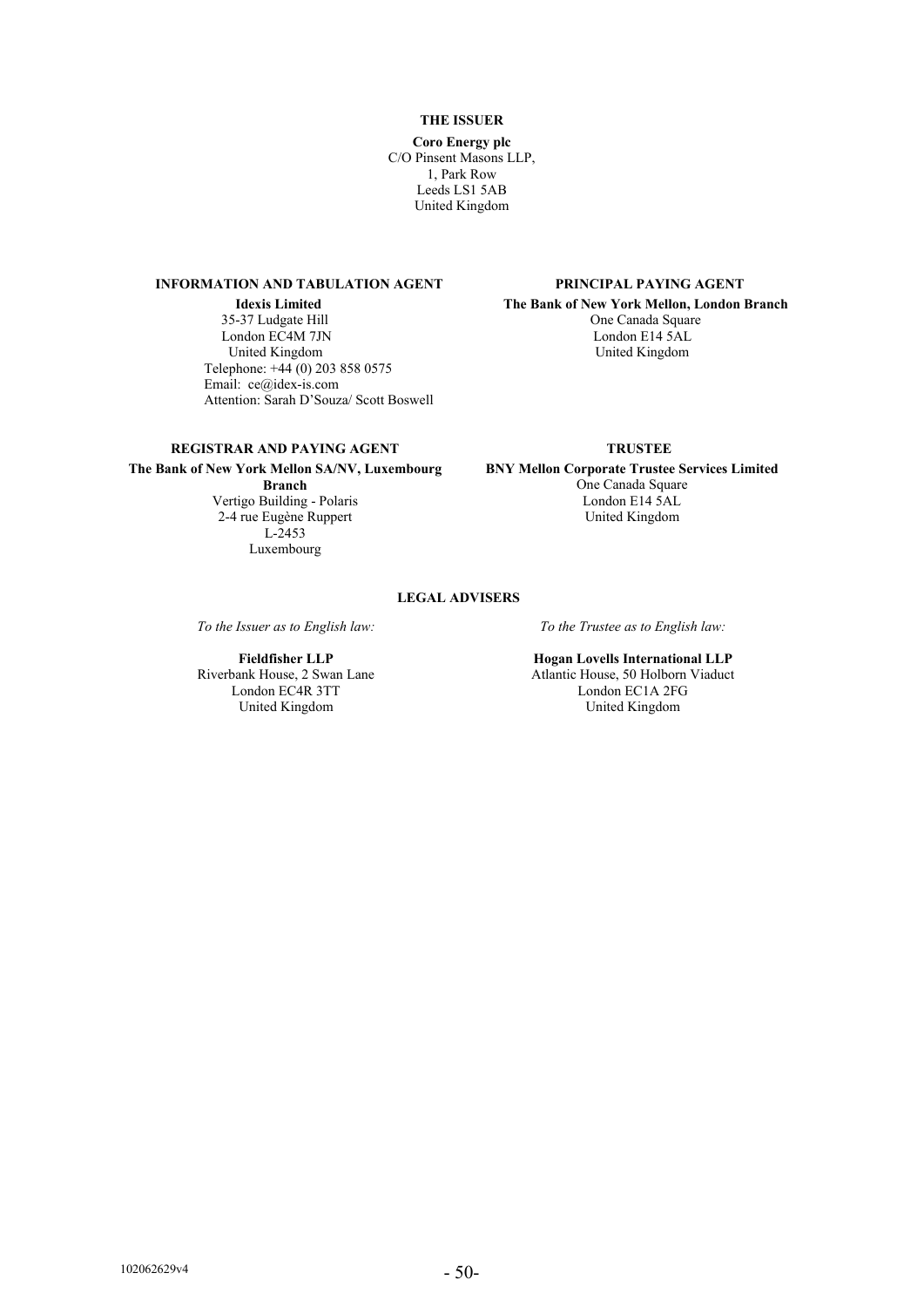**THE ISSUER**

**Coro Energy plc**
C/O Pinsent Masons LLP,
1, Park Row
Leeds LS1 5AB
United Kingdom

**INFORMATION AND TABULATION AGENT**

**Idexis Limited**
35-37 Ludgate Hill
London EC4M 7JN
United Kingdom
Telephone: +44 (0) 203 858 0575
Email: ce@idex-is.com
Attention: Sarah D'Souza/ Scott Boswell

**PRINCIPAL PAYING AGENT**

**The Bank of New York Mellon, London Branch**
One Canada Square
London E14 5AL
United Kingdom

**REGISTRAR AND PAYING AGENT**

**The Bank of New York Mellon SA/NV, Luxembourg Branch**
Vertigo Building - Polaris
2-4 rue Eugène Ruppert
L-2453
Luxembourg

**TRUSTEE**

**BNY Mellon Corporate Trustee Services Limited**
One Canada Square
London E14 5AL
United Kingdom

**LEGAL ADVISERS**

*To the Issuer as to English law:*

**Fieldfisher LLP**
Riverbank House, 2 Swan Lane
London EC4R 3TT
United Kingdom

*To the Trustee as to English law:*

**Hogan Lovells International LLP**
Atlantic House, 50 Holborn Viaduct
London EC1A 2FG
United Kingdom

102062629v4